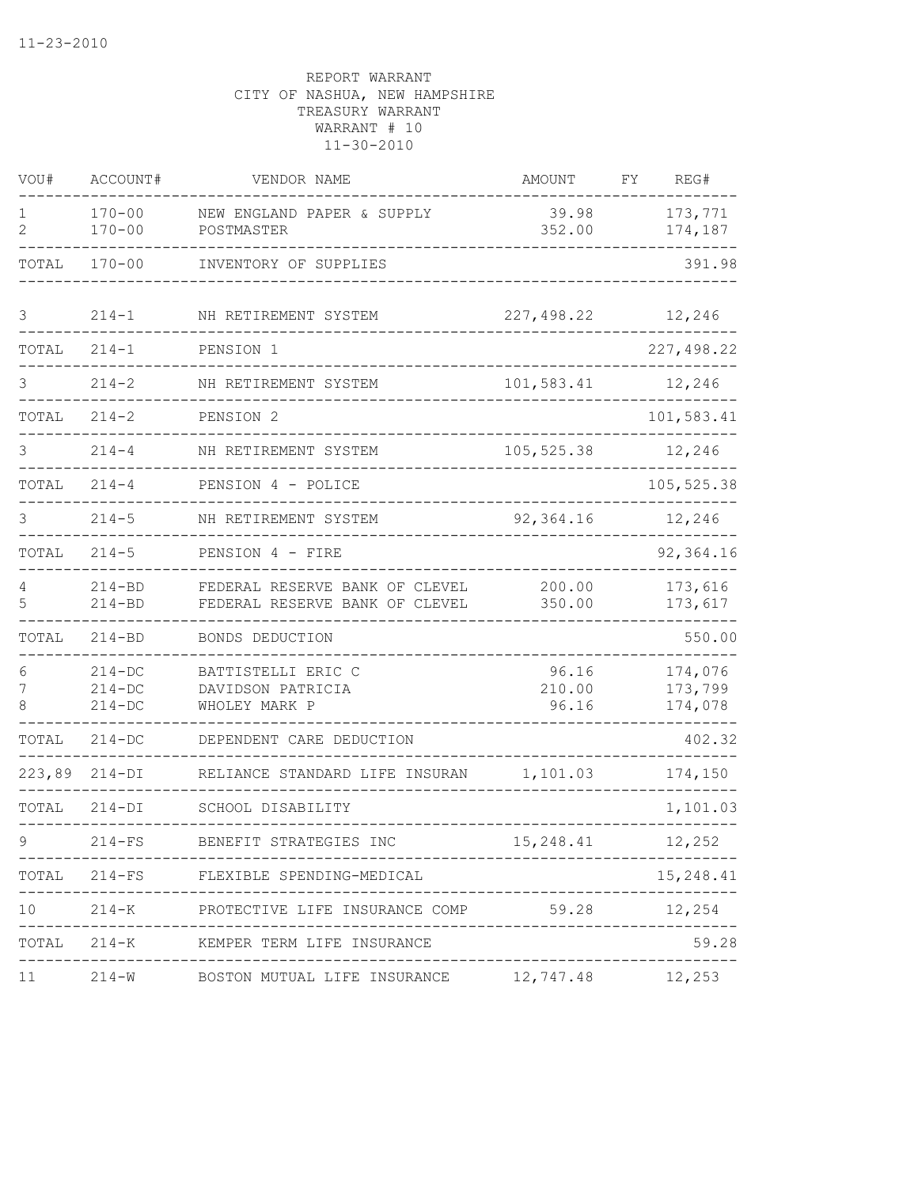11-23-2010

REPORT WARRANT
CITY OF NASHUA, NEW HAMPSHIRE
TREASURY WARRANT
WARRANT # 10
11-30-2010

| VOU# | ACCOUNT# | VENDOR NAME | AMOUNT | FY | REG# |
|---|---|---|---|---|---|
| 1 | 170-00 | NEW ENGLAND PAPER & SUPPLY | 39.98 | | 173,771 |
| 2 | 170-00 | POSTMASTER | 352.00 | | 174,187 |
| TOTAL | 170-00 | INVENTORY OF SUPPLIES | | | 391.98 |
| 3 | 214-1 | NH RETIREMENT SYSTEM | 227,498.22 | | 12,246 |
| TOTAL | 214-1 | PENSION 1 | | | 227,498.22 |
| 3 | 214-2 | NH RETIREMENT SYSTEM | 101,583.41 | | 12,246 |
| TOTAL | 214-2 | PENSION 2 | | | 101,583.41 |
| 3 | 214-4 | NH RETIREMENT SYSTEM | 105,525.38 | | 12,246 |
| TOTAL | 214-4 | PENSION 4 - POLICE | | | 105,525.38 |
| 3 | 214-5 | NH RETIREMENT SYSTEM | 92,364.16 | | 12,246 |
| TOTAL | 214-5 | PENSION 4 - FIRE | | | 92,364.16 |
| 4 | 214-BD | FEDERAL RESERVE BANK OF CLEVEL | 200.00 | | 173,616 |
| 5 | 214-BD | FEDERAL RESERVE BANK OF CLEVEL | 350.00 | | 173,617 |
| TOTAL | 214-BD | BONDS DEDUCTION | | | 550.00 |
| 6 | 214-DC | BATTISTELLI ERIC C | 96.16 | | 174,076 |
| 7 | 214-DC | DAVIDSON PATRICIA | 210.00 | | 173,799 |
| 8 | 214-DC | WHOLEY MARK P | 96.16 | | 174,078 |
| TOTAL | 214-DC | DEPENDENT CARE DEDUCTION | | | 402.32 |
| 223,89 | 214-DI | RELIANCE STANDARD LIFE INSURAN | 1,101.03 | | 174,150 |
| TOTAL | 214-DI | SCHOOL DISABILITY | | | 1,101.03 |
| 9 | 214-FS | BENEFIT STRATEGIES INC | 15,248.41 | | 12,252 |
| TOTAL | 214-FS | FLEXIBLE SPENDING-MEDICAL | | | 15,248.41 |
| 10 | 214-K | PROTECTIVE LIFE INSURANCE COMP | 59.28 | | 12,254 |
| TOTAL | 214-K | KEMPER TERM LIFE INSURANCE | | | 59.28 |
| 11 | 214-W | BOSTON MUTUAL LIFE INSURANCE | 12,747.48 | | 12,253 |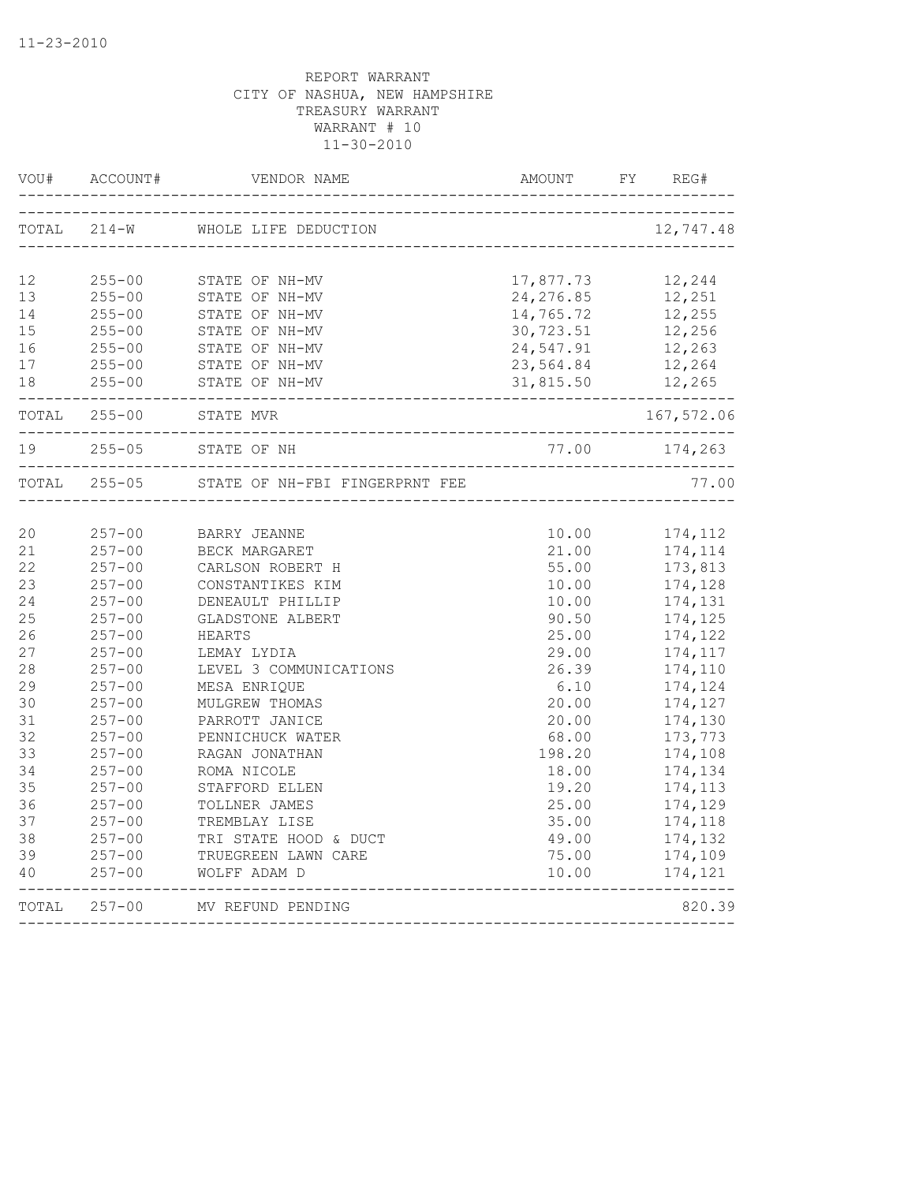11-23-2010

REPORT WARRANT
CITY OF NASHUA, NEW HAMPSHIRE
TREASURY WARRANT
WARRANT # 10
11-30-2010

| VOU# | ACCOUNT# | VENDOR NAME | AMOUNT | FY | REG# |
|---|---|---|---|---|---|
| TOTAL | 214-W | WHOLE LIFE DEDUCTION | | | 12,747.48 |
| 12 | 255-00 | STATE OF NH-MV | 17,877.73 | | 12,244 |
| 13 | 255-00 | STATE OF NH-MV | 24,276.85 | | 12,251 |
| 14 | 255-00 | STATE OF NH-MV | 14,765.72 | | 12,255 |
| 15 | 255-00 | STATE OF NH-MV | 30,723.51 | | 12,256 |
| 16 | 255-00 | STATE OF NH-MV | 24,547.91 | | 12,263 |
| 17 | 255-00 | STATE OF NH-MV | 23,564.84 | | 12,264 |
| 18 | 255-00 | STATE OF NH-MV | 31,815.50 | | 12,265 |
| TOTAL | 255-00 | STATE MVR | | | 167,572.06 |
| 19 | 255-05 | STATE OF NH | 77.00 | | 174,263 |
| TOTAL | 255-05 | STATE OF NH-FBI FINGERPRNT FEE | | | 77.00 |
| 20 | 257-00 | BARRY JEANNE | 10.00 | | 174,112 |
| 21 | 257-00 | BECK MARGARET | 21.00 | | 174,114 |
| 22 | 257-00 | CARLSON ROBERT H | 55.00 | | 173,813 |
| 23 | 257-00 | CONSTANTIKES KIM | 10.00 | | 174,128 |
| 24 | 257-00 | DENEAULT PHILLIP | 10.00 | | 174,131 |
| 25 | 257-00 | GLADSTONE ALBERT | 90.50 | | 174,125 |
| 26 | 257-00 | HEARTS | 25.00 | | 174,122 |
| 27 | 257-00 | LEMAY LYDIA | 29.00 | | 174,117 |
| 28 | 257-00 | LEVEL 3 COMMUNICATIONS | 26.39 | | 174,110 |
| 29 | 257-00 | MESA ENRIQUE | 6.10 | | 174,124 |
| 30 | 257-00 | MULGREW THOMAS | 20.00 | | 174,127 |
| 31 | 257-00 | PARROTT JANICE | 20.00 | | 174,130 |
| 32 | 257-00 | PENNICHUCK WATER | 68.00 | | 173,773 |
| 33 | 257-00 | RAGAN JONATHAN | 198.20 | | 174,108 |
| 34 | 257-00 | ROMA NICOLE | 18.00 | | 174,134 |
| 35 | 257-00 | STAFFORD ELLEN | 19.20 | | 174,113 |
| 36 | 257-00 | TOLLNER JAMES | 25.00 | | 174,129 |
| 37 | 257-00 | TREMBLAY LISE | 35.00 | | 174,118 |
| 38 | 257-00 | TRI STATE HOOD & DUCT | 49.00 | | 174,132 |
| 39 | 257-00 | TRUEGREEN LAWN CARE | 75.00 | | 174,109 |
| 40 | 257-00 | WOLFF ADAM D | 10.00 | | 174,121 |
| TOTAL | 257-00 | MV REFUND PENDING | | | 820.39 |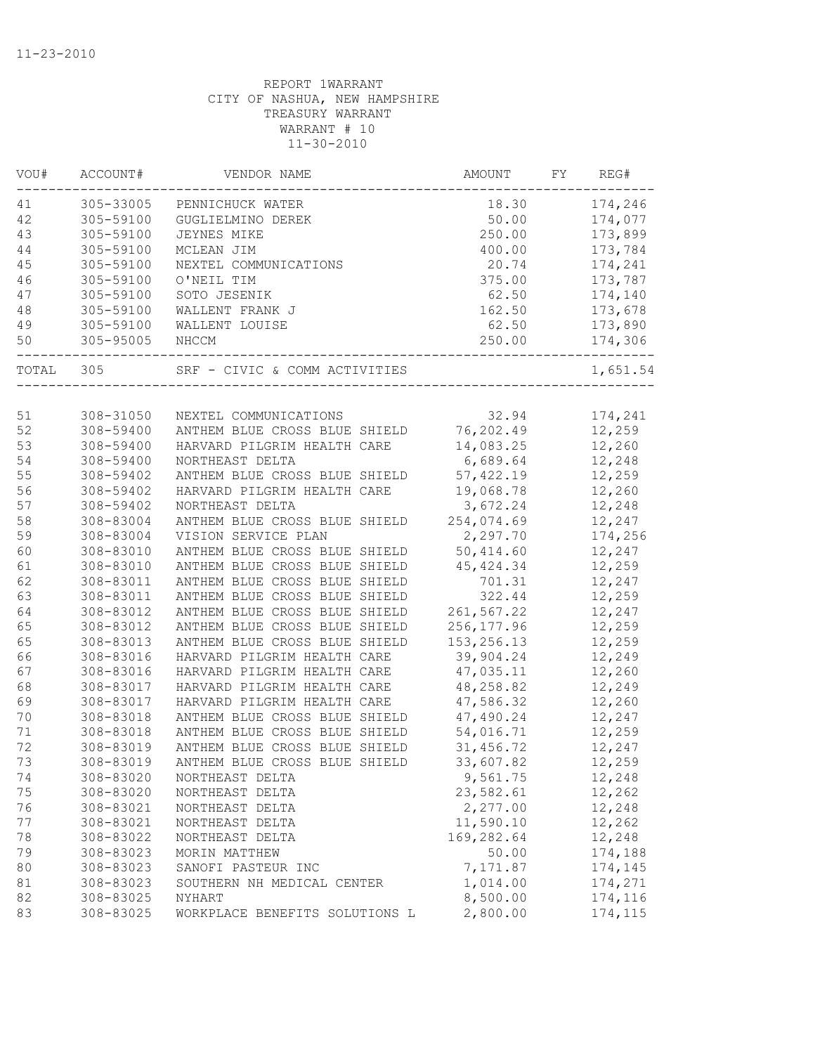11-23-2010

REPORT 1WARRANT
CITY OF NASHUA, NEW HAMPSHIRE
TREASURY WARRANT
WARRANT # 10
11-30-2010

| VOU# | ACCOUNT# | VENDOR NAME | AMOUNT | FY | REG# |
|---|---|---|---|---|---|
| 41 | 305-33005 | PENNICHUCK WATER | 18.30 | | 174,246 |
| 42 | 305-59100 | GUGLIELMINO DEREK | 50.00 | | 174,077 |
| 43 | 305-59100 | JEYNES MIKE | 250.00 | | 173,899 |
| 44 | 305-59100 | MCLEAN JIM | 400.00 | | 173,784 |
| 45 | 305-59100 | NEXTEL COMMUNICATIONS | 20.74 | | 174,241 |
| 46 | 305-59100 | O'NEIL TIM | 375.00 | | 173,787 |
| 47 | 305-59100 | SOTO JESENIK | 62.50 | | 174,140 |
| 48 | 305-59100 | WALLENT FRANK J | 162.50 | | 173,678 |
| 49 | 305-59100 | WALLENT LOUISE | 62.50 | | 173,890 |
| 50 | 305-95005 | NHCCM | 250.00 | | 174,306 |
| TOTAL | 305 | SRF - CIVIC & COMM ACTIVITIES | | | 1,651.54 |
| 51 | 308-31050 | NEXTEL COMMUNICATIONS | 32.94 | | 174,241 |
| 52 | 308-59400 | ANTHEM BLUE CROSS BLUE SHIELD | 76,202.49 | | 12,259 |
| 53 | 308-59400 | HARVARD PILGRIM HEALTH CARE | 14,083.25 | | 12,260 |
| 54 | 308-59400 | NORTHEAST DELTA | 6,689.64 | | 12,248 |
| 55 | 308-59402 | ANTHEM BLUE CROSS BLUE SHIELD | 57,422.19 | | 12,259 |
| 56 | 308-59402 | HARVARD PILGRIM HEALTH CARE | 19,068.78 | | 12,260 |
| 57 | 308-59402 | NORTHEAST DELTA | 3,672.24 | | 12,248 |
| 58 | 308-83004 | ANTHEM BLUE CROSS BLUE SHIELD | 254,074.69 | | 12,247 |
| 59 | 308-83004 | VISION SERVICE PLAN | 2,297.70 | | 174,256 |
| 60 | 308-83010 | ANTHEM BLUE CROSS BLUE SHIELD | 50,414.60 | | 12,247 |
| 61 | 308-83010 | ANTHEM BLUE CROSS BLUE SHIELD | 45,424.34 | | 12,259 |
| 62 | 308-83011 | ANTHEM BLUE CROSS BLUE SHIELD | 701.31 | | 12,247 |
| 63 | 308-83011 | ANTHEM BLUE CROSS BLUE SHIELD | 322.44 | | 12,259 |
| 64 | 308-83012 | ANTHEM BLUE CROSS BLUE SHIELD | 261,567.22 | | 12,247 |
| 65 | 308-83012 | ANTHEM BLUE CROSS BLUE SHIELD | 256,177.96 | | 12,259 |
| 65 | 308-83013 | ANTHEM BLUE CROSS BLUE SHIELD | 153,256.13 | | 12,259 |
| 66 | 308-83016 | HARVARD PILGRIM HEALTH CARE | 39,904.24 | | 12,249 |
| 67 | 308-83016 | HARVARD PILGRIM HEALTH CARE | 47,035.11 | | 12,260 |
| 68 | 308-83017 | HARVARD PILGRIM HEALTH CARE | 48,258.82 | | 12,249 |
| 69 | 308-83017 | HARVARD PILGRIM HEALTH CARE | 47,586.32 | | 12,260 |
| 70 | 308-83018 | ANTHEM BLUE CROSS BLUE SHIELD | 47,490.24 | | 12,247 |
| 71 | 308-83018 | ANTHEM BLUE CROSS BLUE SHIELD | 54,016.71 | | 12,259 |
| 72 | 308-83019 | ANTHEM BLUE CROSS BLUE SHIELD | 31,456.72 | | 12,247 |
| 73 | 308-83019 | ANTHEM BLUE CROSS BLUE SHIELD | 33,607.82 | | 12,259 |
| 74 | 308-83020 | NORTHEAST DELTA | 9,561.75 | | 12,248 |
| 75 | 308-83020 | NORTHEAST DELTA | 23,582.61 | | 12,262 |
| 76 | 308-83021 | NORTHEAST DELTA | 2,277.00 | | 12,248 |
| 77 | 308-83021 | NORTHEAST DELTA | 11,590.10 | | 12,262 |
| 78 | 308-83022 | NORTHEAST DELTA | 169,282.64 | | 12,248 |
| 79 | 308-83023 | MORIN MATTHEW | 50.00 | | 174,188 |
| 80 | 308-83023 | SANOFI PASTEUR INC | 7,171.87 | | 174,145 |
| 81 | 308-83023 | SOUTHERN NH MEDICAL CENTER | 1,014.00 | | 174,271 |
| 82 | 308-83025 | NYHART | 8,500.00 | | 174,116 |
| 83 | 308-83025 | WORKPLACE BENEFITS SOLUTIONS L | 2,800.00 | | 174,115 |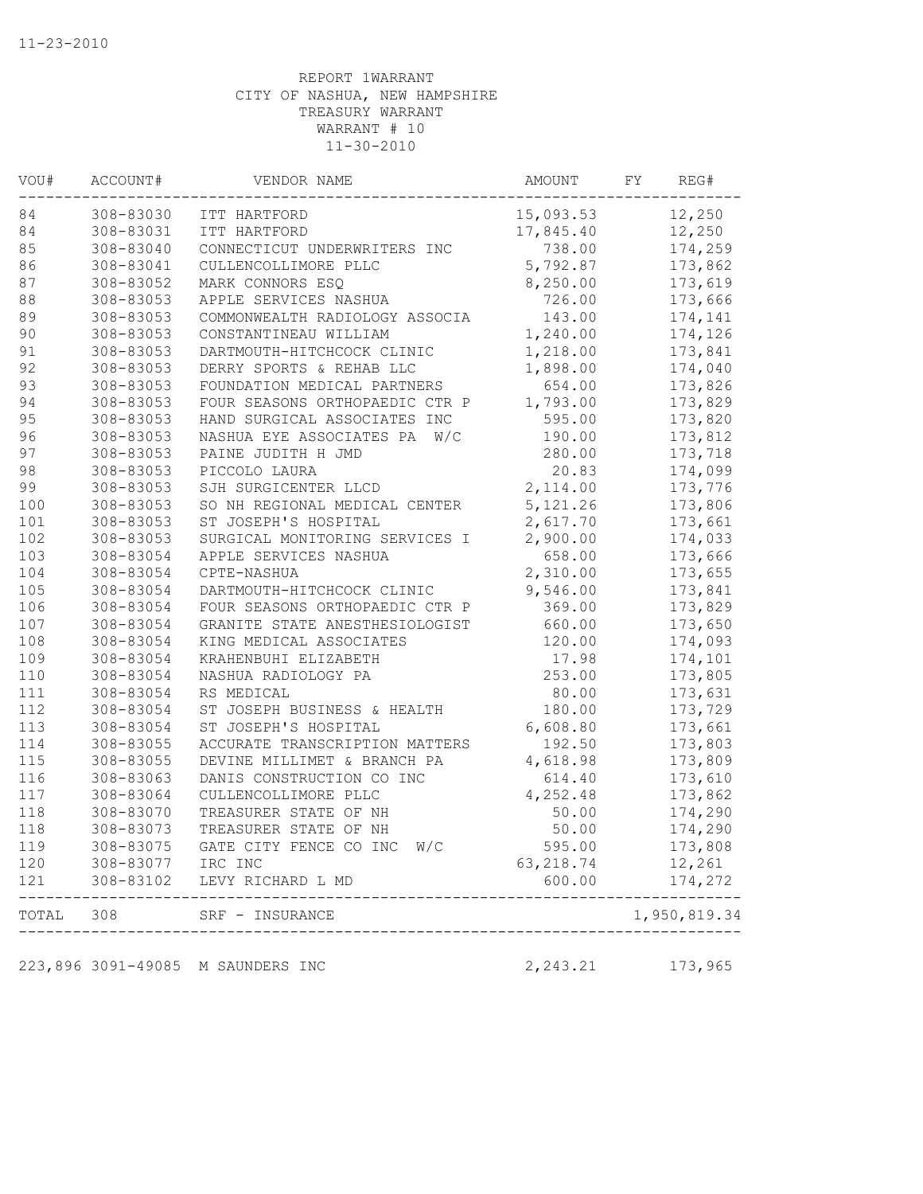REPORT 1WARRANT
CITY OF NASHUA, NEW HAMPSHIRE
TREASURY WARRANT
WARRANT # 10
11-30-2010

| VOU# | ACCOUNT# | VENDOR NAME | AMOUNT | FY | REG# |
|---|---|---|---|---|---|
| 84 | 308-83030 | ITT HARTFORD | 15,093.53 | | 12,250 |
| 84 | 308-83031 | ITT HARTFORD | 17,845.40 | | 12,250 |
| 85 | 308-83040 | CONNECTICUT UNDERWRITERS INC | 738.00 | | 174,259 |
| 86 | 308-83041 | CULLENCOLLIMORE PLLC | 5,792.87 | | 173,862 |
| 87 | 308-83052 | MARK CONNORS ESQ | 8,250.00 | | 173,619 |
| 88 | 308-83053 | APPLE SERVICES NASHUA | 726.00 | | 173,666 |
| 89 | 308-83053 | COMMONWEALTH RADIOLOGY ASSOCIA | 143.00 | | 174,141 |
| 90 | 308-83053 | CONSTANTINEAU WILLIAM | 1,240.00 | | 174,126 |
| 91 | 308-83053 | DARTMOUTH-HITCHCOCK CLINIC | 1,218.00 | | 173,841 |
| 92 | 308-83053 | DERRY SPORTS & REHAB LLC | 1,898.00 | | 174,040 |
| 93 | 308-83053 | FOUNDATION MEDICAL PARTNERS | 654.00 | | 173,826 |
| 94 | 308-83053 | FOUR SEASONS ORTHOPAEDIC CTR P | 1,793.00 | | 173,829 |
| 95 | 308-83053 | HAND SURGICAL ASSOCIATES INC | 595.00 | | 173,820 |
| 96 | 308-83053 | NASHUA EYE ASSOCIATES PA W/C | 190.00 | | 173,812 |
| 97 | 308-83053 | PAINE JUDITH H JMD | 280.00 | | 173,718 |
| 98 | 308-83053 | PICCOLO LAURA | 20.83 | | 174,099 |
| 99 | 308-83053 | SJH SURGICENTER LLCD | 2,114.00 | | 173,776 |
| 100 | 308-83053 | SO NH REGIONAL MEDICAL CENTER | 5,121.26 | | 173,806 |
| 101 | 308-83053 | ST JOSEPH'S HOSPITAL | 2,617.70 | | 173,661 |
| 102 | 308-83053 | SURGICAL MONITORING SERVICES I | 2,900.00 | | 174,033 |
| 103 | 308-83054 | APPLE SERVICES NASHUA | 658.00 | | 173,666 |
| 104 | 308-83054 | CPTE-NASHUA | 2,310.00 | | 173,655 |
| 105 | 308-83054 | DARTMOUTH-HITCHCOCK CLINIC | 9,546.00 | | 173,841 |
| 106 | 308-83054 | FOUR SEASONS ORTHOPAEDIC CTR P | 369.00 | | 173,829 |
| 107 | 308-83054 | GRANITE STATE ANESTHESIOLOGIST | 660.00 | | 173,650 |
| 108 | 308-83054 | KING MEDICAL ASSOCIATES | 120.00 | | 174,093 |
| 109 | 308-83054 | KRAHENBUHI ELIZABETH | 17.98 | | 174,101 |
| 110 | 308-83054 | NASHUA RADIOLOGY PA | 253.00 | | 173,805 |
| 111 | 308-83054 | RS MEDICAL | 80.00 | | 173,631 |
| 112 | 308-83054 | ST JOSEPH BUSINESS & HEALTH | 180.00 | | 173,729 |
| 113 | 308-83054 | ST JOSEPH'S HOSPITAL | 6,608.80 | | 173,661 |
| 114 | 308-83055 | ACCURATE TRANSCRIPTION MATTERS | 192.50 | | 173,803 |
| 115 | 308-83055 | DEVINE MILLIMET & BRANCH PA | 4,618.98 | | 173,809 |
| 116 | 308-83063 | DANIS CONSTRUCTION CO INC | 614.40 | | 173,610 |
| 117 | 308-83064 | CULLENCOLLIMORE PLLC | 4,252.48 | | 173,862 |
| 118 | 308-83070 | TREASURER STATE OF NH | 50.00 | | 174,290 |
| 118 | 308-83073 | TREASURER STATE OF NH | 50.00 | | 174,290 |
| 119 | 308-83075 | GATE CITY FENCE CO INC W/C | 595.00 | | 173,808 |
| 120 | 308-83077 | IRC INC | 63,218.74 | | 12,261 |
| 121 | 308-83102 | LEVY RICHARD L MD | 600.00 | | 174,272 |
| TOTAL | 308 | SRF - INSURANCE | | | 1,950,819.34 |
| 223,896 | 3091-49085 | M SAUNDERS INC | 2,243.21 | | 173,965 |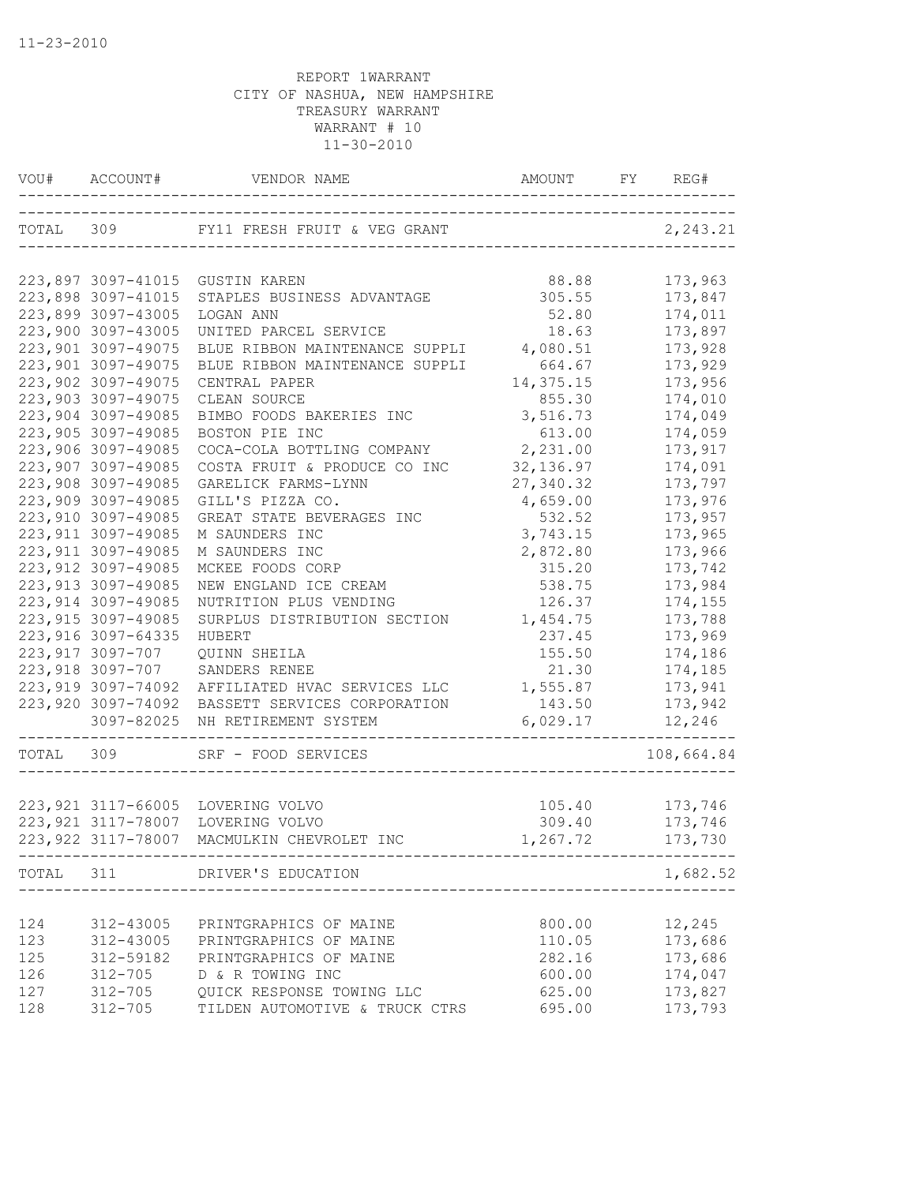11-23-2010

REPORT 1WARRANT
CITY OF NASHUA, NEW HAMPSHIRE
TREASURY WARRANT
WARRANT # 10
11-30-2010

| VOU# | ACCOUNT# | VENDOR NAME | AMOUNT | FY | REG# |
|---|---|---|---|---|---|
| TOTAL | 309 | FY11 FRESH FRUIT & VEG GRANT | | | 2,243.21 |
| 223,897 | 3097-41015 | GUSTIN KAREN | 88.88 | | 173,963 |
| 223,898 | 3097-41015 | STAPLES BUSINESS ADVANTAGE | 305.55 | | 173,847 |
| 223,899 | 3097-43005 | LOGAN ANN | 52.80 | | 174,011 |
| 223,900 | 3097-43005 | UNITED PARCEL SERVICE | 18.63 | | 173,897 |
| 223,901 | 3097-49075 | BLUE RIBBON MAINTENANCE SUPPLI | 4,080.51 | | 173,928 |
| 223,901 | 3097-49075 | BLUE RIBBON MAINTENANCE SUPPLI | 664.67 | | 173,929 |
| 223,902 | 3097-49075 | CENTRAL PAPER | 14,375.15 | | 173,956 |
| 223,903 | 3097-49075 | CLEAN SOURCE | 855.30 | | 174,010 |
| 223,904 | 3097-49085 | BIMBO FOODS BAKERIES INC | 3,516.73 | | 174,049 |
| 223,905 | 3097-49085 | BOSTON PIE INC | 613.00 | | 174,059 |
| 223,906 | 3097-49085 | COCA-COLA BOTTLING COMPANY | 2,231.00 | | 173,917 |
| 223,907 | 3097-49085 | COSTA FRUIT & PRODUCE CO INC | 32,136.97 | | 174,091 |
| 223,908 | 3097-49085 | GARELICK FARMS-LYNN | 27,340.32 | | 173,797 |
| 223,909 | 3097-49085 | GILL'S PIZZA CO. | 4,659.00 | | 173,976 |
| 223,910 | 3097-49085 | GREAT STATE BEVERAGES INC | 532.52 | | 173,957 |
| 223,911 | 3097-49085 | M SAUNDERS INC | 3,743.15 | | 173,965 |
| 223,911 | 3097-49085 | M SAUNDERS INC | 2,872.80 | | 173,966 |
| 223,912 | 3097-49085 | MCKEE FOODS CORP | 315.20 | | 173,742 |
| 223,913 | 3097-49085 | NEW ENGLAND ICE CREAM | 538.75 | | 173,984 |
| 223,914 | 3097-49085 | NUTRITION PLUS VENDING | 126.37 | | 174,155 |
| 223,915 | 3097-49085 | SURPLUS DISTRIBUTION SECTION | 1,454.75 | | 173,788 |
| 223,916 | 3097-64335 | HUBERT | 237.45 | | 173,969 |
| 223,917 | 3097-707 | QUINN SHEILA | 155.50 | | 174,186 |
| 223,918 | 3097-707 | SANDERS RENEE | 21.30 | | 174,185 |
| 223,919 | 3097-74092 | AFFILIATED HVAC SERVICES LLC | 1,555.87 | | 173,941 |
| 223,920 | 3097-74092 | BASSETT SERVICES CORPORATION | 143.50 | | 173,942 |
| | 3097-82025 | NH RETIREMENT SYSTEM | 6,029.17 | | 12,246 |
| TOTAL | 309 | SRF - FOOD SERVICES | | | 108,664.84 |
| 223,921 | 3117-66005 | LOVERING VOLVO | 105.40 | | 173,746 |
| 223,921 | 3117-78007 | LOVERING VOLVO | 309.40 | | 173,746 |
| 223,922 | 3117-78007 | MACMULKIN CHEVROLET INC | 1,267.72 | | 173,730 |
| TOTAL | 311 | DRIVER'S EDUCATION | | | 1,682.52 |
| 124 | 312-43005 | PRINTGRAPHICS OF MAINE | 800.00 | | 12,245 |
| 123 | 312-43005 | PRINTGRAPHICS OF MAINE | 110.05 | | 173,686 |
| 125 | 312-59182 | PRINTGRAPHICS OF MAINE | 282.16 | | 173,686 |
| 126 | 312-705 | D & R TOWING INC | 600.00 | | 174,047 |
| 127 | 312-705 | QUICK RESPONSE TOWING LLC | 625.00 | | 173,827 |
| 128 | 312-705 | TILDEN AUTOMOTIVE & TRUCK CTRS | 695.00 | | 173,793 |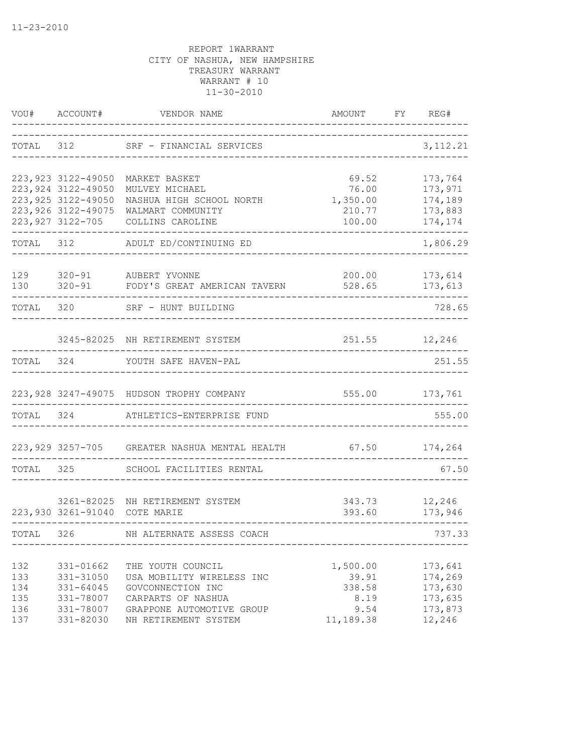11-23-2010

REPORT 1WARRANT
CITY OF NASHUA, NEW HAMPSHIRE
TREASURY WARRANT
WARRANT # 10
11-30-2010

| VOU# | ACCOUNT# | VENDOR NAME | AMOUNT | FY | REG# |
|---|---|---|---|---|---|
| TOTAL | 312 | SRF - FINANCIAL SERVICES | | | 3,112.21 |
| 223,923 | 3122-49050 | MARKET BASKET | 69.52 | | 173,764 |
| 223,924 | 3122-49050 | MULVEY MICHAEL | 76.00 | | 173,971 |
| 223,925 | 3122-49050 | NASHUA HIGH SCHOOL NORTH | 1,350.00 | | 174,189 |
| 223,926 | 3122-49075 | WALMART COMMUNITY | 210.77 | | 173,883 |
| 223,927 | 3122-705 | COLLINS CAROLINE | 100.00 | | 174,174 |
| TOTAL | 312 | ADULT ED/CONTINUING ED | | | 1,806.29 |
| 129 | 320-91 | AUBERT YVONNE | 200.00 | | 173,614 |
| 130 | 320-91 | FODY'S GREAT AMERICAN TAVERN | 528.65 | | 173,613 |
| TOTAL | 320 | SRF - HUNT BUILDING | | | 728.65 |
| | 3245-82025 | NH RETIREMENT SYSTEM | 251.55 | | 12,246 |
| TOTAL | 324 | YOUTH SAFE HAVEN-PAL | | | 251.55 |
| 223,928 | 3247-49075 | HUDSON TROPHY COMPANY | 555.00 | | 173,761 |
| TOTAL | 324 | ATHLETICS-ENTERPRISE FUND | | | 555.00 |
| 223,929 | 3257-705 | GREATER NASHUA MENTAL HEALTH | 67.50 | | 174,264 |
| TOTAL | 325 | SCHOOL FACILITIES RENTAL | | | 67.50 |
| | 3261-82025 | NH RETIREMENT SYSTEM | 343.73 | | 12,246 |
| 223,930 | 3261-91040 | COTE MARIE | 393.60 | | 173,946 |
| TOTAL | 326 | NH ALTERNATE ASSESS COACH | | | 737.33 |
| 132 | 331-01662 | THE YOUTH COUNCIL | 1,500.00 | | 173,641 |
| 133 | 331-31050 | USA MOBILITY WIRELESS INC | 39.91 | | 174,269 |
| 134 | 331-64045 | GOVCONNECTION INC | 338.58 | | 173,630 |
| 135 | 331-78007 | CARPARTS OF NASHUA | 8.19 | | 173,635 |
| 136 | 331-78007 | GRAPPONE AUTOMOTIVE GROUP | 9.54 | | 173,873 |
| 137 | 331-82030 | NH RETIREMENT SYSTEM | 11,189.38 | | 12,246 |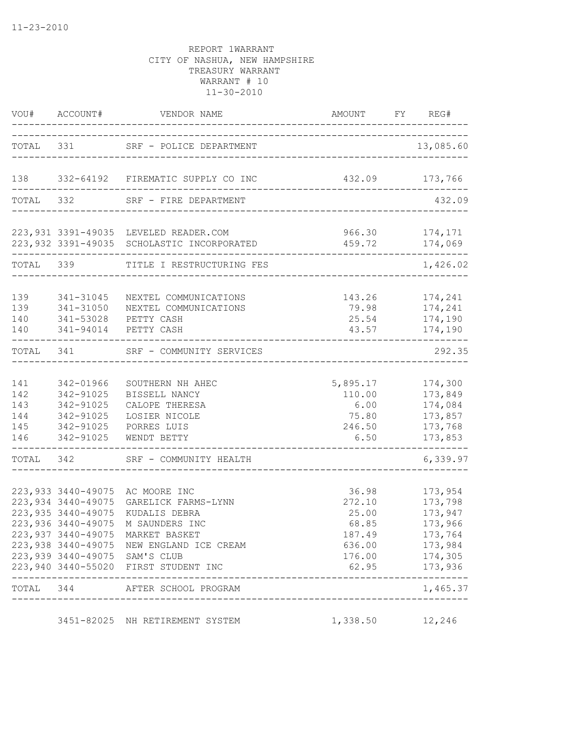11-23-2010

REPORT 1WARRANT
CITY OF NASHUA, NEW HAMPSHIRE
TREASURY WARRANT
WARRANT # 10
11-30-2010

| VOU# | ACCOUNT# | VENDOR NAME | AMOUNT | FY | REG# |
|---|---|---|---|---|---|
| TOTAL | 331 | SRF - POLICE DEPARTMENT | | | 13,085.60 |
| 138 | 332-64192 | FIREMATIC SUPPLY CO INC | 432.09 | | 173,766 |
| TOTAL | 332 | SRF - FIRE DEPARTMENT | | | 432.09 |
| 223,931 | 3391-49035 | LEVELED READER.COM | 966.30 | | 174,171 |
| 223,932 | 3391-49035 | SCHOLASTIC INCORPORATED | 459.72 | | 174,069 |
| TOTAL | 339 | TITLE I RESTRUCTURING FES | | | 1,426.02 |
| 139 | 341-31045 | NEXTEL COMMUNICATIONS | 143.26 | | 174,241 |
| 139 | 341-31050 | NEXTEL COMMUNICATIONS | 79.98 | | 174,241 |
| 140 | 341-53028 | PETTY CASH | 25.54 | | 174,190 |
| 140 | 341-94014 | PETTY CASH | 43.57 | | 174,190 |
| TOTAL | 341 | SRF - COMMUNITY SERVICES | | | 292.35 |
| 141 | 342-01966 | SOUTHERN NH AHEC | 5,895.17 | | 174,300 |
| 142 | 342-91025 | BISSELL NANCY | 110.00 | | 173,849 |
| 143 | 342-91025 | CALOPE THERESA | 6.00 | | 174,084 |
| 144 | 342-91025 | LOSIER NICOLE | 75.80 | | 173,857 |
| 145 | 342-91025 | PORRES LUIS | 246.50 | | 173,768 |
| 146 | 342-91025 | WENDT BETTY | 6.50 | | 173,853 |
| TOTAL | 342 | SRF - COMMUNITY HEALTH | | | 6,339.97 |
| 223,933 | 3440-49075 | AC MOORE INC | 36.98 | | 173,954 |
| 223,934 | 3440-49075 | GARELICK FARMS-LYNN | 272.10 | | 173,798 |
| 223,935 | 3440-49075 | KUDALIS DEBRA | 25.00 | | 173,947 |
| 223,936 | 3440-49075 | M SAUNDERS INC | 68.85 | | 173,966 |
| 223,937 | 3440-49075 | MARKET BASKET | 187.49 | | 173,764 |
| 223,938 | 3440-49075 | NEW ENGLAND ICE CREAM | 636.00 | | 173,984 |
| 223,939 | 3440-49075 | SAM'S CLUB | 176.00 | | 174,305 |
| 223,940 | 3440-55020 | FIRST STUDENT INC | 62.95 | | 173,936 |
| TOTAL | 344 | AFTER SCHOOL PROGRAM | | | 1,465.37 |
| | 3451-82025 | NH RETIREMENT SYSTEM | 1,338.50 | | 12,246 |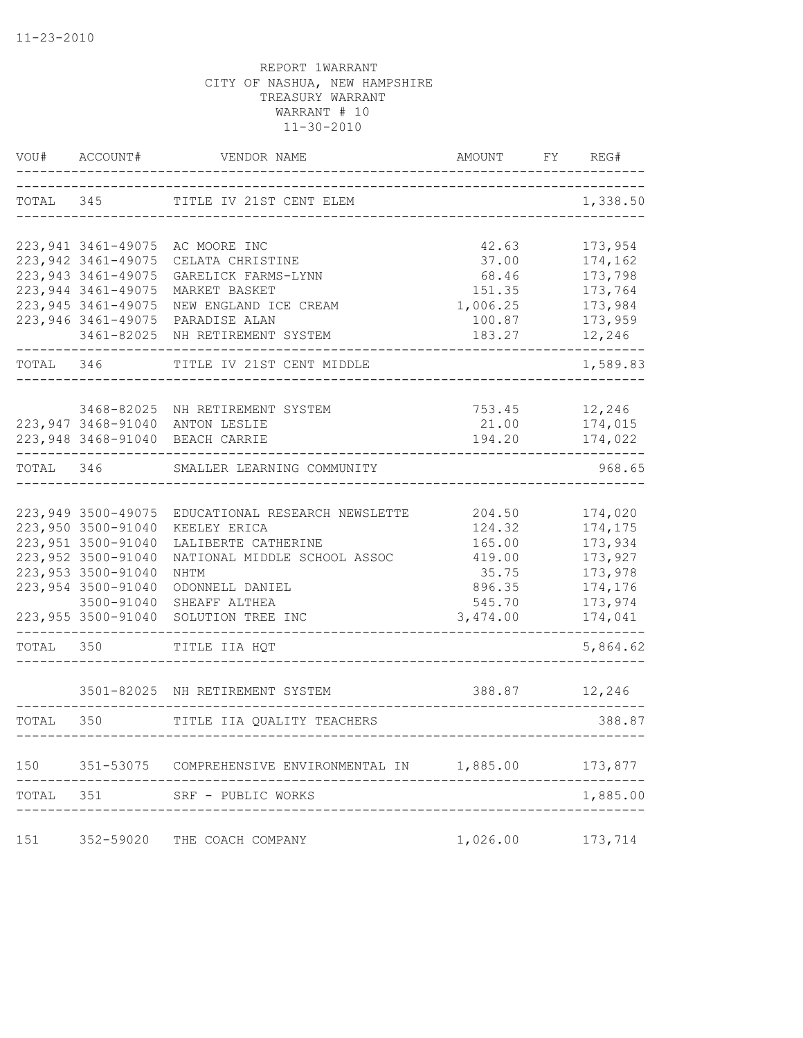11-23-2010

REPORT 1WARRANT
CITY OF NASHUA, NEW HAMPSHIRE
TREASURY WARRANT
WARRANT # 10
11-30-2010

| VOU# | ACCOUNT# | VENDOR NAME | AMOUNT | FY | REG# |
|---|---|---|---|---|---|
| TOTAL | 345 | TITLE IV 21ST CENT ELEM | | | 1,338.50 |
| 223,941 | 3461-49075 | AC MOORE INC | 42.63 | | 173,954 |
| 223,942 | 3461-49075 | CELATA CHRISTINE | 37.00 | | 174,162 |
| 223,943 | 3461-49075 | GARELICK FARMS-LYNN | 68.46 | | 173,798 |
| 223,944 | 3461-49075 | MARKET BASKET | 151.35 | | 173,764 |
| 223,945 | 3461-49075 | NEW ENGLAND ICE CREAM | 1,006.25 | | 173,984 |
| 223,946 | 3461-49075 | PARADISE ALAN | 100.87 | | 173,959 |
| | 3461-82025 | NH RETIREMENT SYSTEM | 183.27 | | 12,246 |
| TOTAL | 346 | TITLE IV 21ST CENT MIDDLE | | | 1,589.83 |
| | 3468-82025 | NH RETIREMENT SYSTEM | 753.45 | | 12,246 |
| 223,947 | 3468-91040 | ANTON LESLIE | 21.00 | | 174,015 |
| 223,948 | 3468-91040 | BEACH CARRIE | 194.20 | | 174,022 |
| TOTAL | 346 | SMALLER LEARNING COMMUNITY | | | 968.65 |
| 223,949 | 3500-49075 | EDUCATIONAL RESEARCH NEWSLETTE | 204.50 | | 174,020 |
| 223,950 | 3500-91040 | KEELEY ERICA | 124.32 | | 174,175 |
| 223,951 | 3500-91040 | LALIBERTE CATHERINE | 165.00 | | 173,934 |
| 223,952 | 3500-91040 | NATIONAL MIDDLE SCHOOL ASSOC | 419.00 | | 173,927 |
| 223,953 | 3500-91040 | NHTM | 35.75 | | 173,978 |
| 223,954 | 3500-91040 | ODONNELL DANIEL | 896.35 | | 174,176 |
| | 3500-91040 | SHEAFF ALTHEA | 545.70 | | 173,974 |
| 223,955 | 3500-91040 | SOLUTION TREE INC | 3,474.00 | | 174,041 |
| TOTAL | 350 | TITLE IIA HQT | | | 5,864.62 |
| | 3501-82025 | NH RETIREMENT SYSTEM | 388.87 | | 12,246 |
| TOTAL | 350 | TITLE IIA QUALITY TEACHERS | | | 388.87 |
| 150 | 351-53075 | COMPREHENSIVE ENVIRONMENTAL IN | 1,885.00 | | 173,877 |
| TOTAL | 351 | SRF - PUBLIC WORKS | | | 1,885.00 |
| 151 | 352-59020 | THE COACH COMPANY | 1,026.00 | | 173,714 |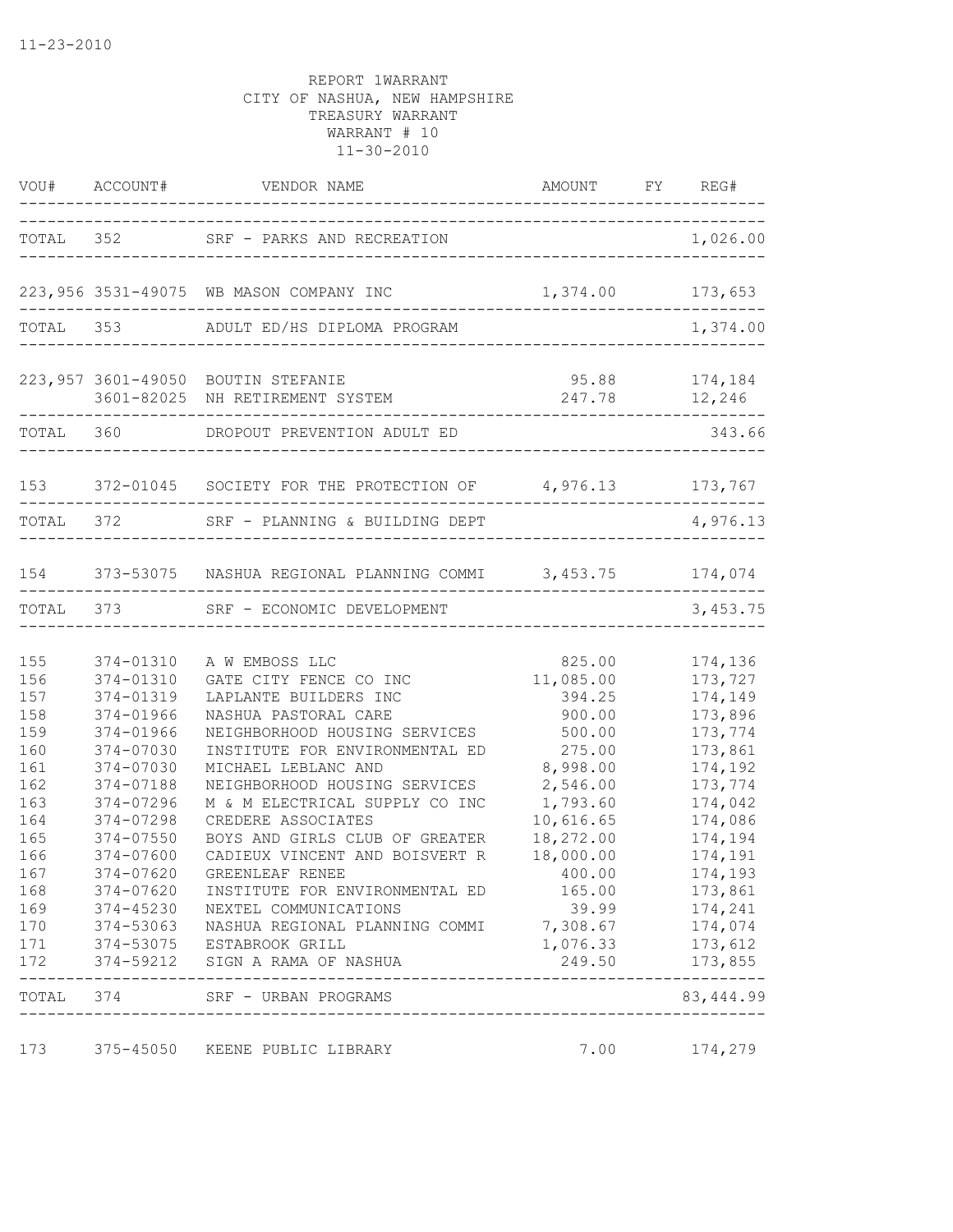11-23-2010

REPORT 1WARRANT
CITY OF NASHUA, NEW HAMPSHIRE
TREASURY WARRANT
WARRANT # 10
11-30-2010

| VOU# | ACCOUNT# | VENDOR NAME | AMOUNT | FY | REG# |
|---|---|---|---|---|---|
| TOTAL | 352 | SRF - PARKS AND RECREATION | | | 1,026.00 |
| 223,956 | 3531-49075 | WB MASON COMPANY INC | 1,374.00 | | 173,653 |
| TOTAL | 353 | ADULT ED/HS DIPLOMA PROGRAM | | | 1,374.00 |
| 223,957 | 3601-49050 | BOUTIN STEFANIE | 95.88 | | 174,184 |
| | 3601-82025 | NH RETIREMENT SYSTEM | 247.78 | | 12,246 |
| TOTAL | 360 | DROPOUT PREVENTION ADULT ED | | | 343.66 |
| 153 | 372-01045 | SOCIETY FOR THE PROTECTION OF | 4,976.13 | | 173,767 |
| TOTAL | 372 | SRF - PLANNING & BUILDING DEPT | | | 4,976.13 |
| 154 | 373-53075 | NASHUA REGIONAL PLANNING COMMI | 3,453.75 | | 174,074 |
| TOTAL | 373 | SRF - ECONOMIC DEVELOPMENT | | | 3,453.75 |
| 155 | 374-01310 | A W EMBOSS LLC | 825.00 | | 174,136 |
| 156 | 374-01310 | GATE CITY FENCE CO INC | 11,085.00 | | 173,727 |
| 157 | 374-01319 | LAPLANTE BUILDERS INC | 394.25 | | 174,149 |
| 158 | 374-01966 | NASHUA PASTORAL CARE | 900.00 | | 173,896 |
| 159 | 374-01966 | NEIGHBORHOOD HOUSING SERVICES | 500.00 | | 173,774 |
| 160 | 374-07030 | INSTITUTE FOR ENVIRONMENTAL ED | 275.00 | | 173,861 |
| 161 | 374-07030 | MICHAEL LEBLANC AND | 8,998.00 | | 174,192 |
| 162 | 374-07188 | NEIGHBORHOOD HOUSING SERVICES | 2,546.00 | | 173,774 |
| 163 | 374-07296 | M & M ELECTRICAL SUPPLY CO INC | 1,793.60 | | 174,042 |
| 164 | 374-07298 | CREDERE ASSOCIATES | 10,616.65 | | 174,086 |
| 165 | 374-07550 | BOYS AND GIRLS CLUB OF GREATER | 18,272.00 | | 174,194 |
| 166 | 374-07600 | CADIEUX VINCENT AND BOISVERT R | 18,000.00 | | 174,191 |
| 167 | 374-07620 | GREENLEAF RENEE | 400.00 | | 174,193 |
| 168 | 374-07620 | INSTITUTE FOR ENVIRONMENTAL ED | 165.00 | | 173,861 |
| 169 | 374-45230 | NEXTEL COMMUNICATIONS | 39.99 | | 174,241 |
| 170 | 374-53063 | NASHUA REGIONAL PLANNING COMMI | 7,308.67 | | 174,074 |
| 171 | 374-53075 | ESTABROOK GRILL | 1,076.33 | | 173,612 |
| 172 | 374-59212 | SIGN A RAMA OF NASHUA | 249.50 | | 173,855 |
| TOTAL | 374 | SRF - URBAN PROGRAMS | | | 83,444.99 |
| 173 | 375-45050 | KEENE PUBLIC LIBRARY | 7.00 | | 174,279 |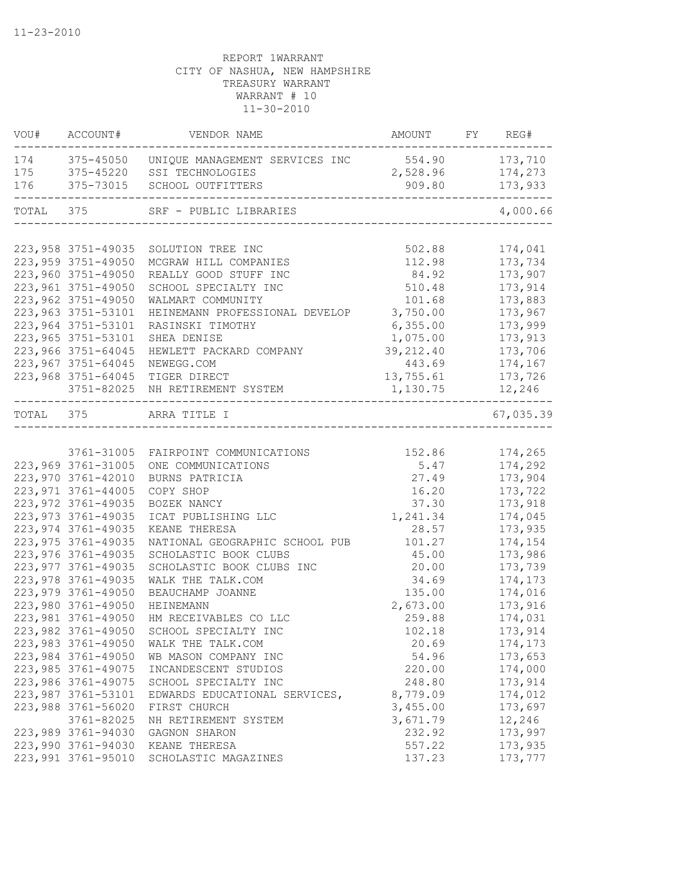11-23-2010

REPORT 1WARRANT
CITY OF NASHUA, NEW HAMPSHIRE
TREASURY WARRANT
WARRANT # 10
11-30-2010

| VOU# | ACCOUNT# | VENDOR NAME | AMOUNT | FY | REG# |
|---|---|---|---|---|---|
| 174 | 375-45050 | UNIQUE MANAGEMENT SERVICES INC | 554.90 | | 173,710 |
| 175 | 375-45220 | SSI TECHNOLOGIES | 2,528.96 | | 174,273 |
| 176 | 375-73015 | SCHOOL OUTFITTERS | 909.80 | | 173,933 |
| TOTAL | 375 | SRF - PUBLIC LIBRARIES | | | 4,000.66 |
| 223,958 | 3751-49035 | SOLUTION TREE INC | 502.88 | | 174,041 |
| 223,959 | 3751-49050 | MCGRAW HILL COMPANIES | 112.98 | | 173,734 |
| 223,960 | 3751-49050 | REALLY GOOD STUFF INC | 84.92 | | 173,907 |
| 223,961 | 3751-49050 | SCHOOL SPECIALTY INC | 510.48 | | 173,914 |
| 223,962 | 3751-49050 | WALMART COMMUNITY | 101.68 | | 173,883 |
| 223,963 | 3751-53101 | HEINEMANN PROFESSIONAL DEVELOP | 3,750.00 | | 173,967 |
| 223,964 | 3751-53101 | RASINSKI TIMOTHY | 6,355.00 | | 173,999 |
| 223,965 | 3751-53101 | SHEA DENISE | 1,075.00 | | 173,913 |
| 223,966 | 3751-64045 | HEWLETT PACKARD COMPANY | 39,212.40 | | 173,706 |
| 223,967 | 3751-64045 | NEWEGG.COM | 443.69 | | 174,167 |
| 223,968 | 3751-64045 | TIGER DIRECT | 13,755.61 | | 173,726 |
| | 3751-82025 | NH RETIREMENT SYSTEM | 1,130.75 | | 12,246 |
| TOTAL | 375 | ARRA TITLE I | | | 67,035.39 |
| | 3761-31005 | FAIRPOINT COMMUNICATIONS | 152.86 | | 174,265 |
| 223,969 | 3761-31005 | ONE COMMUNICATIONS | 5.47 | | 174,292 |
| 223,970 | 3761-42010 | BURNS PATRICIA | 27.49 | | 173,904 |
| 223,971 | 3761-44005 | COPY SHOP | 16.20 | | 173,722 |
| 223,972 | 3761-49035 | BOZEK NANCY | 37.30 | | 173,918 |
| 223,973 | 3761-49035 | ICAT PUBLISHING LLC | 1,241.34 | | 174,045 |
| 223,974 | 3761-49035 | KEANE THERESA | 28.57 | | 173,935 |
| 223,975 | 3761-49035 | NATIONAL GEOGRAPHIC SCHOOL PUB | 101.27 | | 174,154 |
| 223,976 | 3761-49035 | SCHOLASTIC BOOK CLUBS | 45.00 | | 173,986 |
| 223,977 | 3761-49035 | SCHOLASTIC BOOK CLUBS INC | 20.00 | | 173,739 |
| 223,978 | 3761-49035 | WALK THE TALK.COM | 34.69 | | 174,173 |
| 223,979 | 3761-49050 | BEAUCHAMP JOANNE | 135.00 | | 174,016 |
| 223,980 | 3761-49050 | HEINEMANN | 2,673.00 | | 173,916 |
| 223,981 | 3761-49050 | HM RECEIVABLES CO LLC | 259.88 | | 174,031 |
| 223,982 | 3761-49050 | SCHOOL SPECIALTY INC | 102.18 | | 173,914 |
| 223,983 | 3761-49050 | WALK THE TALK.COM | 20.69 | | 174,173 |
| 223,984 | 3761-49050 | WB MASON COMPANY INC | 54.96 | | 173,653 |
| 223,985 | 3761-49075 | INCANDESCENT STUDIOS | 220.00 | | 174,000 |
| 223,986 | 3761-49075 | SCHOOL SPECIALTY INC | 248.80 | | 173,914 |
| 223,987 | 3761-53101 | EDWARDS EDUCATIONAL SERVICES, | 8,779.09 | | 174,012 |
| 223,988 | 3761-56020 | FIRST CHURCH | 3,455.00 | | 173,697 |
| | 3761-82025 | NH RETIREMENT SYSTEM | 3,671.79 | | 12,246 |
| 223,989 | 3761-94030 | GAGNON SHARON | 232.92 | | 173,997 |
| 223,990 | 3761-94030 | KEANE THERESA | 557.22 | | 173,935 |
| 223,991 | 3761-95010 | SCHOLASTIC MAGAZINES | 137.23 | | 173,777 |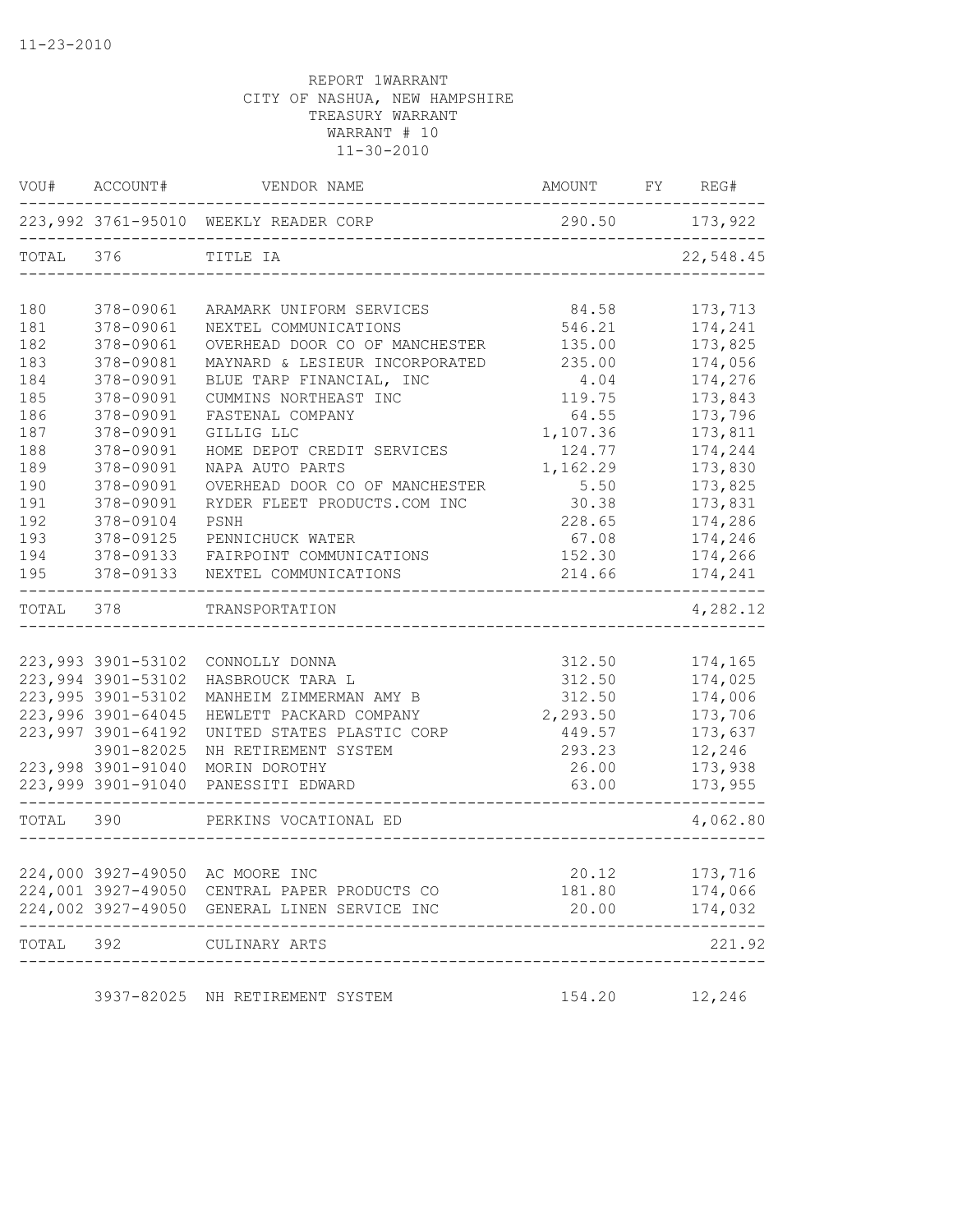11-23-2010

REPORT 1WARRANT
CITY OF NASHUA, NEW HAMPSHIRE
TREASURY WARRANT
WARRANT # 10
11-30-2010

| VOU# | ACCOUNT# | VENDOR NAME | AMOUNT | FY | REG# |
|---|---|---|---|---|---|
| 223,992 | 3761-95010 | WEEKLY READER CORP | 290.50 | | 173,922 |
| TOTAL | 376 | TITLE IA | | | 22,548.45 |
| 180 | 378-09061 | ARAMARK UNIFORM SERVICES | 84.58 | | 173,713 |
| 181 | 378-09061 | NEXTEL COMMUNICATIONS | 546.21 | | 174,241 |
| 182 | 378-09061 | OVERHEAD DOOR CO OF MANCHESTER | 135.00 | | 173,825 |
| 183 | 378-09081 | MAYNARD & LESIEUR INCORPORATED | 235.00 | | 174,056 |
| 184 | 378-09091 | BLUE TARP FINANCIAL, INC | 4.04 | | 174,276 |
| 185 | 378-09091 | CUMMINS NORTHEAST INC | 119.75 | | 173,843 |
| 186 | 378-09091 | FASTENAL COMPANY | 64.55 | | 173,796 |
| 187 | 378-09091 | GILLIG LLC | 1,107.36 | | 173,811 |
| 188 | 378-09091 | HOME DEPOT CREDIT SERVICES | 124.77 | | 174,244 |
| 189 | 378-09091 | NAPA AUTO PARTS | 1,162.29 | | 173,830 |
| 190 | 378-09091 | OVERHEAD DOOR CO OF MANCHESTER | 5.50 | | 173,825 |
| 191 | 378-09091 | RYDER FLEET PRODUCTS.COM INC | 30.38 | | 173,831 |
| 192 | 378-09104 | PSNH | 228.65 | | 174,286 |
| 193 | 378-09125 | PENNICHUCK WATER | 67.08 | | 174,246 |
| 194 | 378-09133 | FAIRPOINT COMMUNICATIONS | 152.30 | | 174,266 |
| 195 | 378-09133 | NEXTEL COMMUNICATIONS | 214.66 | | 174,241 |
| TOTAL | 378 | TRANSPORTATION | | | 4,282.12 |
| 223,993 | 3901-53102 | CONNOLLY DONNA | 312.50 | | 174,165 |
| 223,994 | 3901-53102 | HASBROUCK TARA L | 312.50 | | 174,025 |
| 223,995 | 3901-53102 | MANHEIM ZIMMERMAN AMY B | 312.50 | | 174,006 |
| 223,996 | 3901-64045 | HEWLETT PACKARD COMPANY | 2,293.50 | | 173,706 |
| 223,997 | 3901-64192 | UNITED STATES PLASTIC CORP | 449.57 | | 173,637 |
| | 3901-82025 | NH RETIREMENT SYSTEM | 293.23 | | 12,246 |
| 223,998 | 3901-91040 | MORIN DOROTHY | 26.00 | | 173,938 |
| 223,999 | 3901-91040 | PANESSITI EDWARD | 63.00 | | 173,955 |
| TOTAL | 390 | PERKINS VOCATIONAL ED | | | 4,062.80 |
| 224,000 | 3927-49050 | AC MOORE INC | 20.12 | | 173,716 |
| 224,001 | 3927-49050 | CENTRAL PAPER PRODUCTS CO | 181.80 | | 174,066 |
| 224,002 | 3927-49050 | GENERAL LINEN SERVICE INC | 20.00 | | 174,032 |
| TOTAL | 392 | CULINARY ARTS | | | 221.92 |
| | 3937-82025 | NH RETIREMENT SYSTEM | 154.20 | | 12,246 |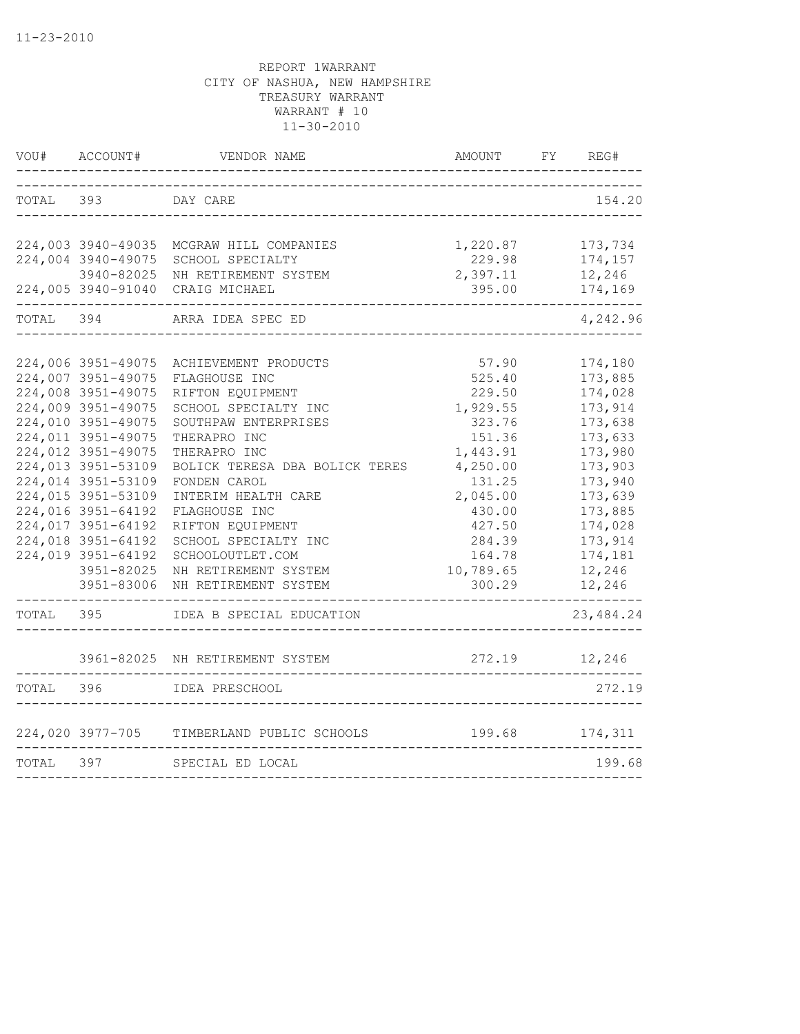11-23-2010

REPORT 1WARRANT
CITY OF NASHUA, NEW HAMPSHIRE
TREASURY WARRANT
WARRANT # 10
11-30-2010

| VOU# | ACCOUNT# | VENDOR NAME | AMOUNT | FY | REG# |
|---|---|---|---|---|---|
| TOTAL | 393 | DAY CARE | | | 154.20 |
| 224,003 | 3940-49035 | MCGRAW HILL COMPANIES | 1,220.87 | | 173,734 |
| 224,004 | 3940-49075 | SCHOOL SPECIALTY | 229.98 | | 174,157 |
| | 3940-82025 | NH RETIREMENT SYSTEM | 2,397.11 | | 12,246 |
| 224,005 | 3940-91040 | CRAIG MICHAEL | 395.00 | | 174,169 |
| TOTAL | 394 | ARRA IDEA SPEC ED | | | 4,242.96 |
| 224,006 | 3951-49075 | ACHIEVEMENT PRODUCTS | 57.90 | | 174,180 |
| 224,007 | 3951-49075 | FLAGHOUSE INC | 525.40 | | 173,885 |
| 224,008 | 3951-49075 | RIFTON EQUIPMENT | 229.50 | | 174,028 |
| 224,009 | 3951-49075 | SCHOOL SPECIALTY INC | 1,929.55 | | 173,914 |
| 224,010 | 3951-49075 | SOUTHPAW ENTERPRISES | 323.76 | | 173,638 |
| 224,011 | 3951-49075 | THERAPRO INC | 151.36 | | 173,633 |
| 224,012 | 3951-49075 | THERAPRO INC | 1,443.91 | | 173,980 |
| 224,013 | 3951-53109 | BOLICK TERESA DBA BOLICK TERES | 4,250.00 | | 173,903 |
| 224,014 | 3951-53109 | FONDEN CAROL | 131.25 | | 173,940 |
| 224,015 | 3951-53109 | INTERIM HEALTH CARE | 2,045.00 | | 173,639 |
| 224,016 | 3951-64192 | FLAGHOUSE INC | 430.00 | | 173,885 |
| 224,017 | 3951-64192 | RIFTON EQUIPMENT | 427.50 | | 174,028 |
| 224,018 | 3951-64192 | SCHOOL SPECIALTY INC | 284.39 | | 173,914 |
| 224,019 | 3951-64192 | SCHOOLOUTLET.COM | 164.78 | | 174,181 |
| | 3951-82025 | NH RETIREMENT SYSTEM | 10,789.65 | | 12,246 |
| | 3951-83006 | NH RETIREMENT SYSTEM | 300.29 | | 12,246 |
| TOTAL | 395 | IDEA B SPECIAL EDUCATION | | | 23,484.24 |
| | 3961-82025 | NH RETIREMENT SYSTEM | 272.19 | | 12,246 |
| TOTAL | 396 | IDEA PRESCHOOL | | | 272.19 |
| 224,020 | 3977-705 | TIMBERLAND PUBLIC SCHOOLS | 199.68 | | 174,311 |
| TOTAL | 397 | SPECIAL ED LOCAL | | | 199.68 |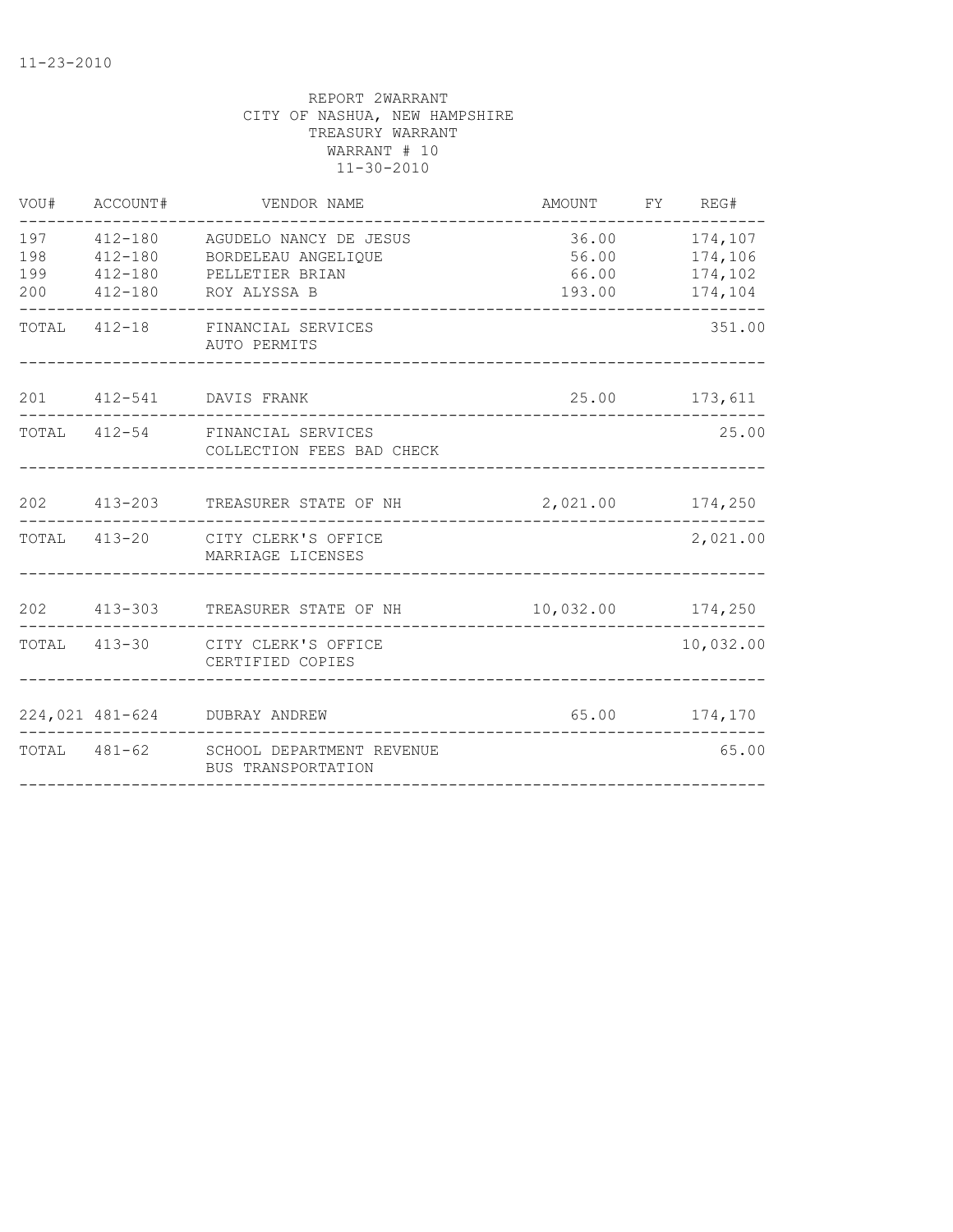11-23-2010

REPORT 2WARRANT
CITY OF NASHUA, NEW HAMPSHIRE
TREASURY WARRANT
WARRANT # 10
11-30-2010

| VOU# | ACCOUNT# | VENDOR NAME | AMOUNT | FY | REG# |
|---|---|---|---|---|---|
| 197 | 412-180 | AGUDELO NANCY DE JESUS | 36.00 | | 174,107 |
| 198 | 412-180 | BORDELEAU ANGELIQUE | 56.00 | | 174,106 |
| 199 | 412-180 | PELLETIER BRIAN | 66.00 | | 174,102 |
| 200 | 412-180 | ROY ALYSSA B | 193.00 | | 174,104 |
| TOTAL | 412-18 | FINANCIAL SERVICES AUTO PERMITS | | | 351.00 |
| 201 | 412-541 | DAVIS FRANK | 25.00 | | 173,611 |
| TOTAL | 412-54 | FINANCIAL SERVICES COLLECTION FEES BAD CHECK | | | 25.00 |
| 202 | 413-203 | TREASURER STATE OF NH | 2,021.00 | | 174,250 |
| TOTAL | 413-20 | CITY CLERK'S OFFICE MARRIAGE LICENSES | | | 2,021.00 |
| 202 | 413-303 | TREASURER STATE OF NH | 10,032.00 | | 174,250 |
| TOTAL | 413-30 | CITY CLERK'S OFFICE CERTIFIED COPIES | | | 10,032.00 |
| 224,021 | 481-624 | DUBRAY ANDREW | 65.00 | | 174,170 |
| TOTAL | 481-62 | SCHOOL DEPARTMENT REVENUE BUS TRANSPORTATION | | | 65.00 |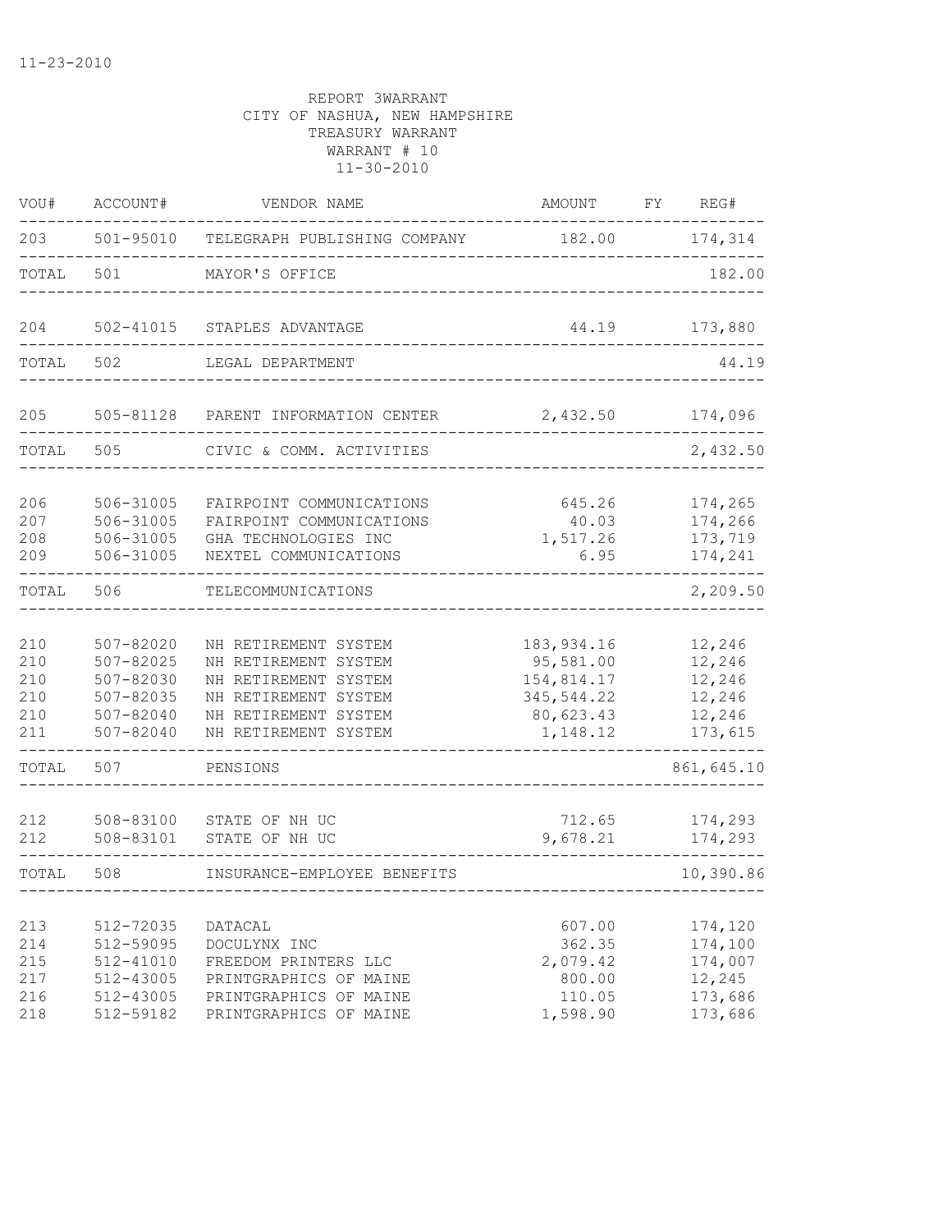11-23-2010

REPORT 3WARRANT
CITY OF NASHUA, NEW HAMPSHIRE
TREASURY WARRANT
WARRANT # 10
11-30-2010

| VOU# | ACCOUNT# | VENDOR NAME | AMOUNT | FY | REG# |
|---|---|---|---|---|---|
| 203 | 501-95010 | TELEGRAPH PUBLISHING COMPANY | 182.00 | | 174,314 |
| TOTAL | 501 | MAYOR'S OFFICE | | | 182.00 |
| 204 | 502-41015 | STAPLES ADVANTAGE | 44.19 | | 173,880 |
| TOTAL | 502 | LEGAL DEPARTMENT | | | 44.19 |
| 205 | 505-81128 | PARENT INFORMATION CENTER | 2,432.50 | | 174,096 |
| TOTAL | 505 | CIVIC & COMM. ACTIVITIES | | | 2,432.50 |
| 206 | 506-31005 | FAIRPOINT COMMUNICATIONS | 645.26 | | 174,265 |
| 207 | 506-31005 | FAIRPOINT COMMUNICATIONS | 40.03 | | 174,266 |
| 208 | 506-31005 | GHA TECHNOLOGIES INC | 1,517.26 | | 173,719 |
| 209 | 506-31005 | NEXTEL COMMUNICATIONS | 6.95 | | 174,241 |
| TOTAL | 506 | TELECOMMUNICATIONS | | | 2,209.50 |
| 210 | 507-82020 | NH RETIREMENT SYSTEM | 183,934.16 | | 12,246 |
| 210 | 507-82025 | NH RETIREMENT SYSTEM | 95,581.00 | | 12,246 |
| 210 | 507-82030 | NH RETIREMENT SYSTEM | 154,814.17 | | 12,246 |
| 210 | 507-82035 | NH RETIREMENT SYSTEM | 345,544.22 | | 12,246 |
| 210 | 507-82040 | NH RETIREMENT SYSTEM | 80,623.43 | | 12,246 |
| 211 | 507-82040 | NH RETIREMENT SYSTEM | 1,148.12 | | 173,615 |
| TOTAL | 507 | PENSIONS | | | 861,645.10 |
| 212 | 508-83100 | STATE OF NH UC | 712.65 | | 174,293 |
| 212 | 508-83101 | STATE OF NH UC | 9,678.21 | | 174,293 |
| TOTAL | 508 | INSURANCE-EMPLOYEE BENEFITS | | | 10,390.86 |
| 213 | 512-72035 | DATACAL | 607.00 | | 174,120 |
| 214 | 512-59095 | DOCULYNX INC | 362.35 | | 174,100 |
| 215 | 512-41010 | FREEDOM PRINTERS LLC | 2,079.42 | | 174,007 |
| 217 | 512-43005 | PRINTGRAPHICS OF MAINE | 800.00 | | 12,245 |
| 216 | 512-43005 | PRINTGRAPHICS OF MAINE | 110.05 | | 173,686 |
| 218 | 512-59182 | PRINTGRAPHICS OF MAINE | 1,598.90 | | 173,686 |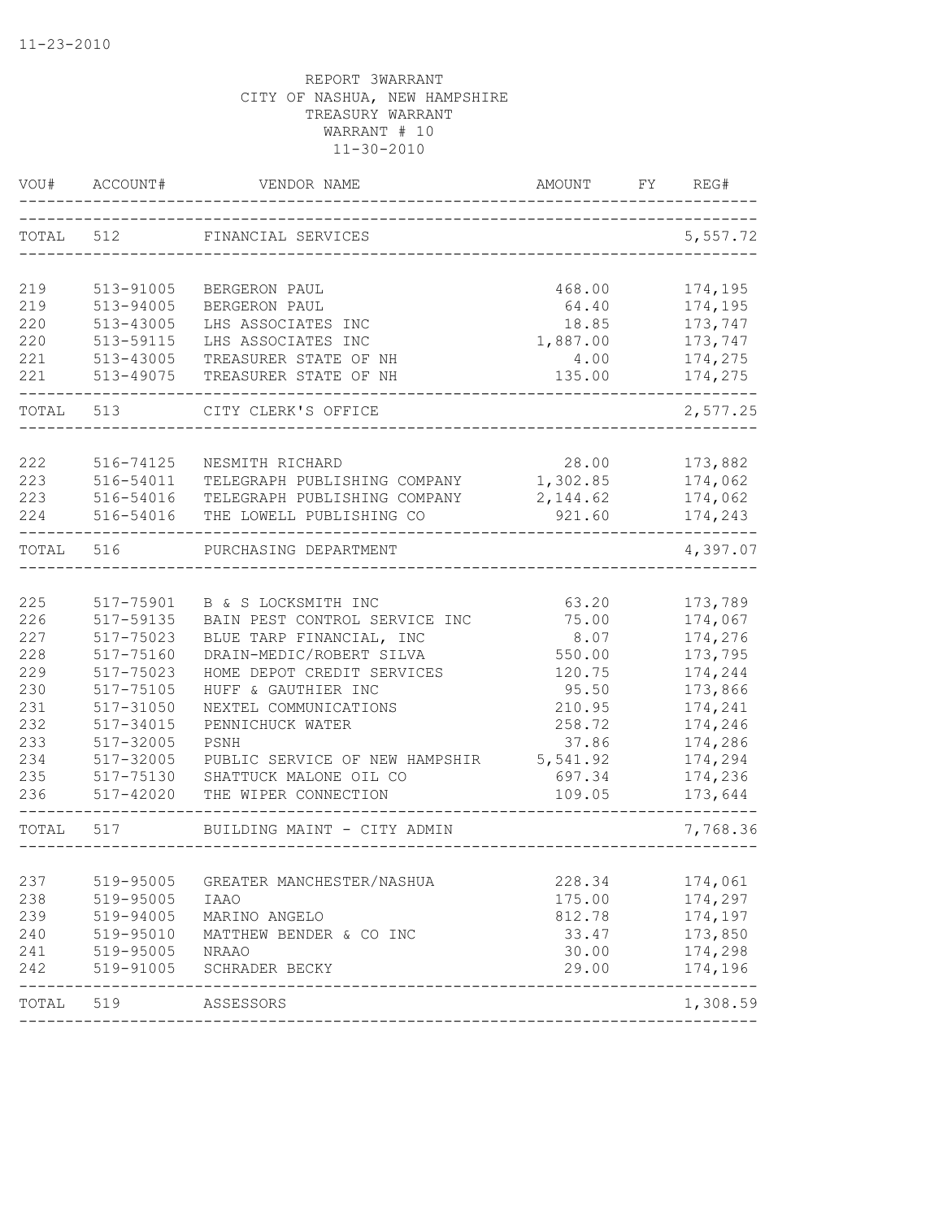11-23-2010

REPORT 3WARRANT
CITY OF NASHUA, NEW HAMPSHIRE
TREASURY WARRANT
WARRANT # 10
11-30-2010

| VOU# | ACCOUNT# | VENDOR NAME | AMOUNT | FY | REG# |
|---|---|---|---|---|---|
| TOTAL | 512 | FINANCIAL SERVICES | | | 5,557.72 |
| 219 | 513-91005 | BERGERON PAUL | 468.00 | | 174,195 |
| 219 | 513-94005 | BERGERON PAUL | 64.40 | | 174,195 |
| 220 | 513-43005 | LHS ASSOCIATES INC | 18.85 | | 173,747 |
| 220 | 513-59115 | LHS ASSOCIATES INC | 1,887.00 | | 173,747 |
| 221 | 513-43005 | TREASURER STATE OF NH | 4.00 | | 174,275 |
| 221 | 513-49075 | TREASURER STATE OF NH | 135.00 | | 174,275 |
| TOTAL | 513 | CITY CLERK'S OFFICE | | | 2,577.25 |
| 222 | 516-74125 | NESMITH RICHARD | 28.00 | | 173,882 |
| 223 | 516-54011 | TELEGRAPH PUBLISHING COMPANY | 1,302.85 | | 174,062 |
| 223 | 516-54016 | TELEGRAPH PUBLISHING COMPANY | 2,144.62 | | 174,062 |
| 224 | 516-54016 | THE LOWELL PUBLISHING CO | 921.60 | | 174,243 |
| TOTAL | 516 | PURCHASING DEPARTMENT | | | 4,397.07 |
| 225 | 517-75901 | B & S LOCKSMITH INC | 63.20 | | 173,789 |
| 226 | 517-59135 | BAIN PEST CONTROL SERVICE INC | 75.00 | | 174,067 |
| 227 | 517-75023 | BLUE TARP FINANCIAL, INC | 8.07 | | 174,276 |
| 228 | 517-75160 | DRAIN-MEDIC/ROBERT SILVA | 550.00 | | 173,795 |
| 229 | 517-75023 | HOME DEPOT CREDIT SERVICES | 120.75 | | 174,244 |
| 230 | 517-75105 | HUFF & GAUTHIER INC | 95.50 | | 173,866 |
| 231 | 517-31050 | NEXTEL COMMUNICATIONS | 210.95 | | 174,241 |
| 232 | 517-34015 | PENNICHUCK WATER | 258.72 | | 174,246 |
| 233 | 517-32005 | PSNH | 37.86 | | 174,286 |
| 234 | 517-32005 | PUBLIC SERVICE OF NEW HAMPSHIR | 5,541.92 | | 174,294 |
| 235 | 517-75130 | SHATTUCK MALONE OIL CO | 697.34 | | 174,236 |
| 236 | 517-42020 | THE WIPER CONNECTION | 109.05 | | 173,644 |
| TOTAL | 517 | BUILDING MAINT - CITY ADMIN | | | 7,768.36 |
| 237 | 519-95005 | GREATER MANCHESTER/NASHUA | 228.34 | | 174,061 |
| 238 | 519-95005 | IAAO | 175.00 | | 174,297 |
| 239 | 519-94005 | MARINO ANGELO | 812.78 | | 174,197 |
| 240 | 519-95010 | MATTHEW BENDER & CO INC | 33.47 | | 173,850 |
| 241 | 519-95005 | NRAAO | 30.00 | | 174,298 |
| 242 | 519-91005 | SCHRADER BECKY | 29.00 | | 174,196 |
| TOTAL | 519 | ASSESSORS | | | 1,308.59 |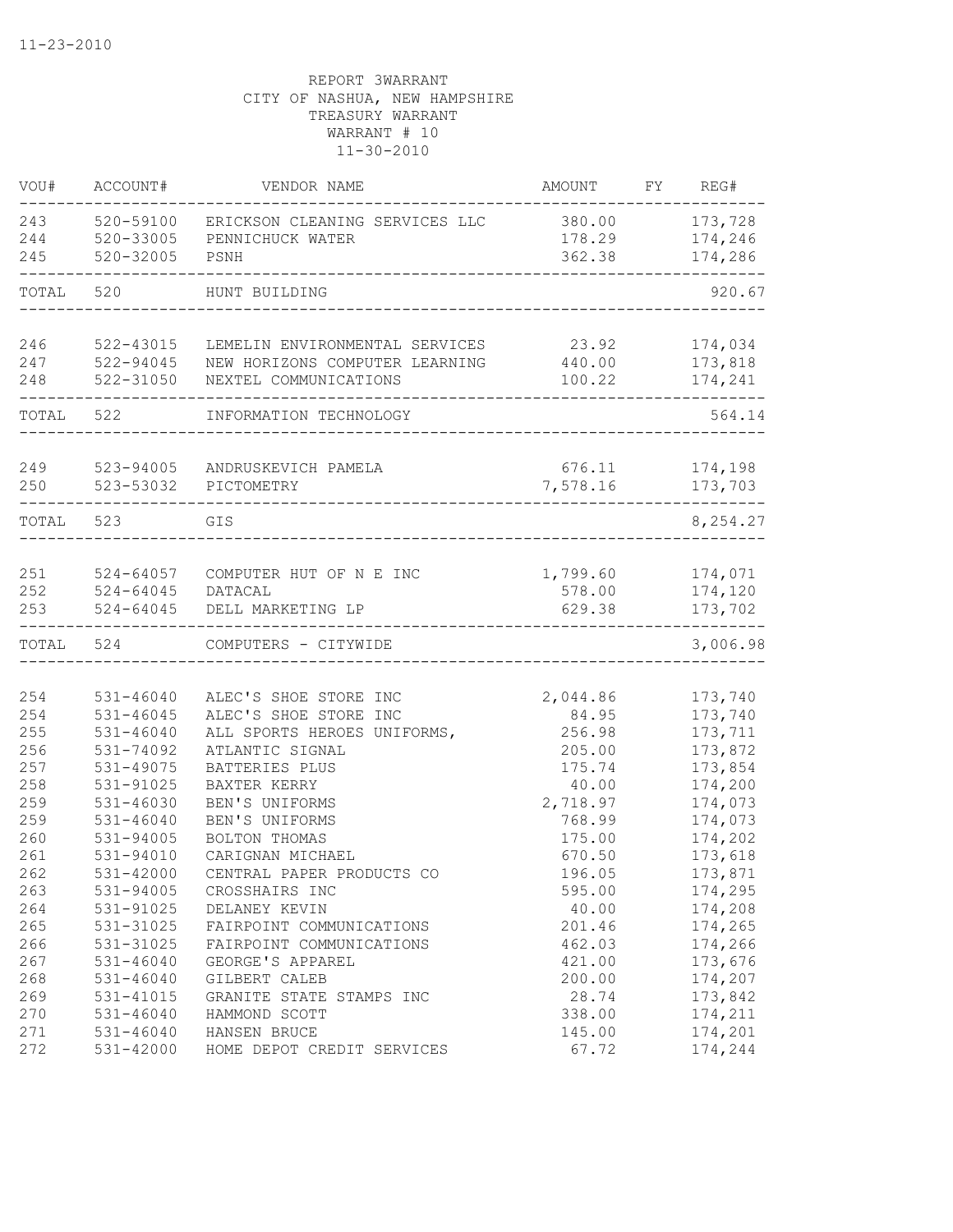REPORT 3WARRANT
CITY OF NASHUA, NEW HAMPSHIRE
TREASURY WARRANT
WARRANT # 10
11-30-2010

| VOU# | ACCOUNT# | VENDOR NAME | AMOUNT | FY | REG# |
|---|---|---|---|---|---|
| 243 | 520-59100 | ERICKSON CLEANING SERVICES LLC | 380.00 | | 173,728 |
| 244 | 520-33005 | PENNICHUCK WATER | 178.29 | | 174,246 |
| 245 | 520-32005 | PSNH | 362.38 | | 174,286 |
| TOTAL | 520 | HUNT BUILDING | | | 920.67 |
| 246 | 522-43015 | LEMELIN ENVIRONMENTAL SERVICES | 23.92 | | 174,034 |
| 247 | 522-94045 | NEW HORIZONS COMPUTER LEARNING | 440.00 | | 173,818 |
| 248 | 522-31050 | NEXTEL COMMUNICATIONS | 100.22 | | 174,241 |
| TOTAL | 522 | INFORMATION TECHNOLOGY | | | 564.14 |
| 249 | 523-94005 | ANDRUSKEVICH PAMELA | 676.11 | | 174,198 |
| 250 | 523-53032 | PICTOMETRY | 7,578.16 | | 173,703 |
| TOTAL | 523 | GIS | | | 8,254.27 |
| 251 | 524-64057 | COMPUTER HUT OF N E INC | 1,799.60 | | 174,071 |
| 252 | 524-64045 | DATACAL | 578.00 | | 174,120 |
| 253 | 524-64045 | DELL MARKETING LP | 629.38 | | 173,702 |
| TOTAL | 524 | COMPUTERS - CITYWIDE | | | 3,006.98 |
| 254 | 531-46040 | ALEC'S SHOE STORE INC | 2,044.86 | | 173,740 |
| 254 | 531-46045 | ALEC'S SHOE STORE INC | 84.95 | | 173,740 |
| 255 | 531-46040 | ALL SPORTS HEROES UNIFORMS, | 256.98 | | 173,711 |
| 256 | 531-74092 | ATLANTIC SIGNAL | 205.00 | | 173,872 |
| 257 | 531-49075 | BATTERIES PLUS | 175.74 | | 173,854 |
| 258 | 531-91025 | BAXTER KERRY | 40.00 | | 174,200 |
| 259 | 531-46030 | BEN'S UNIFORMS | 2,718.97 | | 174,073 |
| 259 | 531-46040 | BEN'S UNIFORMS | 768.99 | | 174,073 |
| 260 | 531-94005 | BOLTON THOMAS | 175.00 | | 174,202 |
| 261 | 531-94010 | CARIGNAN MICHAEL | 670.50 | | 173,618 |
| 262 | 531-42000 | CENTRAL PAPER PRODUCTS CO | 196.05 | | 173,871 |
| 263 | 531-94005 | CROSSHAIRS INC | 595.00 | | 174,295 |
| 264 | 531-91025 | DELANEY KEVIN | 40.00 | | 174,208 |
| 265 | 531-31025 | FAIRPOINT COMMUNICATIONS | 201.46 | | 174,265 |
| 266 | 531-31025 | FAIRPOINT COMMUNICATIONS | 462.03 | | 174,266 |
| 267 | 531-46040 | GEORGE'S APPAREL | 421.00 | | 173,676 |
| 268 | 531-46040 | GILBERT CALEB | 200.00 | | 174,207 |
| 269 | 531-41015 | GRANITE STATE STAMPS INC | 28.74 | | 173,842 |
| 270 | 531-46040 | HAMMOND SCOTT | 338.00 | | 174,211 |
| 271 | 531-46040 | HANSEN BRUCE | 145.00 | | 174,201 |
| 272 | 531-42000 | HOME DEPOT CREDIT SERVICES | 67.72 | | 174,244 |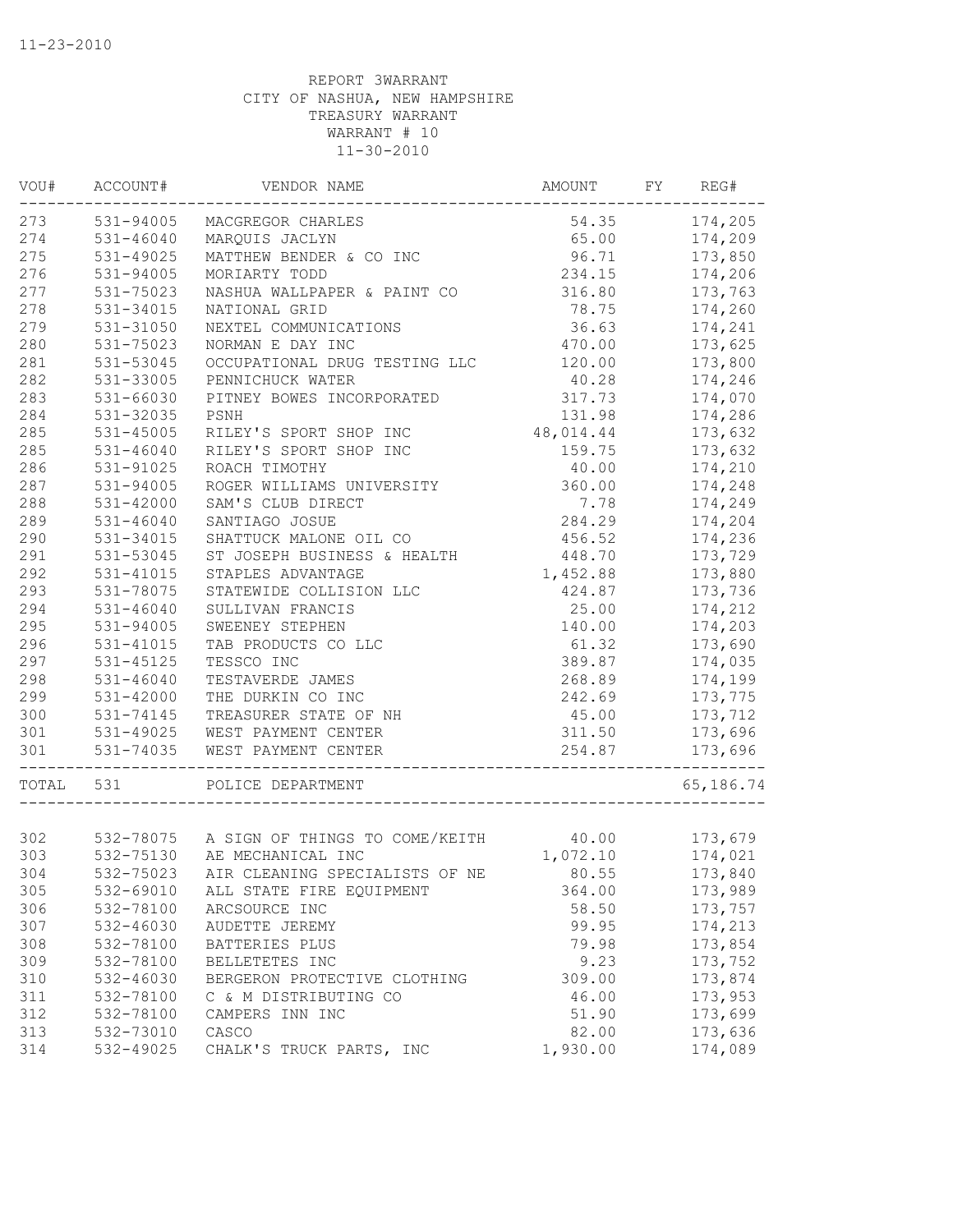REPORT 3WARRANT
CITY OF NASHUA, NEW HAMPSHIRE
TREASURY WARRANT
WARRANT # 10
11-30-2010

| VOU# | ACCOUNT# | VENDOR NAME | AMOUNT | FY | REG# |
|---|---|---|---|---|---|
| 273 | 531-94005 | MACGREGOR CHARLES | 54.35 | | 174,205 |
| 274 | 531-46040 | MARQUIS JACLYN | 65.00 | | 174,209 |
| 275 | 531-49025 | MATTHEW BENDER & CO INC | 96.71 | | 173,850 |
| 276 | 531-94005 | MORIARTY TODD | 234.15 | | 174,206 |
| 277 | 531-75023 | NASHUA WALLPAPER & PAINT CO | 316.80 | | 173,763 |
| 278 | 531-34015 | NATIONAL GRID | 78.75 | | 174,260 |
| 279 | 531-31050 | NEXTEL COMMUNICATIONS | 36.63 | | 174,241 |
| 280 | 531-75023 | NORMAN E DAY INC | 470.00 | | 173,625 |
| 281 | 531-53045 | OCCUPATIONAL DRUG TESTING LLC | 120.00 | | 173,800 |
| 282 | 531-33005 | PENNICHUCK WATER | 40.28 | | 174,246 |
| 283 | 531-66030 | PITNEY BOWES INCORPORATED | 317.73 | | 174,070 |
| 284 | 531-32035 | PSNH | 131.98 | | 174,286 |
| 285 | 531-45005 | RILEY'S SPORT SHOP INC | 48,014.44 | | 173,632 |
| 285 | 531-46040 | RILEY'S SPORT SHOP INC | 159.75 | | 173,632 |
| 286 | 531-91025 | ROACH TIMOTHY | 40.00 | | 174,210 |
| 287 | 531-94005 | ROGER WILLIAMS UNIVERSITY | 360.00 | | 174,248 |
| 288 | 531-42000 | SAM'S CLUB DIRECT | 7.78 | | 174,249 |
| 289 | 531-46040 | SANTIAGO JOSUE | 284.29 | | 174,204 |
| 290 | 531-34015 | SHATTUCK MALONE OIL CO | 456.52 | | 174,236 |
| 291 | 531-53045 | ST JOSEPH BUSINESS & HEALTH | 448.70 | | 173,729 |
| 292 | 531-41015 | STAPLES ADVANTAGE | 1,452.88 | | 173,880 |
| 293 | 531-78075 | STATEWIDE COLLISION LLC | 424.87 | | 173,736 |
| 294 | 531-46040 | SULLIVAN FRANCIS | 25.00 | | 174,212 |
| 295 | 531-94005 | SWEENEY STEPHEN | 140.00 | | 174,203 |
| 296 | 531-41015 | TAB PRODUCTS CO LLC | 61.32 | | 173,690 |
| 297 | 531-45125 | TESSCO INC | 389.87 | | 174,035 |
| 298 | 531-46040 | TESTAVERDE JAMES | 268.89 | | 174,199 |
| 299 | 531-42000 | THE DURKIN CO INC | 242.69 | | 173,775 |
| 300 | 531-74145 | TREASURER STATE OF NH | 45.00 | | 173,712 |
| 301 | 531-49025 | WEST PAYMENT CENTER | 311.50 | | 173,696 |
| 301 | 531-74035 | WEST PAYMENT CENTER | 254.87 | | 173,696 |
| TOTAL | 531 | POLICE DEPARTMENT | | | 65,186.74 |
| 302 | 532-78075 | A SIGN OF THINGS TO COME/KEITH | 40.00 | | 173,679 |
| 303 | 532-75130 | AE MECHANICAL INC | 1,072.10 | | 174,021 |
| 304 | 532-75023 | AIR CLEANING SPECIALISTS OF NE | 80.55 | | 173,840 |
| 305 | 532-69010 | ALL STATE FIRE EQUIPMENT | 364.00 | | 173,989 |
| 306 | 532-78100 | ARCSOURCE INC | 58.50 | | 173,757 |
| 307 | 532-46030 | AUDETTE JEREMY | 99.95 | | 174,213 |
| 308 | 532-78100 | BATTERIES PLUS | 79.98 | | 173,854 |
| 309 | 532-78100 | BELLETETES INC | 9.23 | | 173,752 |
| 310 | 532-46030 | BERGERON PROTECTIVE CLOTHING | 309.00 | | 173,874 |
| 311 | 532-78100 | C & M DISTRIBUTING CO | 46.00 | | 173,953 |
| 312 | 532-78100 | CAMPERS INN INC | 51.90 | | 173,699 |
| 313 | 532-73010 | CASCO | 82.00 | | 173,636 |
| 314 | 532-49025 | CHALK'S TRUCK PARTS, INC | 1,930.00 | | 174,089 |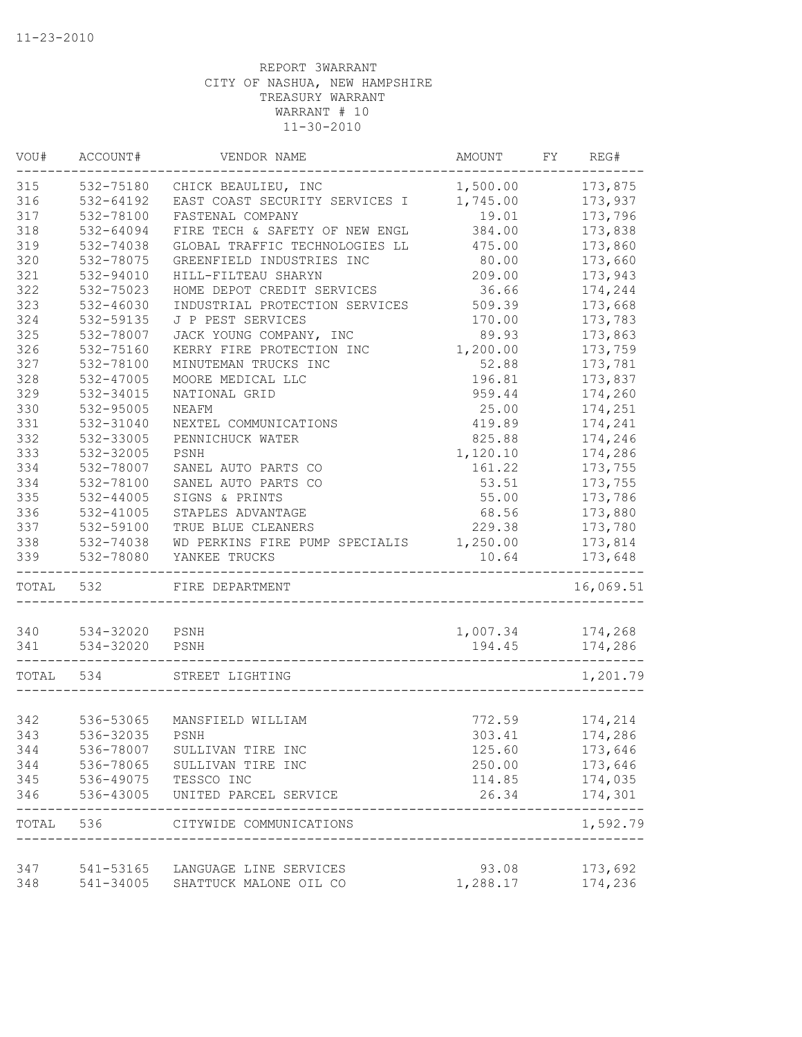11-23-2010

REPORT 3WARRANT
CITY OF NASHUA, NEW HAMPSHIRE
TREASURY WARRANT
WARRANT # 10
11-30-2010

| VOU# | ACCOUNT# | VENDOR NAME | AMOUNT | FY | REG# |
|---|---|---|---|---|---|
| 315 | 532-75180 | CHICK BEAULIEU, INC | 1,500.00 | | 173,875 |
| 316 | 532-64192 | EAST COAST SECURITY SERVICES I | 1,745.00 | | 173,937 |
| 317 | 532-78100 | FASTENAL COMPANY | 19.01 | | 173,796 |
| 318 | 532-64094 | FIRE TECH & SAFETY OF NEW ENGL | 384.00 | | 173,838 |
| 319 | 532-74038 | GLOBAL TRAFFIC TECHNOLOGIES LL | 475.00 | | 173,860 |
| 320 | 532-78075 | GREENFIELD INDUSTRIES INC | 80.00 | | 173,660 |
| 321 | 532-94010 | HILL-FILTEAU SHARYN | 209.00 | | 173,943 |
| 322 | 532-75023 | HOME DEPOT CREDIT SERVICES | 36.66 | | 174,244 |
| 323 | 532-46030 | INDUSTRIAL PROTECTION SERVICES | 509.39 | | 173,668 |
| 324 | 532-59135 | J P PEST SERVICES | 170.00 | | 173,783 |
| 325 | 532-78007 | JACK YOUNG COMPANY, INC | 89.93 | | 173,863 |
| 326 | 532-75160 | KERRY FIRE PROTECTION INC | 1,200.00 | | 173,759 |
| 327 | 532-78100 | MINUTEMAN TRUCKS INC | 52.88 | | 173,781 |
| 328 | 532-47005 | MOORE MEDICAL LLC | 196.81 | | 173,837 |
| 329 | 532-34015 | NATIONAL GRID | 959.44 | | 174,260 |
| 330 | 532-95005 | NEAFM | 25.00 | | 174,251 |
| 331 | 532-31040 | NEXTEL COMMUNICATIONS | 419.89 | | 174,241 |
| 332 | 532-33005 | PENNICHUCK WATER | 825.88 | | 174,246 |
| 333 | 532-32005 | PSNH | 1,120.10 | | 174,286 |
| 334 | 532-78007 | SANEL AUTO PARTS CO | 161.22 | | 173,755 |
| 334 | 532-78100 | SANEL AUTO PARTS CO | 53.51 | | 173,755 |
| 335 | 532-44005 | SIGNS & PRINTS | 55.00 | | 173,786 |
| 336 | 532-41005 | STAPLES ADVANTAGE | 68.56 | | 173,880 |
| 337 | 532-59100 | TRUE BLUE CLEANERS | 229.38 | | 173,780 |
| 338 | 532-74038 | WD PERKINS FIRE PUMP SPECIALIS | 1,250.00 | | 173,814 |
| 339 | 532-78080 | YANKEE TRUCKS | 10.64 | | 173,648 |
| TOTAL | 532 | FIRE DEPARTMENT | | | 16,069.51 |
| 340 | 534-32020 | PSNH | 1,007.34 | | 174,268 |
| 341 | 534-32020 | PSNH | 194.45 | | 174,286 |
| TOTAL | 534 | STREET LIGHTING | | | 1,201.79 |
| 342 | 536-53065 | MANSFIELD WILLIAM | 772.59 | | 174,214 |
| 343 | 536-32035 | PSNH | 303.41 | | 174,286 |
| 344 | 536-78007 | SULLIVAN TIRE INC | 125.60 | | 173,646 |
| 344 | 536-78065 | SULLIVAN TIRE INC | 250.00 | | 173,646 |
| 345 | 536-49075 | TESSCO INC | 114.85 | | 174,035 |
| 346 | 536-43005 | UNITED PARCEL SERVICE | 26.34 | | 174,301 |
| TOTAL | 536 | CITYWIDE COMMUNICATIONS | | | 1,592.79 |
| 347 | 541-53165 | LANGUAGE LINE SERVICES | 93.08 | | 173,692 |
| 348 | 541-34005 | SHATTUCK MALONE OIL CO | 1,288.17 | | 174,236 |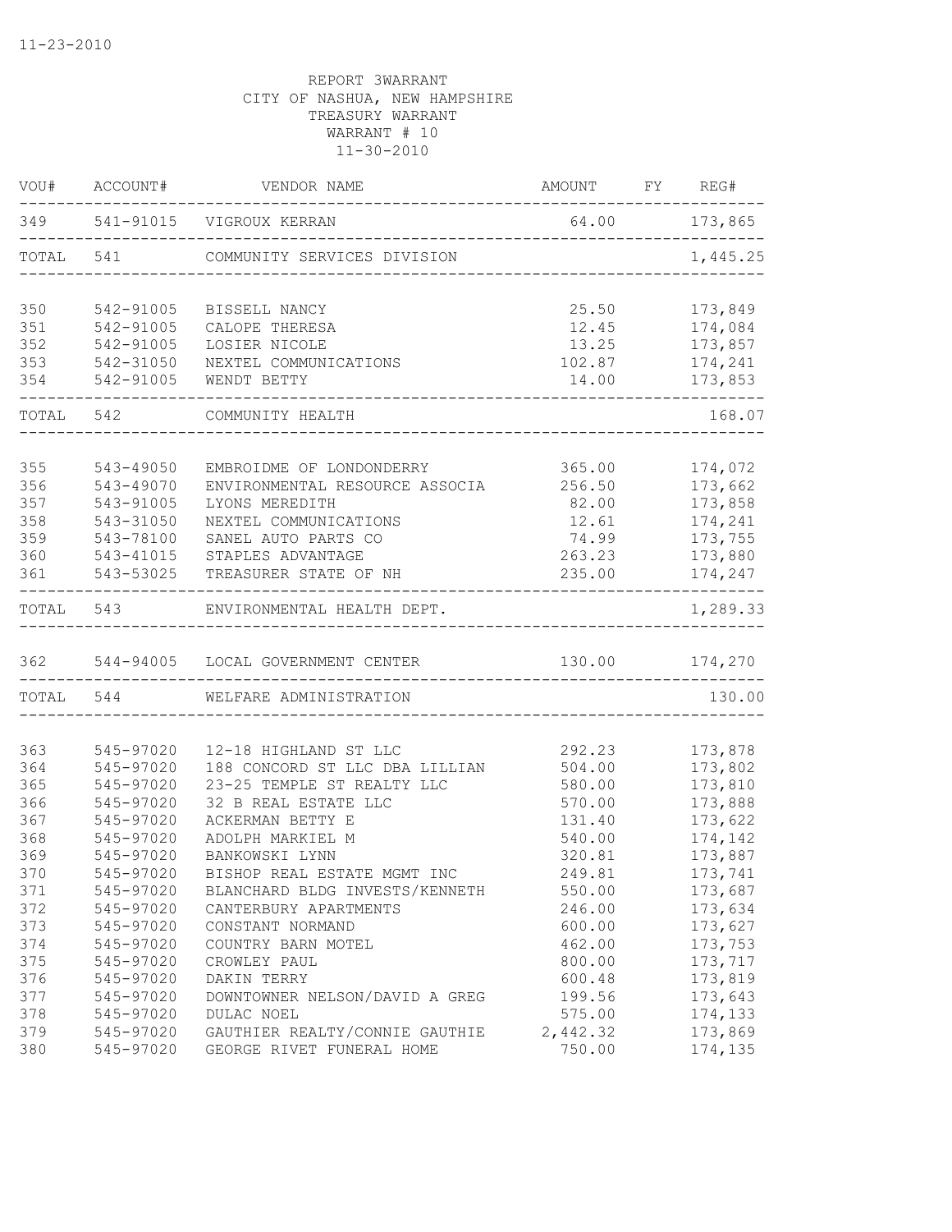11-23-2010

REPORT 3WARRANT
CITY OF NASHUA, NEW HAMPSHIRE
TREASURY WARRANT
WARRANT # 10
11-30-2010

| VOU# | ACCOUNT# | VENDOR NAME | AMOUNT | FY | REG# |
|---|---|---|---|---|---|
| 349 | 541-91015 | VIGROUX KERRAN | 64.00 | | 173,865 |
| TOTAL | 541 | COMMUNITY SERVICES DIVISION | | | 1,445.25 |
| 350 | 542-91005 | BISSELL NANCY | 25.50 | | 173,849 |
| 351 | 542-91005 | CALOPE THERESA | 12.45 | | 174,084 |
| 352 | 542-91005 | LOSIER NICOLE | 13.25 | | 173,857 |
| 353 | 542-31050 | NEXTEL COMMUNICATIONS | 102.87 | | 174,241 |
| 354 | 542-91005 | WENDT BETTY | 14.00 | | 173,853 |
| TOTAL | 542 | COMMUNITY HEALTH | | | 168.07 |
| 355 | 543-49050 | EMBROIDME OF LONDONDERRY | 365.00 | | 174,072 |
| 356 | 543-49070 | ENVIRONMENTAL RESOURCE ASSOCIA | 256.50 | | 173,662 |
| 357 | 543-91005 | LYONS MEREDITH | 82.00 | | 173,858 |
| 358 | 543-31050 | NEXTEL COMMUNICATIONS | 12.61 | | 174,241 |
| 359 | 543-78100 | SANEL AUTO PARTS CO | 74.99 | | 173,755 |
| 360 | 543-41015 | STAPLES ADVANTAGE | 263.23 | | 173,880 |
| 361 | 543-53025 | TREASURER STATE OF NH | 235.00 | | 174,247 |
| TOTAL | 543 | ENVIRONMENTAL HEALTH DEPT. | | | 1,289.33 |
| 362 | 544-94005 | LOCAL GOVERNMENT CENTER | 130.00 | | 174,270 |
| TOTAL | 544 | WELFARE ADMINISTRATION | | | 130.00 |
| 363 | 545-97020 | 12-18 HIGHLAND ST LLC | 292.23 | | 173,878 |
| 364 | 545-97020 | 188 CONCORD ST LLC DBA LILLIAN | 504.00 | | 173,802 |
| 365 | 545-97020 | 23-25 TEMPLE ST REALTY LLC | 580.00 | | 173,810 |
| 366 | 545-97020 | 32 B REAL ESTATE LLC | 570.00 | | 173,888 |
| 367 | 545-97020 | ACKERMAN BETTY E | 131.40 | | 173,622 |
| 368 | 545-97020 | ADOLPH MARKIEL M | 540.00 | | 174,142 |
| 369 | 545-97020 | BANKOWSKI LYNN | 320.81 | | 173,887 |
| 370 | 545-97020 | BISHOP REAL ESTATE MGMT INC | 249.81 | | 173,741 |
| 371 | 545-97020 | BLANCHARD BLDG INVESTS/KENNETH | 550.00 | | 173,687 |
| 372 | 545-97020 | CANTERBURY APARTMENTS | 246.00 | | 173,634 |
| 373 | 545-97020 | CONSTANT NORMAND | 600.00 | | 173,627 |
| 374 | 545-97020 | COUNTRY BARN MOTEL | 462.00 | | 173,753 |
| 375 | 545-97020 | CROWLEY PAUL | 800.00 | | 173,717 |
| 376 | 545-97020 | DAKIN TERRY | 600.48 | | 173,819 |
| 377 | 545-97020 | DOWNTOWNER NELSON/DAVID A GREG | 199.56 | | 173,643 |
| 378 | 545-97020 | DULAC NOEL | 575.00 | | 174,133 |
| 379 | 545-97020 | GAUTHIER REALTY/CONNIE GAUTHIE | 2,442.32 | | 173,869 |
| 380 | 545-97020 | GEORGE RIVET FUNERAL HOME | 750.00 | | 174,135 |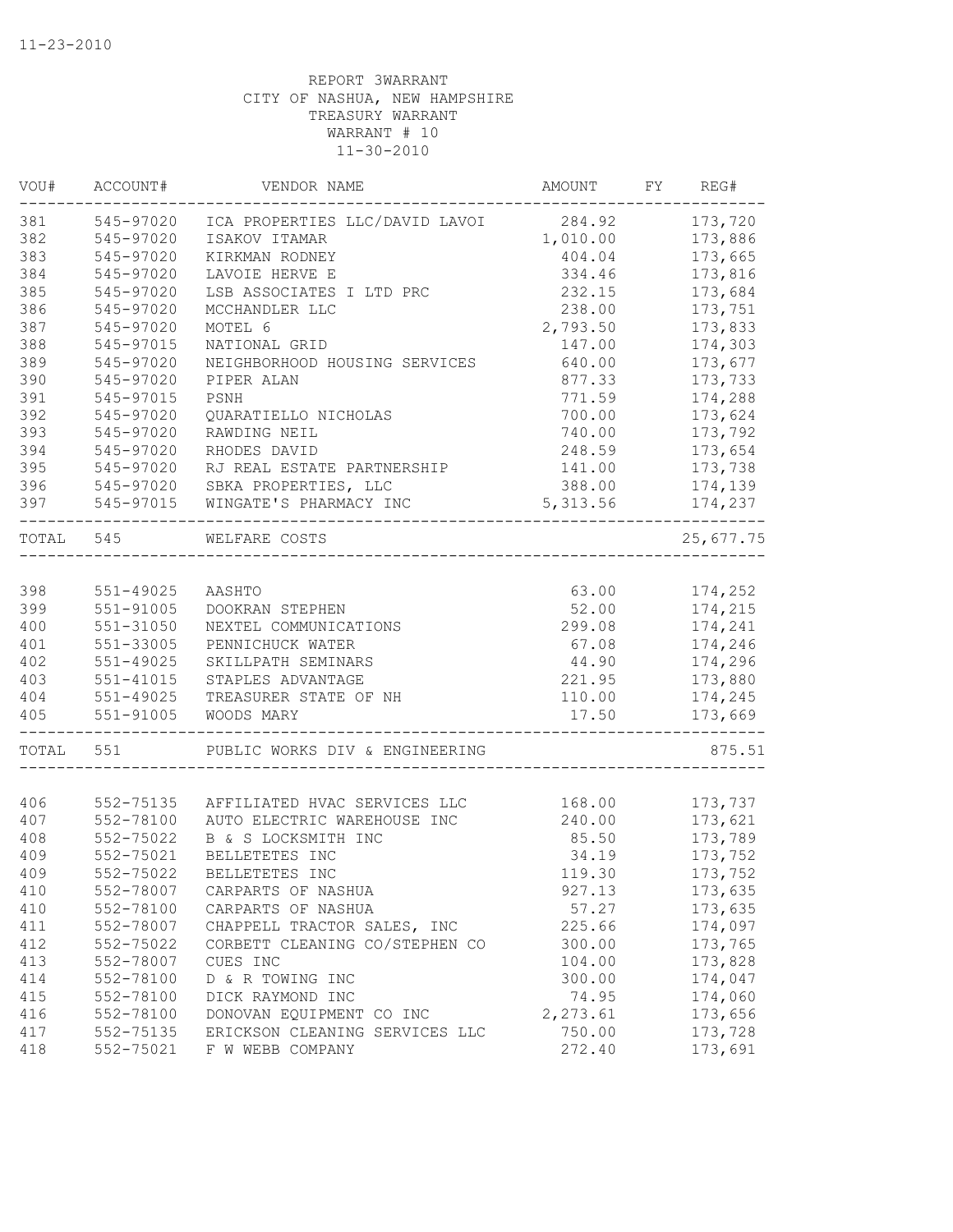11-23-2010

REPORT 3WARRANT
CITY OF NASHUA, NEW HAMPSHIRE
TREASURY WARRANT
WARRANT # 10
11-30-2010

| VOU# | ACCOUNT# | VENDOR NAME | AMOUNT | FY | REG# |
|---|---|---|---|---|---|
| 381 | 545-97020 | ICA PROPERTIES LLC/DAVID LAVOI | 284.92 | | 173,720 |
| 382 | 545-97020 | ISAKOV ITAMAR | 1,010.00 | | 173,886 |
| 383 | 545-97020 | KIRKMAN RODNEY | 404.04 | | 173,665 |
| 384 | 545-97020 | LAVOIE HERVE E | 334.46 | | 173,816 |
| 385 | 545-97020 | LSB ASSOCIATES I LTD PRC | 232.15 | | 173,684 |
| 386 | 545-97020 | MCCHANDLER LLC | 238.00 | | 173,751 |
| 387 | 545-97020 | MOTEL 6 | 2,793.50 | | 173,833 |
| 388 | 545-97015 | NATIONAL GRID | 147.00 | | 174,303 |
| 389 | 545-97020 | NEIGHBORHOOD HOUSING SERVICES | 640.00 | | 173,677 |
| 390 | 545-97020 | PIPER ALAN | 877.33 | | 173,733 |
| 391 | 545-97015 | PSNH | 771.59 | | 174,288 |
| 392 | 545-97020 | QUARATIELLO NICHOLAS | 700.00 | | 173,624 |
| 393 | 545-97020 | RAWDING NEIL | 740.00 | | 173,792 |
| 394 | 545-97020 | RHODES DAVID | 248.59 | | 173,654 |
| 395 | 545-97020 | RJ REAL ESTATE PARTNERSHIP | 141.00 | | 173,738 |
| 396 | 545-97020 | SBKA PROPERTIES, LLC | 388.00 | | 174,139 |
| 397 | 545-97015 | WINGATE'S PHARMACY INC | 5,313.56 | | 174,237 |
| TOTAL | 545 | WELFARE COSTS | | | 25,677.75 |
| 398 | 551-49025 | AASHTO | 63.00 | | 174,252 |
| 399 | 551-91005 | DOOKRAN STEPHEN | 52.00 | | 174,215 |
| 400 | 551-31050 | NEXTEL COMMUNICATIONS | 299.08 | | 174,241 |
| 401 | 551-33005 | PENNICHUCK WATER | 67.08 | | 174,246 |
| 402 | 551-49025 | SKILLPATH SEMINARS | 44.90 | | 174,296 |
| 403 | 551-41015 | STAPLES ADVANTAGE | 221.95 | | 173,880 |
| 404 | 551-49025 | TREASURER STATE OF NH | 110.00 | | 174,245 |
| 405 | 551-91005 | WOODS MARY | 17.50 | | 173,669 |
| TOTAL | 551 | PUBLIC WORKS DIV & ENGINEERING | | | 875.51 |
| 406 | 552-75135 | AFFILIATED HVAC SERVICES LLC | 168.00 | | 173,737 |
| 407 | 552-78100 | AUTO ELECTRIC WAREHOUSE INC | 240.00 | | 173,621 |
| 408 | 552-75022 | B & S LOCKSMITH INC | 85.50 | | 173,789 |
| 409 | 552-75021 | BELLETETES INC | 34.19 | | 173,752 |
| 409 | 552-75022 | BELLETETES INC | 119.30 | | 173,752 |
| 410 | 552-78007 | CARPARTS OF NASHUA | 927.13 | | 173,635 |
| 410 | 552-78100 | CARPARTS OF NASHUA | 57.27 | | 173,635 |
| 411 | 552-78007 | CHAPPELL TRACTOR SALES, INC | 225.66 | | 174,097 |
| 412 | 552-75022 | CORBETT CLEANING CO/STEPHEN CO | 300.00 | | 173,765 |
| 413 | 552-78007 | CUES INC | 104.00 | | 173,828 |
| 414 | 552-78100 | D & R TOWING INC | 300.00 | | 174,047 |
| 415 | 552-78100 | DICK RAYMOND INC | 74.95 | | 174,060 |
| 416 | 552-78100 | DONOVAN EQUIPMENT CO INC | 2,273.61 | | 173,656 |
| 417 | 552-75135 | ERICKSON CLEANING SERVICES LLC | 750.00 | | 173,728 |
| 418 | 552-75021 | F W WEBB COMPANY | 272.40 | | 173,691 |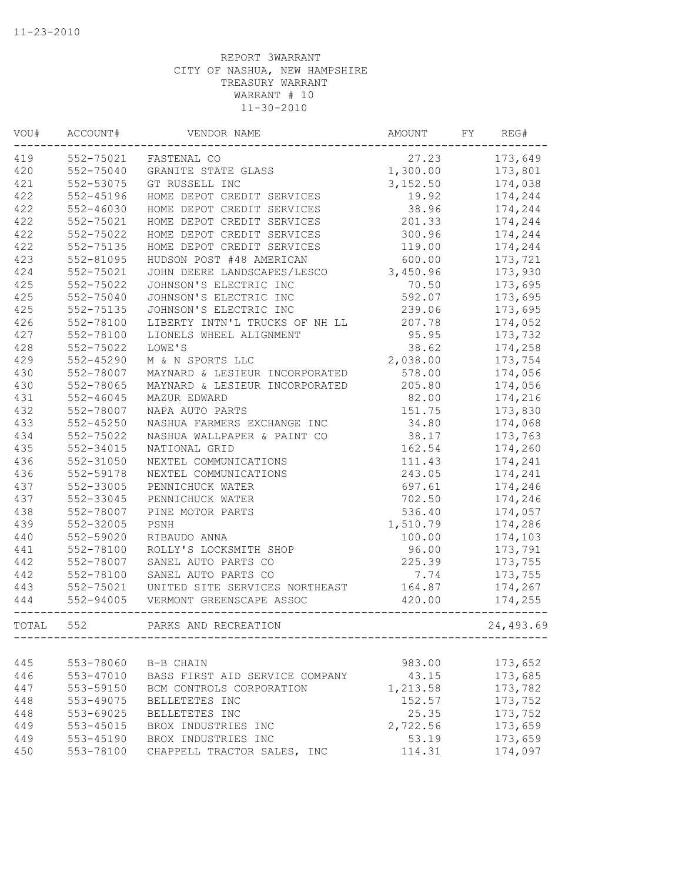11-23-2010

REPORT 3WARRANT
CITY OF NASHUA, NEW HAMPSHIRE
TREASURY WARRANT
WARRANT # 10
11-30-2010

| VOU# | ACCOUNT# | VENDOR NAME | AMOUNT | FY | REG# |
|---|---|---|---|---|---|
| 419 | 552-75021 | FASTENAL CO | 27.23 | | 173,649 |
| 420 | 552-75040 | GRANITE STATE GLASS | 1,300.00 | | 173,801 |
| 421 | 552-53075 | GT RUSSELL INC | 3,152.50 | | 174,038 |
| 422 | 552-45196 | HOME DEPOT CREDIT SERVICES | 19.92 | | 174,244 |
| 422 | 552-46030 | HOME DEPOT CREDIT SERVICES | 38.96 | | 174,244 |
| 422 | 552-75021 | HOME DEPOT CREDIT SERVICES | 201.33 | | 174,244 |
| 422 | 552-75022 | HOME DEPOT CREDIT SERVICES | 300.96 | | 174,244 |
| 422 | 552-75135 | HOME DEPOT CREDIT SERVICES | 119.00 | | 174,244 |
| 423 | 552-81095 | HUDSON POST #48 AMERICAN | 600.00 | | 173,721 |
| 424 | 552-75021 | JOHN DEERE LANDSCAPES/LESCO | 3,450.96 | | 173,930 |
| 425 | 552-75022 | JOHNSON'S ELECTRIC INC | 70.50 | | 173,695 |
| 425 | 552-75040 | JOHNSON'S ELECTRIC INC | 592.07 | | 173,695 |
| 425 | 552-75135 | JOHNSON'S ELECTRIC INC | 239.06 | | 173,695 |
| 426 | 552-78100 | LIBERTY INTN'L TRUCKS OF NH LL | 207.78 | | 174,052 |
| 427 | 552-78100 | LIONELS WHEEL ALIGNMENT | 95.95 | | 173,732 |
| 428 | 552-75022 | LOWE'S | 38.62 | | 174,258 |
| 429 | 552-45290 | M & N SPORTS LLC | 2,038.00 | | 173,754 |
| 430 | 552-78007 | MAYNARD & LESIEUR INCORPORATED | 578.00 | | 174,056 |
| 430 | 552-78065 | MAYNARD & LESIEUR INCORPORATED | 205.80 | | 174,056 |
| 431 | 552-46045 | MAZUR EDWARD | 82.00 | | 174,216 |
| 432 | 552-78007 | NAPA AUTO PARTS | 151.75 | | 173,830 |
| 433 | 552-45250 | NASHUA FARMERS EXCHANGE INC | 34.80 | | 174,068 |
| 434 | 552-75022 | NASHUA WALLPAPER & PAINT CO | 38.17 | | 173,763 |
| 435 | 552-34015 | NATIONAL GRID | 162.54 | | 174,260 |
| 436 | 552-31050 | NEXTEL COMMUNICATIONS | 111.43 | | 174,241 |
| 436 | 552-59178 | NEXTEL COMMUNICATIONS | 243.05 | | 174,241 |
| 437 | 552-33005 | PENNICHUCK WATER | 697.61 | | 174,246 |
| 437 | 552-33045 | PENNICHUCK WATER | 702.50 | | 174,246 |
| 438 | 552-78007 | PINE MOTOR PARTS | 536.40 | | 174,057 |
| 439 | 552-32005 | PSNH | 1,510.79 | | 174,286 |
| 440 | 552-59020 | RIBAUDO ANNA | 100.00 | | 174,103 |
| 441 | 552-78100 | ROLLY'S LOCKSMITH SHOP | 96.00 | | 173,791 |
| 442 | 552-78007 | SANEL AUTO PARTS CO | 225.39 | | 173,755 |
| 442 | 552-78100 | SANEL AUTO PARTS CO | 7.74 | | 173,755 |
| 443 | 552-75021 | UNITED SITE SERVICES NORTHEAST | 164.87 | | 174,267 |
| 444 | 552-94005 | VERMONT GREENSCAPE ASSOC | 420.00 | | 174,255 |
| TOTAL | 552 | PARKS AND RECREATION | | | 24,493.69 |
| 445 | 553-78060 | B-B CHAIN | 983.00 | | 173,652 |
| 446 | 553-47010 | BASS FIRST AID SERVICE COMPANY | 43.15 | | 173,685 |
| 447 | 553-59150 | BCM CONTROLS CORPORATION | 1,213.58 | | 173,782 |
| 448 | 553-49075 | BELLETETES INC | 152.57 | | 173,752 |
| 448 | 553-69025 | BELLETETES INC | 25.35 | | 173,752 |
| 449 | 553-45015 | BROX INDUSTRIES INC | 2,722.56 | | 173,659 |
| 449 | 553-45190 | BROX INDUSTRIES INC | 53.19 | | 173,659 |
| 450 | 553-78100 | CHAPPELL TRACTOR SALES, INC | 114.31 | | 174,097 |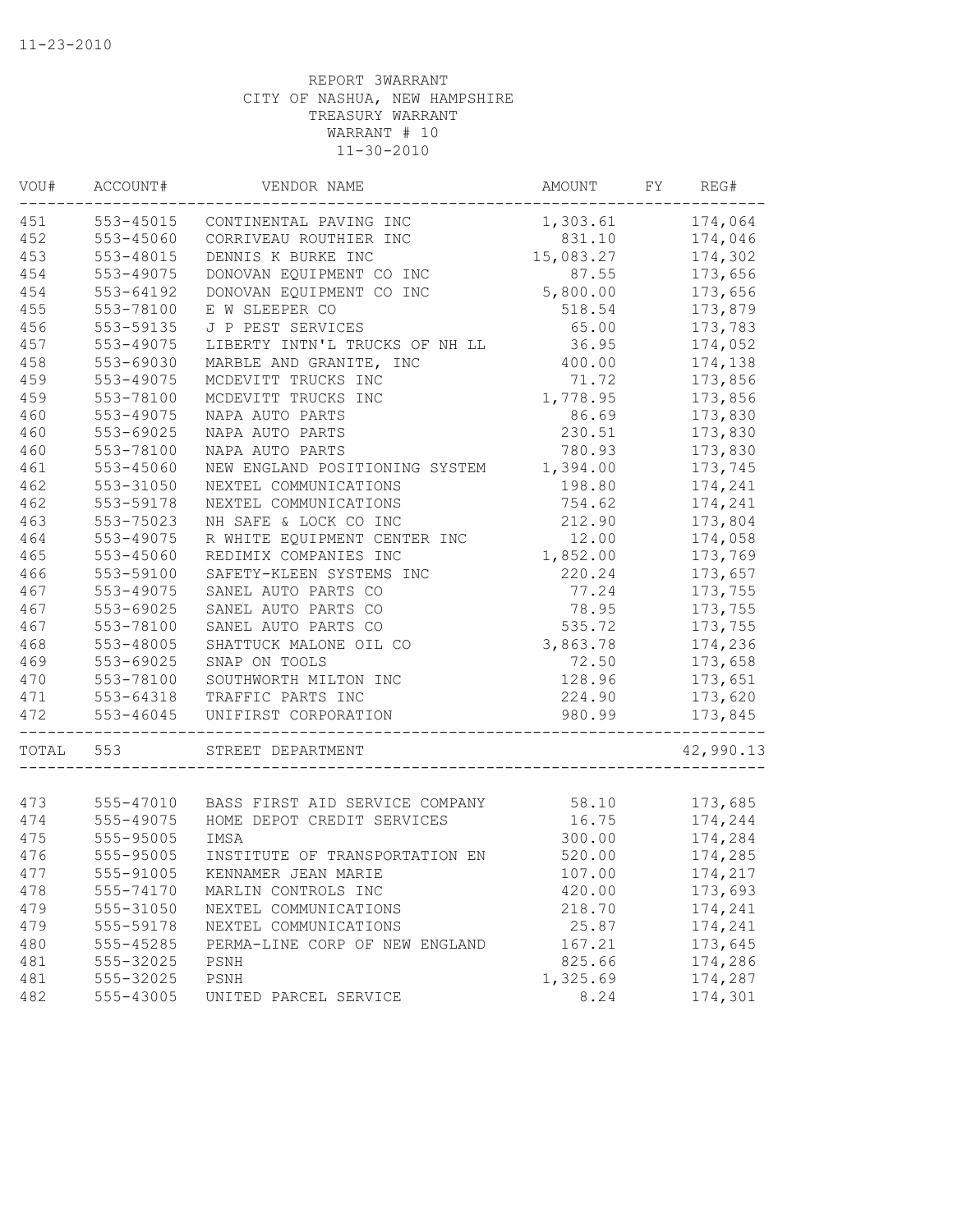11-23-2010

REPORT 3WARRANT
CITY OF NASHUA, NEW HAMPSHIRE
TREASURY WARRANT
WARRANT # 10
11-30-2010

| VOU# | ACCOUNT# | VENDOR NAME | AMOUNT | FY | REG# |
|---|---|---|---|---|---|
| 451 | 553-45015 | CONTINENTAL PAVING INC | 1,303.61 | | 174,064 |
| 452 | 553-45060 | CORRIVEAU ROUTHIER INC | 831.10 | | 174,046 |
| 453 | 553-48015 | DENNIS K BURKE INC | 15,083.27 | | 174,302 |
| 454 | 553-49075 | DONOVAN EQUIPMENT CO INC | 87.55 | | 173,656 |
| 454 | 553-64192 | DONOVAN EQUIPMENT CO INC | 5,800.00 | | 173,656 |
| 455 | 553-78100 | E W SLEEPER CO | 518.54 | | 173,879 |
| 456 | 553-59135 | J P PEST SERVICES | 65.00 | | 173,783 |
| 457 | 553-49075 | LIBERTY INTN'L TRUCKS OF NH LL | 36.95 | | 174,052 |
| 458 | 553-69030 | MARBLE AND GRANITE, INC | 400.00 | | 174,138 |
| 459 | 553-49075 | MCDEVITT TRUCKS INC | 71.72 | | 173,856 |
| 459 | 553-78100 | MCDEVITT TRUCKS INC | 1,778.95 | | 173,856 |
| 460 | 553-49075 | NAPA AUTO PARTS | 86.69 | | 173,830 |
| 460 | 553-69025 | NAPA AUTO PARTS | 230.51 | | 173,830 |
| 460 | 553-78100 | NAPA AUTO PARTS | 780.93 | | 173,830 |
| 461 | 553-45060 | NEW ENGLAND POSITIONING SYSTEM | 1,394.00 | | 173,745 |
| 462 | 553-31050 | NEXTEL COMMUNICATIONS | 198.80 | | 174,241 |
| 462 | 553-59178 | NEXTEL COMMUNICATIONS | 754.62 | | 174,241 |
| 463 | 553-75023 | NH SAFE & LOCK CO INC | 212.90 | | 173,804 |
| 464 | 553-49075 | R WHITE EQUIPMENT CENTER INC | 12.00 | | 174,058 |
| 465 | 553-45060 | REDIMIX COMPANIES INC | 1,852.00 | | 173,769 |
| 466 | 553-59100 | SAFETY-KLEEN SYSTEMS INC | 220.24 | | 173,657 |
| 467 | 553-49075 | SANEL AUTO PARTS CO | 77.24 | | 173,755 |
| 467 | 553-69025 | SANEL AUTO PARTS CO | 78.95 | | 173,755 |
| 467 | 553-78100 | SANEL AUTO PARTS CO | 535.72 | | 173,755 |
| 468 | 553-48005 | SHATTUCK MALONE OIL CO | 3,863.78 | | 174,236 |
| 469 | 553-69025 | SNAP ON TOOLS | 72.50 | | 173,658 |
| 470 | 553-78100 | SOUTHWORTH MILTON INC | 128.96 | | 173,651 |
| 471 | 553-64318 | TRAFFIC PARTS INC | 224.90 | | 173,620 |
| 472 | 553-46045 | UNIFIRST CORPORATION | 980.99 | | 173,845 |
| TOTAL | 553 | STREET DEPARTMENT | | | 42,990.13 |
| 473 | 555-47010 | BASS FIRST AID SERVICE COMPANY | 58.10 | | 173,685 |
| 474 | 555-49075 | HOME DEPOT CREDIT SERVICES | 16.75 | | 174,244 |
| 475 | 555-95005 | IMSA | 300.00 | | 174,284 |
| 476 | 555-95005 | INSTITUTE OF TRANSPORTATION EN | 520.00 | | 174,285 |
| 477 | 555-91005 | KENNAMER JEAN MARIE | 107.00 | | 174,217 |
| 478 | 555-74170 | MARLIN CONTROLS INC | 420.00 | | 173,693 |
| 479 | 555-31050 | NEXTEL COMMUNICATIONS | 218.70 | | 174,241 |
| 479 | 555-59178 | NEXTEL COMMUNICATIONS | 25.87 | | 174,241 |
| 480 | 555-45285 | PERMA-LINE CORP OF NEW ENGLAND | 167.21 | | 173,645 |
| 481 | 555-32025 | PSNH | 825.66 | | 174,286 |
| 481 | 555-32025 | PSNH | 1,325.69 | | 174,287 |
| 482 | 555-43005 | UNITED PARCEL SERVICE | 8.24 | | 174,301 |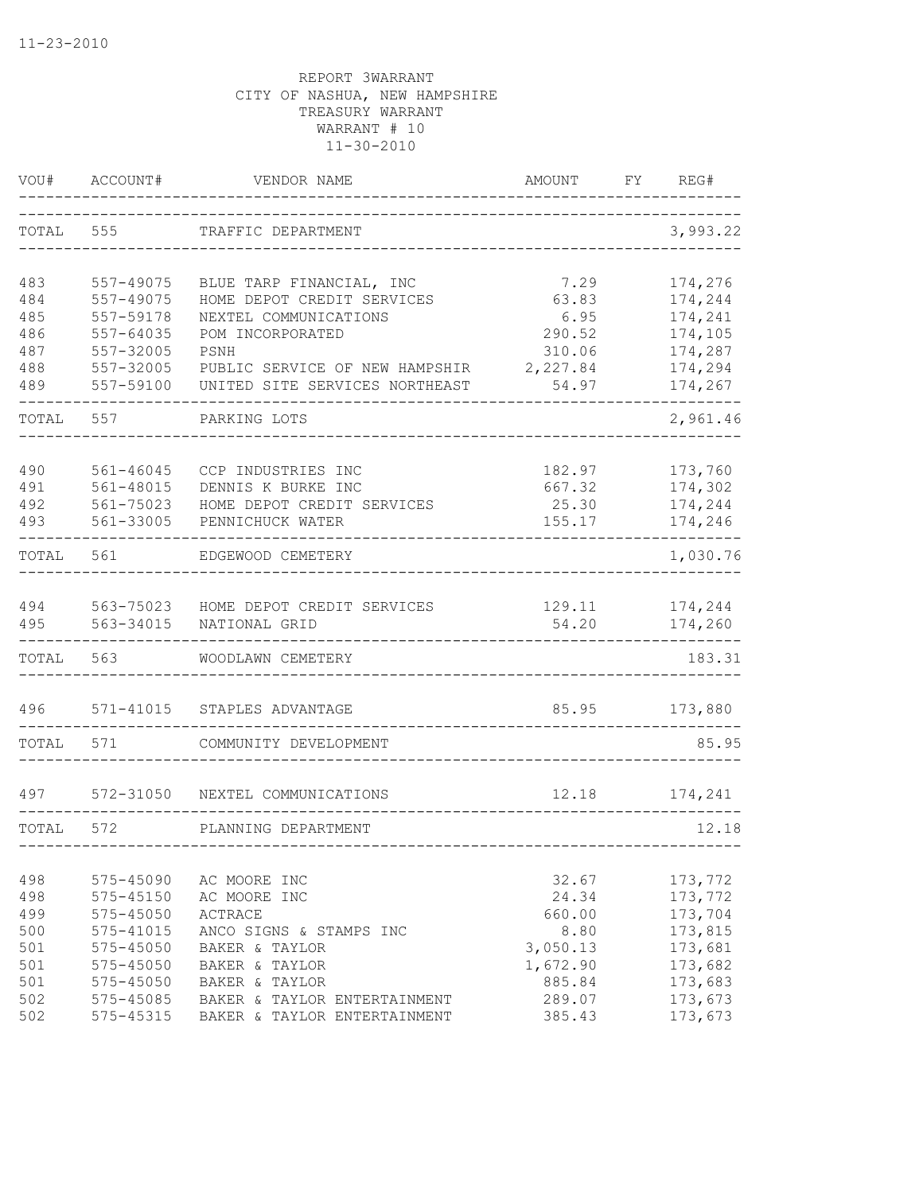11-23-2010

REPORT 3WARRANT
CITY OF NASHUA, NEW HAMPSHIRE
TREASURY WARRANT
WARRANT # 10
11-30-2010

| VOU# | ACCOUNT# | VENDOR NAME | AMOUNT | FY | REG# |
|---|---|---|---|---|---|
| TOTAL | 555 | TRAFFIC DEPARTMENT | | | 3,993.22 |
| 483 | 557-49075 | BLUE TARP FINANCIAL, INC | 7.29 | | 174,276 |
| 484 | 557-49075 | HOME DEPOT CREDIT SERVICES | 63.83 | | 174,244 |
| 485 | 557-59178 | NEXTEL COMMUNICATIONS | 6.95 | | 174,241 |
| 486 | 557-64035 | POM INCORPORATED | 290.52 | | 174,105 |
| 487 | 557-32005 | PSNH | 310.06 | | 174,287 |
| 488 | 557-32005 | PUBLIC SERVICE OF NEW HAMPSHIR | 2,227.84 | | 174,294 |
| 489 | 557-59100 | UNITED SITE SERVICES NORTHEAST | 54.97 | | 174,267 |
| TOTAL | 557 | PARKING LOTS | | | 2,961.46 |
| 490 | 561-46045 | CCP INDUSTRIES INC | 182.97 | | 173,760 |
| 491 | 561-48015 | DENNIS K BURKE INC | 667.32 | | 174,302 |
| 492 | 561-75023 | HOME DEPOT CREDIT SERVICES | 25.30 | | 174,244 |
| 493 | 561-33005 | PENNICHUCK WATER | 155.17 | | 174,246 |
| TOTAL | 561 | EDGEWOOD CEMETERY | | | 1,030.76 |
| 494 | 563-75023 | HOME DEPOT CREDIT SERVICES | 129.11 | | 174,244 |
| 495 | 563-34015 | NATIONAL GRID | 54.20 | | 174,260 |
| TOTAL | 563 | WOODLAWN CEMETERY | | | 183.31 |
| 496 | 571-41015 | STAPLES ADVANTAGE | 85.95 | | 173,880 |
| TOTAL | 571 | COMMUNITY DEVELOPMENT | | | 85.95 |
| 497 | 572-31050 | NEXTEL COMMUNICATIONS | 12.18 | | 174,241 |
| TOTAL | 572 | PLANNING DEPARTMENT | | | 12.18 |
| 498 | 575-45090 | AC MOORE INC | 32.67 | | 173,772 |
| 498 | 575-45150 | AC MOORE INC | 24.34 | | 173,772 |
| 499 | 575-45050 | ACTRACE | 660.00 | | 173,704 |
| 500 | 575-41015 | ANCO SIGNS & STAMPS INC | 8.80 | | 173,815 |
| 501 | 575-45050 | BAKER & TAYLOR | 3,050.13 | | 173,681 |
| 501 | 575-45050 | BAKER & TAYLOR | 1,672.90 | | 173,682 |
| 501 | 575-45050 | BAKER & TAYLOR | 885.84 | | 173,683 |
| 502 | 575-45085 | BAKER & TAYLOR ENTERTAINMENT | 289.07 | | 173,673 |
| 502 | 575-45315 | BAKER & TAYLOR ENTERTAINMENT | 385.43 | | 173,673 |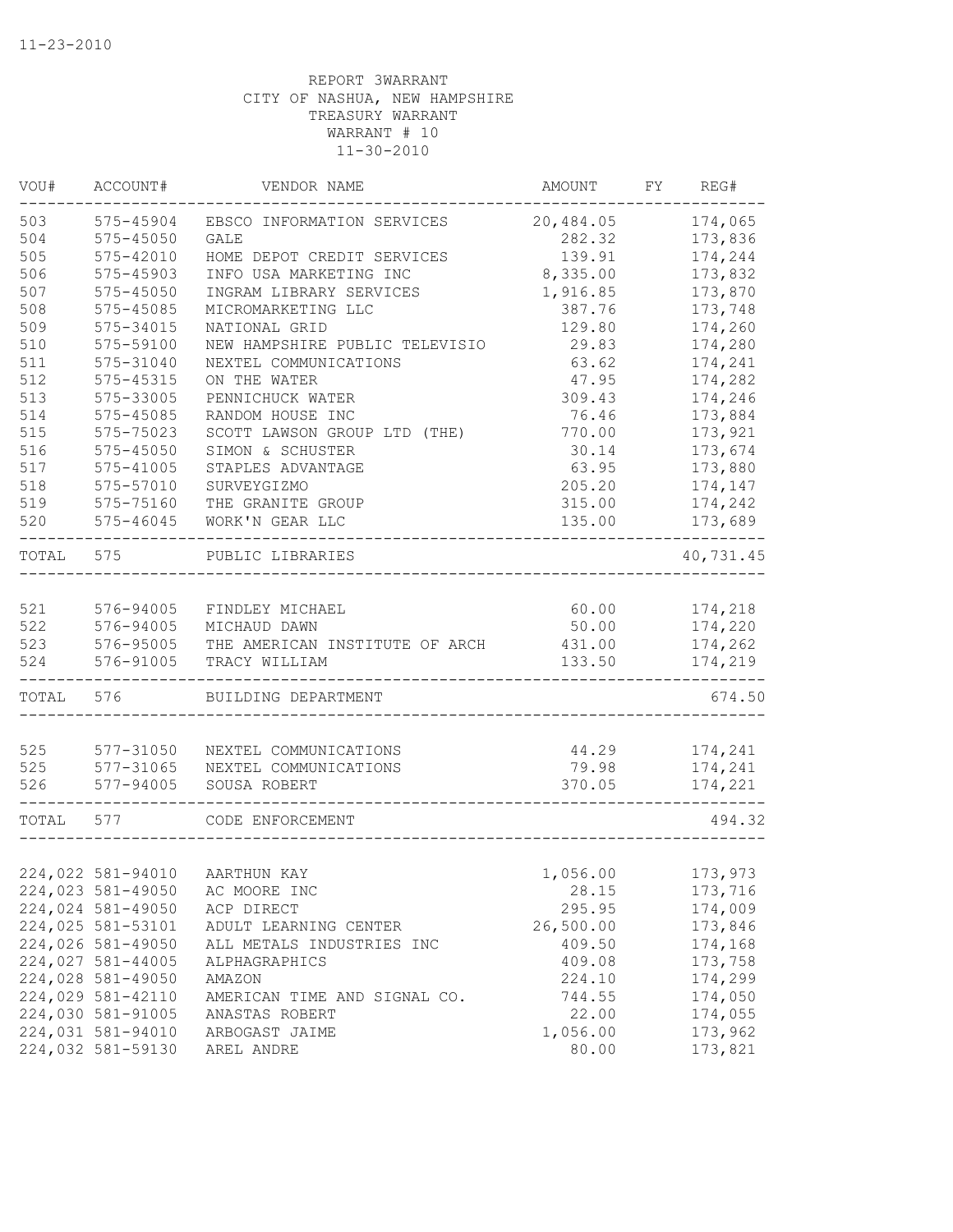11-23-2010

REPORT 3WARRANT
CITY OF NASHUA, NEW HAMPSHIRE
TREASURY WARRANT
WARRANT # 10
11-30-2010

| VOU# | ACCOUNT# | VENDOR NAME | AMOUNT | FY | REG# |
|---|---|---|---|---|---|
| 503 | 575-45904 | EBSCO INFORMATION SERVICES | 20,484.05 | | 174,065 |
| 504 | 575-45050 | GALE | 282.32 | | 173,836 |
| 505 | 575-42010 | HOME DEPOT CREDIT SERVICES | 139.91 | | 174,244 |
| 506 | 575-45903 | INFO USA MARKETING INC | 8,335.00 | | 173,832 |
| 507 | 575-45050 | INGRAM LIBRARY SERVICES | 1,916.85 | | 173,870 |
| 508 | 575-45085 | MICROMARKETING LLC | 387.76 | | 173,748 |
| 509 | 575-34015 | NATIONAL GRID | 129.80 | | 174,260 |
| 510 | 575-59100 | NEW HAMPSHIRE PUBLIC TELEVISIO | 29.83 | | 174,280 |
| 511 | 575-31040 | NEXTEL COMMUNICATIONS | 63.62 | | 174,241 |
| 512 | 575-45315 | ON THE WATER | 47.95 | | 174,282 |
| 513 | 575-33005 | PENNICHUCK WATER | 309.43 | | 174,246 |
| 514 | 575-45085 | RANDOM HOUSE INC | 76.46 | | 173,884 |
| 515 | 575-75023 | SCOTT LAWSON GROUP LTD (THE) | 770.00 | | 173,921 |
| 516 | 575-45050 | SIMON & SCHUSTER | 30.14 | | 173,674 |
| 517 | 575-41005 | STAPLES ADVANTAGE | 63.95 | | 173,880 |
| 518 | 575-57010 | SURVEYGIZMO | 205.20 | | 174,147 |
| 519 | 575-75160 | THE GRANITE GROUP | 315.00 | | 174,242 |
| 520 | 575-46045 | WORK'N GEAR LLC | 135.00 | | 173,689 |
| TOTAL | 575 | PUBLIC LIBRARIES | | | 40,731.45 |
| 521 | 576-94005 | FINDLEY MICHAEL | 60.00 | | 174,218 |
| 522 | 576-94005 | MICHAUD DAWN | 50.00 | | 174,220 |
| 523 | 576-95005 | THE AMERICAN INSTITUTE OF ARCH | 431.00 | | 174,262 |
| 524 | 576-91005 | TRACY WILLIAM | 133.50 | | 174,219 |
| TOTAL | 576 | BUILDING DEPARTMENT | | | 674.50 |
| 525 | 577-31050 | NEXTEL COMMUNICATIONS | 44.29 | | 174,241 |
| 525 | 577-31065 | NEXTEL COMMUNICATIONS | 79.98 | | 174,241 |
| 526 | 577-94005 | SOUSA ROBERT | 370.05 | | 174,221 |
| TOTAL | 577 | CODE ENFORCEMENT | | | 494.32 |
| 224,022 | 581-94010 | AARTHUN KAY | 1,056.00 | | 173,973 |
| 224,023 | 581-49050 | AC MOORE INC | 28.15 | | 173,716 |
| 224,024 | 581-49050 | ACP DIRECT | 295.95 | | 174,009 |
| 224,025 | 581-53101 | ADULT LEARNING CENTER | 26,500.00 | | 173,846 |
| 224,026 | 581-49050 | ALL METALS INDUSTRIES INC | 409.50 | | 174,168 |
| 224,027 | 581-44005 | ALPHAGRAPHICS | 409.08 | | 173,758 |
| 224,028 | 581-49050 | AMAZON | 224.10 | | 174,299 |
| 224,029 | 581-42110 | AMERICAN TIME AND SIGNAL CO. | 744.55 | | 174,050 |
| 224,030 | 581-91005 | ANASTAS ROBERT | 22.00 | | 174,055 |
| 224,031 | 581-94010 | ARBOGAST JAIME | 1,056.00 | | 173,962 |
| 224,032 | 581-59130 | AREL ANDRE | 80.00 | | 173,821 |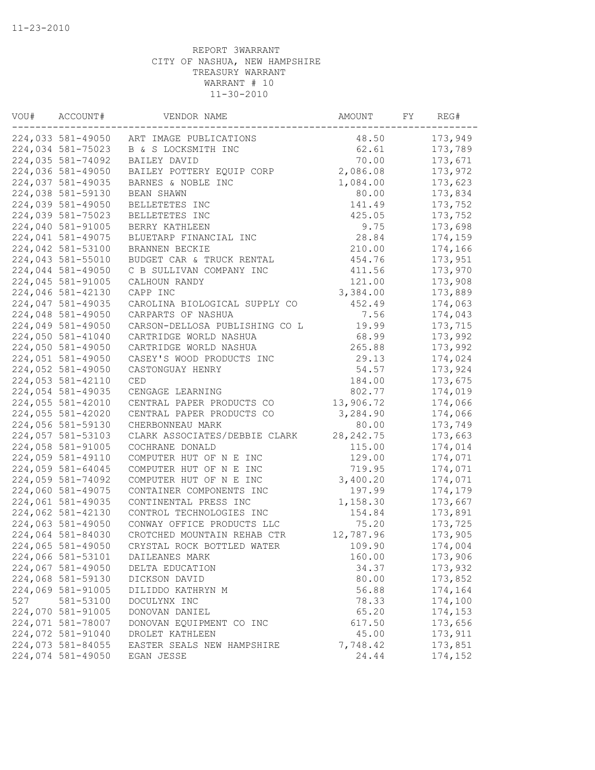11-23-2010

REPORT 3WARRANT
CITY OF NASHUA, NEW HAMPSHIRE
TREASURY WARRANT
WARRANT # 10
11-30-2010

| VOU# | ACCOUNT# | VENDOR NAME | AMOUNT | FY | REG# |
|---|---|---|---|---|---|
| 224,033 | 581-49050 | ART IMAGE PUBLICATIONS | 48.50 | | 173,949 |
| 224,034 | 581-75023 | B & S LOCKSMITH INC | 62.61 | | 173,789 |
| 224,035 | 581-74092 | BAILEY DAVID | 70.00 | | 173,671 |
| 224,036 | 581-49050 | BAILEY POTTERY EQUIP CORP | 2,086.08 | | 173,972 |
| 224,037 | 581-49035 | BARNES & NOBLE INC | 1,084.00 | | 173,623 |
| 224,038 | 581-59130 | BEAN SHAWN | 80.00 | | 173,834 |
| 224,039 | 581-49050 | BELLETETES INC | 141.49 | | 173,752 |
| 224,039 | 581-75023 | BELLETETES INC | 425.05 | | 173,752 |
| 224,040 | 581-91005 | BERRY KATHLEEN | 9.75 | | 173,698 |
| 224,041 | 581-49075 | BLUETARP FINANCIAL INC | 28.84 | | 174,159 |
| 224,042 | 581-53100 | BRANNEN BECKIE | 210.00 | | 174,166 |
| 224,043 | 581-55010 | BUDGET CAR & TRUCK RENTAL | 454.76 | | 173,951 |
| 224,044 | 581-49050 | C B SULLIVAN COMPANY INC | 411.56 | | 173,970 |
| 224,045 | 581-91005 | CALHOUN RANDY | 121.00 | | 173,908 |
| 224,046 | 581-42130 | CAPP INC | 3,384.00 | | 173,889 |
| 224,047 | 581-49035 | CAROLINA BIOLOGICAL SUPPLY CO | 452.49 | | 174,063 |
| 224,048 | 581-49050 | CARPARTS OF NASHUA | 7.56 | | 174,043 |
| 224,049 | 581-49050 | CARSON-DELLOSA PUBLISHING CO L | 19.99 | | 173,715 |
| 224,050 | 581-41040 | CARTRIDGE WORLD NASHUA | 68.99 | | 173,992 |
| 224,050 | 581-49050 | CARTRIDGE WORLD NASHUA | 265.88 | | 173,992 |
| 224,051 | 581-49050 | CASEY'S WOOD PRODUCTS INC | 29.13 | | 174,024 |
| 224,052 | 581-49050 | CASTONGUAY HENRY | 54.57 | | 173,924 |
| 224,053 | 581-42110 | CED | 184.00 | | 173,675 |
| 224,054 | 581-49035 | CENGAGE LEARNING | 802.77 | | 174,019 |
| 224,055 | 581-42010 | CENTRAL PAPER PRODUCTS CO | 13,906.72 | | 174,066 |
| 224,055 | 581-42020 | CENTRAL PAPER PRODUCTS CO | 3,284.90 | | 174,066 |
| 224,056 | 581-59130 | CHERBONNEAU MARK | 80.00 | | 173,749 |
| 224,057 | 581-53103 | CLARK ASSOCIATES/DEBBIE CLARK | 28,242.75 | | 173,663 |
| 224,058 | 581-91005 | COCHRANE DONALD | 115.00 | | 174,014 |
| 224,059 | 581-49110 | COMPUTER HUT OF N E INC | 129.00 | | 174,071 |
| 224,059 | 581-64045 | COMPUTER HUT OF N E INC | 719.95 | | 174,071 |
| 224,059 | 581-74092 | COMPUTER HUT OF N E INC | 3,400.20 | | 174,071 |
| 224,060 | 581-49075 | CONTAINER COMPONENTS INC | 197.99 | | 174,179 |
| 224,061 | 581-49035 | CONTINENTAL PRESS INC | 1,158.30 | | 173,667 |
| 224,062 | 581-42130 | CONTROL TECHNOLOGIES INC | 154.84 | | 173,891 |
| 224,063 | 581-49050 | CONWAY OFFICE PRODUCTS LLC | 75.20 | | 173,725 |
| 224,064 | 581-84030 | CROTCHED MOUNTAIN REHAB CTR | 12,787.96 | | 173,905 |
| 224,065 | 581-49050 | CRYSTAL ROCK BOTTLED WATER | 109.90 | | 174,004 |
| 224,066 | 581-53101 | DAILEANES MARK | 160.00 | | 173,906 |
| 224,067 | 581-49050 | DELTA EDUCATION | 34.37 | | 173,932 |
| 224,068 | 581-59130 | DICKSON DAVID | 80.00 | | 173,852 |
| 224,069 | 581-91005 | DILIDDO KATHRYN M | 56.88 | | 174,164 |
| 527 | 581-53100 | DOCULYNX INC | 78.33 | | 174,100 |
| 224,070 | 581-91005 | DONOVAN DANIEL | 65.20 | | 174,153 |
| 224,071 | 581-78007 | DONOVAN EQUIPMENT CO INC | 617.50 | | 173,656 |
| 224,072 | 581-91040 | DROLET KATHLEEN | 45.00 | | 173,911 |
| 224,073 | 581-84055 | EASTER SEALS NEW HAMPSHIRE | 7,748.42 | | 173,851 |
| 224,074 | 581-49050 | EGAN JESSE | 24.44 | | 174,152 |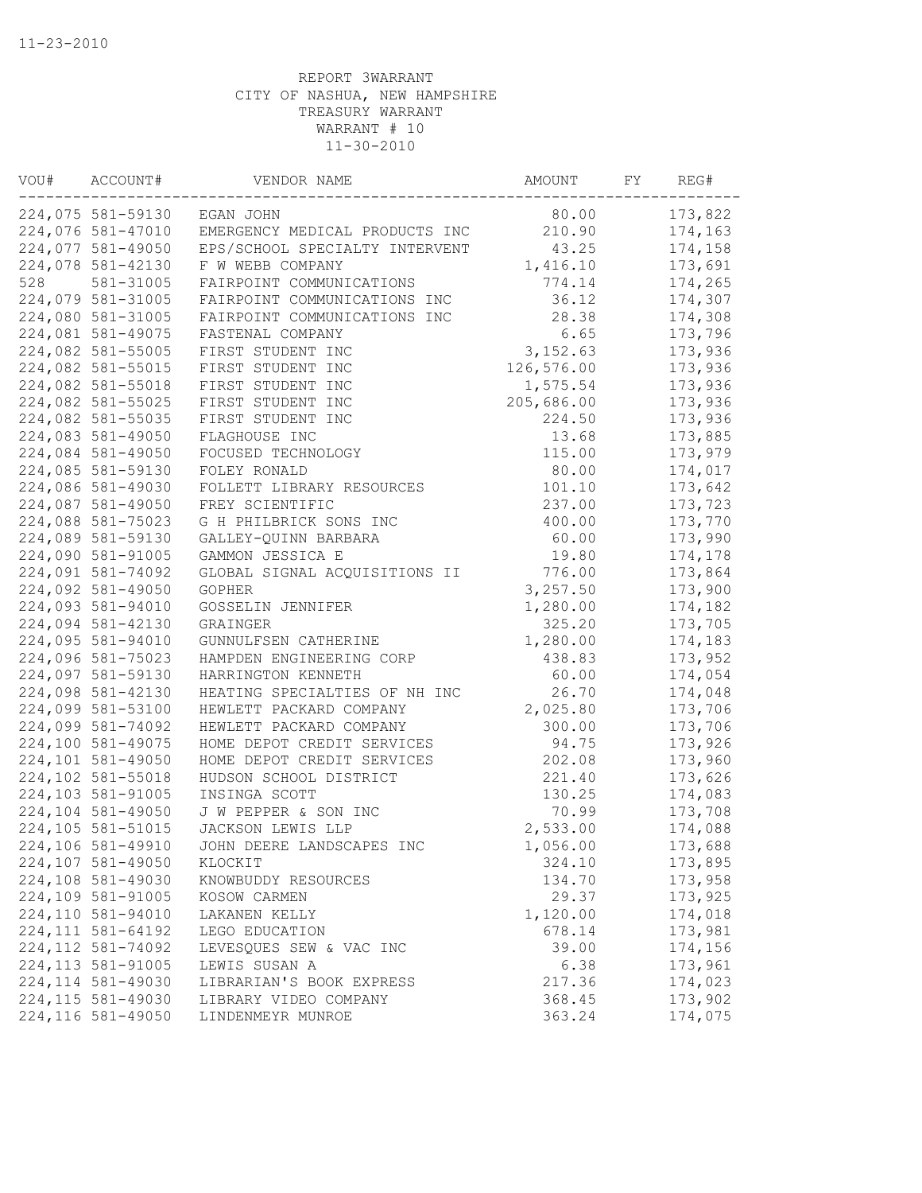11-23-2010

REPORT 3WARRANT
CITY OF NASHUA, NEW HAMPSHIRE
TREASURY WARRANT
WARRANT # 10
11-30-2010

| VOU# | ACCOUNT# | VENDOR NAME | AMOUNT | FY | REG# |
|---|---|---|---|---|---|
| 224,075 | 581-59130 | EGAN JOHN | 80.00 | | 173,822 |
| 224,076 | 581-47010 | EMERGENCY MEDICAL PRODUCTS INC | 210.90 | | 174,163 |
| 224,077 | 581-49050 | EPS/SCHOOL SPECIALTY INTERVENT | 43.25 | | 174,158 |
| 224,078 | 581-42130 | F W WEBB COMPANY | 1,416.10 | | 173,691 |
| 528 | 581-31005 | FAIRPOINT COMMUNICATIONS | 774.14 | | 174,265 |
| 224,079 | 581-31005 | FAIRPOINT COMMUNICATIONS INC | 36.12 | | 174,307 |
| 224,080 | 581-31005 | FAIRPOINT COMMUNICATIONS INC | 28.38 | | 174,308 |
| 224,081 | 581-49075 | FASTENAL COMPANY | 6.65 | | 173,796 |
| 224,082 | 581-55005 | FIRST STUDENT INC | 3,152.63 | | 173,936 |
| 224,082 | 581-55015 | FIRST STUDENT INC | 126,576.00 | | 173,936 |
| 224,082 | 581-55018 | FIRST STUDENT INC | 1,575.54 | | 173,936 |
| 224,082 | 581-55025 | FIRST STUDENT INC | 205,686.00 | | 173,936 |
| 224,082 | 581-55035 | FIRST STUDENT INC | 224.50 | | 173,936 |
| 224,083 | 581-49050 | FLAGHOUSE INC | 13.68 | | 173,885 |
| 224,084 | 581-49050 | FOCUSED TECHNOLOGY | 115.00 | | 173,979 |
| 224,085 | 581-59130 | FOLEY RONALD | 80.00 | | 174,017 |
| 224,086 | 581-49030 | FOLLETT LIBRARY RESOURCES | 101.10 | | 173,642 |
| 224,087 | 581-49050 | FREY SCIENTIFIC | 237.00 | | 173,723 |
| 224,088 | 581-75023 | G H PHILBRICK SONS INC | 400.00 | | 173,770 |
| 224,089 | 581-59130 | GALLEY-QUINN BARBARA | 60.00 | | 173,990 |
| 224,090 | 581-91005 | GAMMON JESSICA E | 19.80 | | 174,178 |
| 224,091 | 581-74092 | GLOBAL SIGNAL ACQUISITIONS II | 776.00 | | 173,864 |
| 224,092 | 581-49050 | GOPHER | 3,257.50 | | 173,900 |
| 224,093 | 581-94010 | GOSSELIN JENNIFER | 1,280.00 | | 174,182 |
| 224,094 | 581-42130 | GRAINGER | 325.20 | | 173,705 |
| 224,095 | 581-94010 | GUNNULFSEN CATHERINE | 1,280.00 | | 174,183 |
| 224,096 | 581-75023 | HAMPDEN ENGINEERING CORP | 438.83 | | 173,952 |
| 224,097 | 581-59130 | HARRINGTON KENNETH | 60.00 | | 174,054 |
| 224,098 | 581-42130 | HEATING SPECIALTIES OF NH INC | 26.70 | | 174,048 |
| 224,099 | 581-53100 | HEWLETT PACKARD COMPANY | 2,025.80 | | 173,706 |
| 224,099 | 581-74092 | HEWLETT PACKARD COMPANY | 300.00 | | 173,706 |
| 224,100 | 581-49075 | HOME DEPOT CREDIT SERVICES | 94.75 | | 173,926 |
| 224,101 | 581-49050 | HOME DEPOT CREDIT SERVICES | 202.08 | | 173,960 |
| 224,102 | 581-55018 | HUDSON SCHOOL DISTRICT | 221.40 | | 173,626 |
| 224,103 | 581-91005 | INSINGA SCOTT | 130.25 | | 174,083 |
| 224,104 | 581-49050 | J W PEPPER & SON INC | 70.99 | | 173,708 |
| 224,105 | 581-51015 | JACKSON LEWIS LLP | 2,533.00 | | 174,088 |
| 224,106 | 581-49910 | JOHN DEERE LANDSCAPES INC | 1,056.00 | | 173,688 |
| 224,107 | 581-49050 | KLOCKIT | 324.10 | | 173,895 |
| 224,108 | 581-49030 | KNOWBUDDY RESOURCES | 134.70 | | 173,958 |
| 224,109 | 581-91005 | KOSOW CARMEN | 29.37 | | 173,925 |
| 224,110 | 581-94010 | LAKANEN KELLY | 1,120.00 | | 174,018 |
| 224,111 | 581-64192 | LEGO EDUCATION | 678.14 | | 173,981 |
| 224,112 | 581-74092 | LEVESQUES SEW & VAC INC | 39.00 | | 174,156 |
| 224,113 | 581-91005 | LEWIS SUSAN A | 6.38 | | 173,961 |
| 224,114 | 581-49030 | LIBRARIAN'S BOOK EXPRESS | 217.36 | | 174,023 |
| 224,115 | 581-49030 | LIBRARY VIDEO COMPANY | 368.45 | | 173,902 |
| 224,116 | 581-49050 | LINDENMEYR MUNROE | 363.24 | | 174,075 |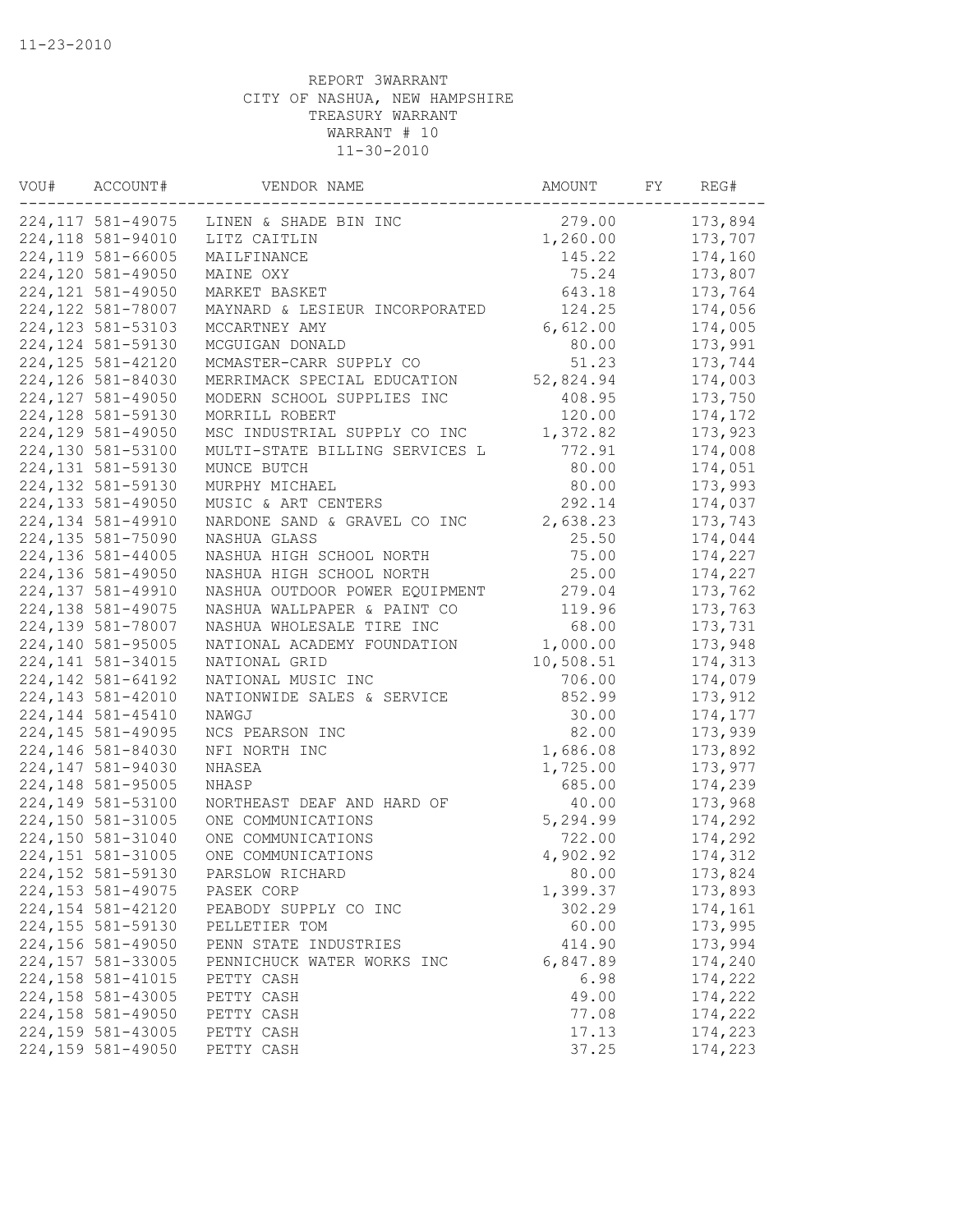11-23-2010

REPORT 3WARRANT
CITY OF NASHUA, NEW HAMPSHIRE
TREASURY WARRANT
WARRANT # 10
11-30-2010

| VOU# | ACCOUNT# | VENDOR NAME | AMOUNT | FY | REG# |
|---|---|---|---|---|---|
| 224,117 | 581-49075 | LINEN & SHADE BIN INC | 279.00 | | 173,894 |
| 224,118 | 581-94010 | LITZ CAITLIN | 1,260.00 | | 173,707 |
| 224,119 | 581-66005 | MAILFINANCE | 145.22 | | 174,160 |
| 224,120 | 581-49050 | MAINE OXY | 75.24 | | 173,807 |
| 224,121 | 581-49050 | MARKET BASKET | 643.18 | | 173,764 |
| 224,122 | 581-78007 | MAYNARD & LESIEUR INCORPORATED | 124.25 | | 174,056 |
| 224,123 | 581-53103 | MCCARTNEY AMY | 6,612.00 | | 174,005 |
| 224,124 | 581-59130 | MCGUIGAN DONALD | 80.00 | | 173,991 |
| 224,125 | 581-42120 | MCMASTER-CARR SUPPLY CO | 51.23 | | 173,744 |
| 224,126 | 581-84030 | MERRIMACK SPECIAL EDUCATION | 52,824.94 | | 174,003 |
| 224,127 | 581-49050 | MODERN SCHOOL SUPPLIES INC | 408.95 | | 173,750 |
| 224,128 | 581-59130 | MORRILL ROBERT | 120.00 | | 174,172 |
| 224,129 | 581-49050 | MSC INDUSTRIAL SUPPLY CO INC | 1,372.82 | | 173,923 |
| 224,130 | 581-53100 | MULTI-STATE BILLING SERVICES L | 772.91 | | 174,008 |
| 224,131 | 581-59130 | MUNCE BUTCH | 80.00 | | 174,051 |
| 224,132 | 581-59130 | MURPHY MICHAEL | 80.00 | | 173,993 |
| 224,133 | 581-49050 | MUSIC & ART CENTERS | 292.14 | | 174,037 |
| 224,134 | 581-49910 | NARDONE SAND & GRAVEL CO INC | 2,638.23 | | 173,743 |
| 224,135 | 581-75090 | NASHUA GLASS | 25.50 | | 174,044 |
| 224,136 | 581-44005 | NASHUA HIGH SCHOOL NORTH | 75.00 | | 174,227 |
| 224,136 | 581-49050 | NASHUA HIGH SCHOOL NORTH | 25.00 | | 174,227 |
| 224,137 | 581-49910 | NASHUA OUTDOOR POWER EQUIPMENT | 279.04 | | 173,762 |
| 224,138 | 581-49075 | NASHUA WALLPAPER & PAINT CO | 119.96 | | 173,763 |
| 224,139 | 581-78007 | NASHUA WHOLESALE TIRE INC | 68.00 | | 173,731 |
| 224,140 | 581-95005 | NATIONAL ACADEMY FOUNDATION | 1,000.00 | | 173,948 |
| 224,141 | 581-34015 | NATIONAL GRID | 10,508.51 | | 174,313 |
| 224,142 | 581-64192 | NATIONAL MUSIC INC | 706.00 | | 174,079 |
| 224,143 | 581-42010 | NATIONWIDE SALES & SERVICE | 852.99 | | 173,912 |
| 224,144 | 581-45410 | NAWGJ | 30.00 | | 174,177 |
| 224,145 | 581-49095 | NCS PEARSON INC | 82.00 | | 173,939 |
| 224,146 | 581-84030 | NFI NORTH INC | 1,686.08 | | 173,892 |
| 224,147 | 581-94030 | NHASEA | 1,725.00 | | 173,977 |
| 224,148 | 581-95005 | NHASP | 685.00 | | 174,239 |
| 224,149 | 581-53100 | NORTHEAST DEAF AND HARD OF | 40.00 | | 173,968 |
| 224,150 | 581-31005 | ONE COMMUNICATIONS | 5,294.99 | | 174,292 |
| 224,150 | 581-31040 | ONE COMMUNICATIONS | 722.00 | | 174,292 |
| 224,151 | 581-31005 | ONE COMMUNICATIONS | 4,902.92 | | 174,312 |
| 224,152 | 581-59130 | PARSLOW RICHARD | 80.00 | | 173,824 |
| 224,153 | 581-49075 | PASEK CORP | 1,399.37 | | 173,893 |
| 224,154 | 581-42120 | PEABODY SUPPLY CO INC | 302.29 | | 174,161 |
| 224,155 | 581-59130 | PELLETIER TOM | 60.00 | | 173,995 |
| 224,156 | 581-49050 | PENN STATE INDUSTRIES | 414.90 | | 173,994 |
| 224,157 | 581-33005 | PENNICHUCK WATER WORKS INC | 6,847.89 | | 174,240 |
| 224,158 | 581-41015 | PETTY CASH | 6.98 | | 174,222 |
| 224,158 | 581-43005 | PETTY CASH | 49.00 | | 174,222 |
| 224,158 | 581-49050 | PETTY CASH | 77.08 | | 174,222 |
| 224,159 | 581-43005 | PETTY CASH | 17.13 | | 174,223 |
| 224,159 | 581-49050 | PETTY CASH | 37.25 | | 174,223 |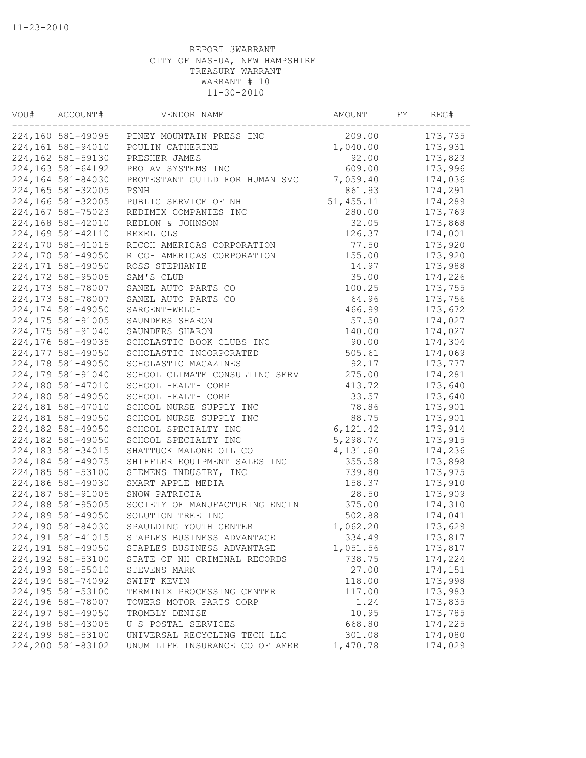11-23-2010

REPORT 3WARRANT
CITY OF NASHUA, NEW HAMPSHIRE
TREASURY WARRANT
WARRANT # 10
11-30-2010

| VOU# | ACCOUNT# | VENDOR NAME | AMOUNT | FY | REG# |
|---|---|---|---|---|---|
| 224,160 | 581-49095 | PINEY MOUNTAIN PRESS INC | 209.00 | | 173,735 |
| 224,161 | 581-94010 | POULIN CATHERINE | 1,040.00 | | 173,931 |
| 224,162 | 581-59130 | PRESHER JAMES | 92.00 | | 173,823 |
| 224,163 | 581-64192 | PRO AV SYSTEMS INC | 609.00 | | 173,996 |
| 224,164 | 581-84030 | PROTESTANT GUILD FOR HUMAN SVC | 7,059.40 | | 174,036 |
| 224,165 | 581-32005 | PSNH | 861.93 | | 174,291 |
| 224,166 | 581-32005 | PUBLIC SERVICE OF NH | 51,455.11 | | 174,289 |
| 224,167 | 581-75023 | REDIMIX COMPANIES INC | 280.00 | | 173,769 |
| 224,168 | 581-42010 | REDLON & JOHNSON | 32.05 | | 173,868 |
| 224,169 | 581-42110 | REXEL CLS | 126.37 | | 174,001 |
| 224,170 | 581-41015 | RICOH AMERICAS CORPORATION | 77.50 | | 173,920 |
| 224,170 | 581-49050 | RICOH AMERICAS CORPORATION | 155.00 | | 173,920 |
| 224,171 | 581-49050 | ROSS STEPHANIE | 14.97 | | 173,988 |
| 224,172 | 581-95005 | SAM'S CLUB | 35.00 | | 174,226 |
| 224,173 | 581-78007 | SANEL AUTO PARTS CO | 100.25 | | 173,755 |
| 224,173 | 581-78007 | SANEL AUTO PARTS CO | 64.96 | | 173,756 |
| 224,174 | 581-49050 | SARGENT-WELCH | 466.99 | | 173,672 |
| 224,175 | 581-91005 | SAUNDERS SHARON | 57.50 | | 174,027 |
| 224,175 | 581-91040 | SAUNDERS SHARON | 140.00 | | 174,027 |
| 224,176 | 581-49035 | SCHOLASTIC BOOK CLUBS INC | 90.00 | | 174,304 |
| 224,177 | 581-49050 | SCHOLASTIC INCORPORATED | 505.61 | | 174,069 |
| 224,178 | 581-49050 | SCHOLASTIC MAGAZINES | 92.17 | | 173,777 |
| 224,179 | 581-91040 | SCHOOL CLIMATE CONSULTING SERV | 275.00 | | 174,281 |
| 224,180 | 581-47010 | SCHOOL HEALTH CORP | 413.72 | | 173,640 |
| 224,180 | 581-49050 | SCHOOL HEALTH CORP | 33.57 | | 173,640 |
| 224,181 | 581-47010 | SCHOOL NURSE SUPPLY INC | 78.86 | | 173,901 |
| 224,181 | 581-49050 | SCHOOL NURSE SUPPLY INC | 88.75 | | 173,901 |
| 224,182 | 581-49050 | SCHOOL SPECIALTY INC | 6,121.42 | | 173,914 |
| 224,182 | 581-49050 | SCHOOL SPECIALTY INC | 5,298.74 | | 173,915 |
| 224,183 | 581-34015 | SHATTUCK MALONE OIL CO | 4,131.60 | | 174,236 |
| 224,184 | 581-49075 | SHIFFLER EQUIPMENT SALES INC | 355.58 | | 173,898 |
| 224,185 | 581-53100 | SIEMENS INDUSTRY, INC | 739.80 | | 173,975 |
| 224,186 | 581-49030 | SMART APPLE MEDIA | 158.37 | | 173,910 |
| 224,187 | 581-91005 | SNOW PATRICIA | 28.50 | | 173,909 |
| 224,188 | 581-95005 | SOCIETY OF MANUFACTURING ENGIN | 375.00 | | 174,310 |
| 224,189 | 581-49050 | SOLUTION TREE INC | 502.88 | | 174,041 |
| 224,190 | 581-84030 | SPAULDING YOUTH CENTER | 1,062.20 | | 173,629 |
| 224,191 | 581-41015 | STAPLES BUSINESS ADVANTAGE | 334.49 | | 173,817 |
| 224,191 | 581-49050 | STAPLES BUSINESS ADVANTAGE | 1,051.56 | | 173,817 |
| 224,192 | 581-53100 | STATE OF NH CRIMINAL RECORDS | 738.75 | | 174,224 |
| 224,193 | 581-55010 | STEVENS MARK | 27.00 | | 174,151 |
| 224,194 | 581-74092 | SWIFT KEVIN | 118.00 | | 173,998 |
| 224,195 | 581-53100 | TERMINIX PROCESSING CENTER | 117.00 | | 173,983 |
| 224,196 | 581-78007 | TOWERS MOTOR PARTS CORP | 1.24 | | 173,835 |
| 224,197 | 581-49050 | TROMBLY DENISE | 10.95 | | 173,785 |
| 224,198 | 581-43005 | U S POSTAL SERVICES | 668.80 | | 174,225 |
| 224,199 | 581-53100 | UNIVERSAL RECYCLING TECH LLC | 301.08 | | 174,080 |
| 224,200 | 581-83102 | UNUM LIFE INSURANCE CO OF AMER | 1,470.78 | | 174,029 |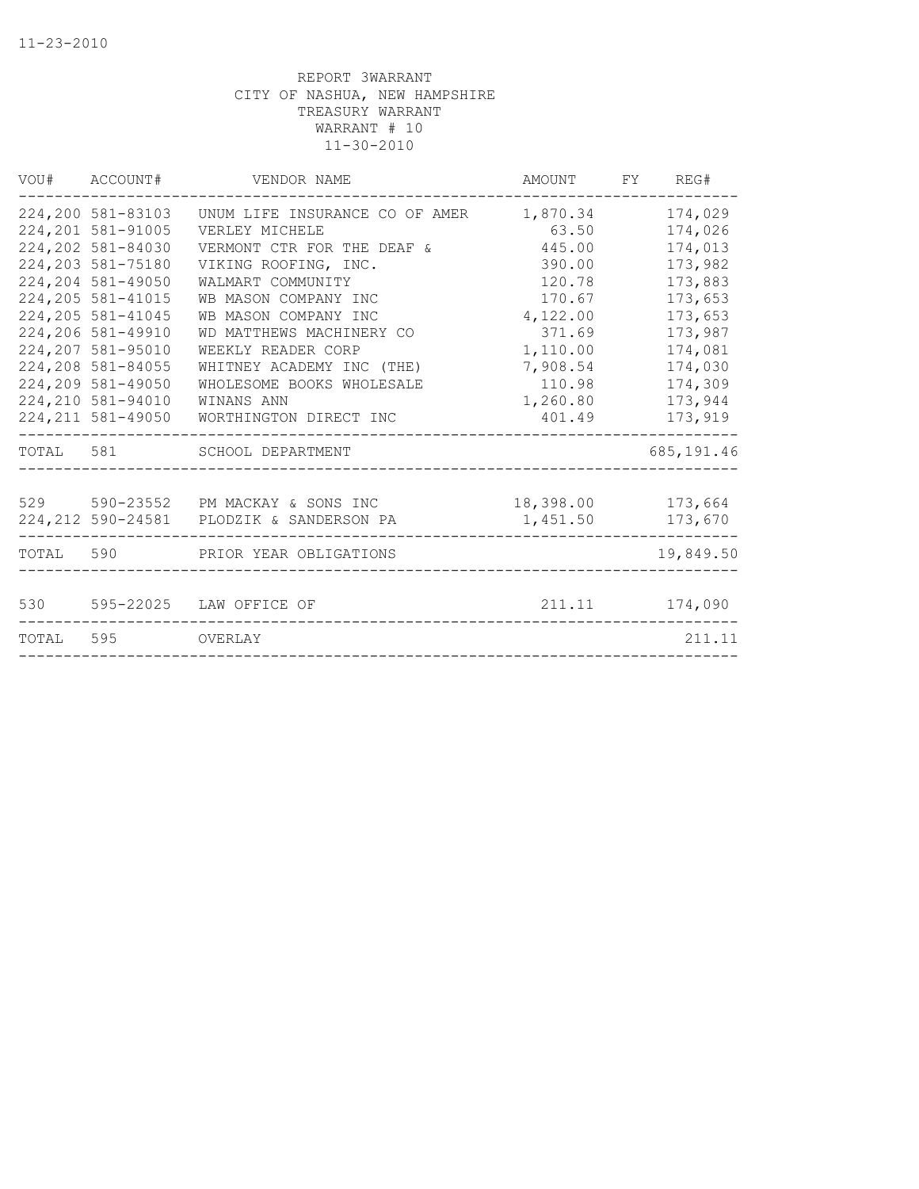11-23-2010

REPORT 3WARRANT
CITY OF NASHUA, NEW HAMPSHIRE
TREASURY WARRANT
WARRANT # 10
11-30-2010

| VOU# | ACCOUNT# | VENDOR NAME | AMOUNT | FY | REG# |
|---|---|---|---|---|---|
| 224,200 | 581-83103 | UNUM LIFE INSURANCE CO OF AMER | 1,870.34 | | 174,029 |
| 224,201 | 581-91005 | VERLEY MICHELE | 63.50 | | 174,026 |
| 224,202 | 581-84030 | VERMONT CTR FOR THE DEAF & | 445.00 | | 174,013 |
| 224,203 | 581-75180 | VIKING ROOFING, INC. | 390.00 | | 173,982 |
| 224,204 | 581-49050 | WALMART COMMUNITY | 120.78 | | 173,883 |
| 224,205 | 581-41015 | WB MASON COMPANY INC | 170.67 | | 173,653 |
| 224,205 | 581-41045 | WB MASON COMPANY INC | 4,122.00 | | 173,653 |
| 224,206 | 581-49910 | WD MATTHEWS MACHINERY CO | 371.69 | | 173,987 |
| 224,207 | 581-95010 | WEEKLY READER CORP | 1,110.00 | | 174,081 |
| 224,208 | 581-84055 | WHITNEY ACADEMY INC (THE) | 7,908.54 | | 174,030 |
| 224,209 | 581-49050 | WHOLESOME BOOKS WHOLESALE | 110.98 | | 174,309 |
| 224,210 | 581-94010 | WINANS ANN | 1,260.80 | | 173,944 |
| 224,211 | 581-49050 | WORTHINGTON DIRECT INC | 401.49 | | 173,919 |
| TOTAL | 581 | SCHOOL DEPARTMENT | | | 685,191.46 |
| 529 | 590-23552 | PM MACKAY & SONS INC | 18,398.00 | | 173,664 |
| 224,212 | 590-24581 | PLODZIK & SANDERSON PA | 1,451.50 | | 173,670 |
| TOTAL | 590 | PRIOR YEAR OBLIGATIONS | | | 19,849.50 |
| 530 | 595-22025 | LAW OFFICE OF | 211.11 | | 174,090 |
| TOTAL | 595 | OVERLAY | | | 211.11 |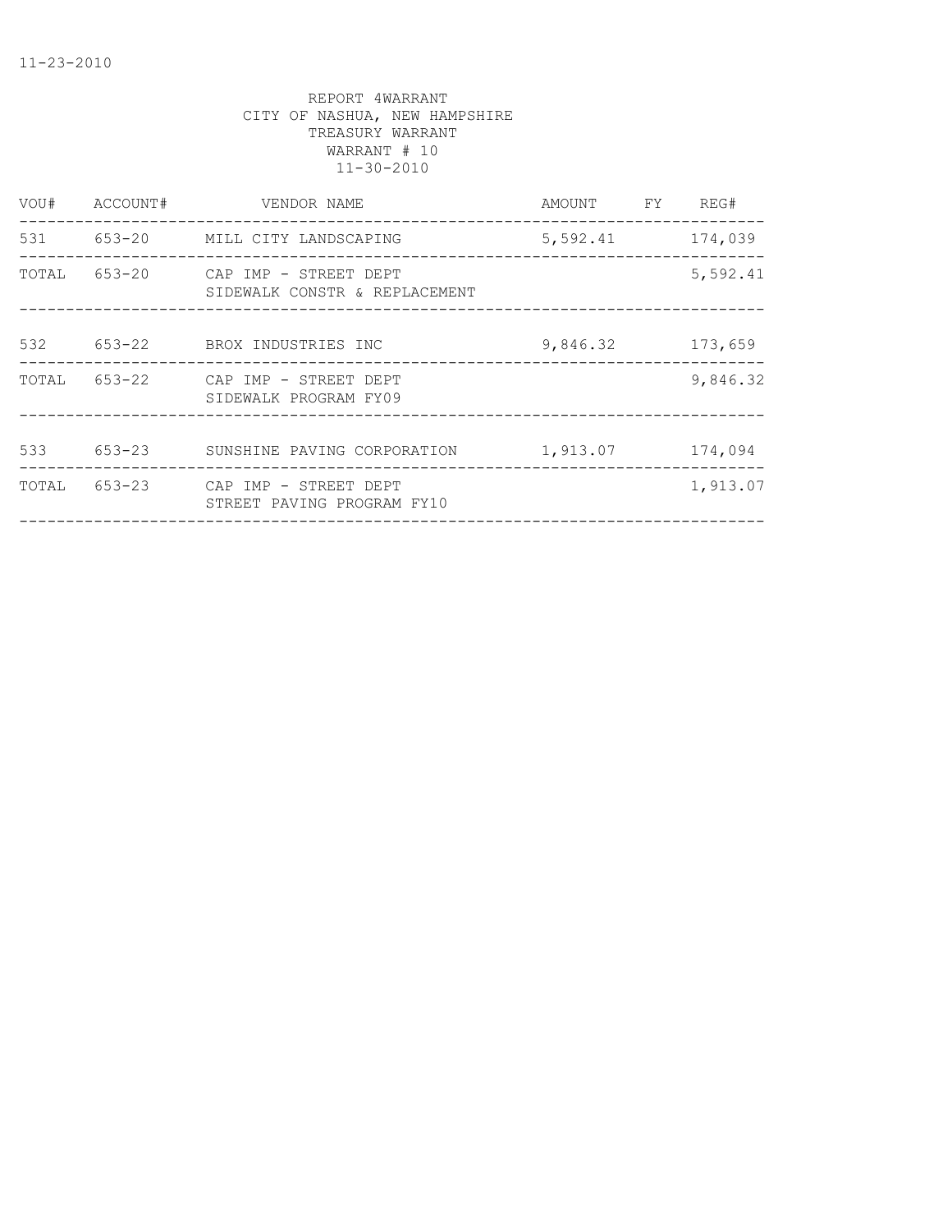REPORT 4WARRANT
CITY OF NASHUA, NEW HAMPSHIRE
TREASURY WARRANT
WARRANT # 10
11-30-2010

| VOU# | ACCOUNT# | VENDOR NAME | AMOUNT | FY | REG# |
|---|---|---|---|---|---|
| 531 | 653-20 | MILL CITY LANDSCAPING | 5,592.41 | | 174,039 |
| TOTAL | 653-20 | CAP IMP - STREET DEPT SIDEWALK CONSTR & REPLACEMENT | | | 5,592.41 |
| 532 | 653-22 | BROX INDUSTRIES INC | 9,846.32 | | 173,659 |
| TOTAL | 653-22 | CAP IMP - STREET DEPT SIDEWALK PROGRAM FY09 | | | 9,846.32 |
| 533 | 653-23 | SUNSHINE PAVING CORPORATION | 1,913.07 | | 174,094 |
| TOTAL | 653-23 | CAP IMP - STREET DEPT STREET PAVING PROGRAM FY10 | | | 1,913.07 |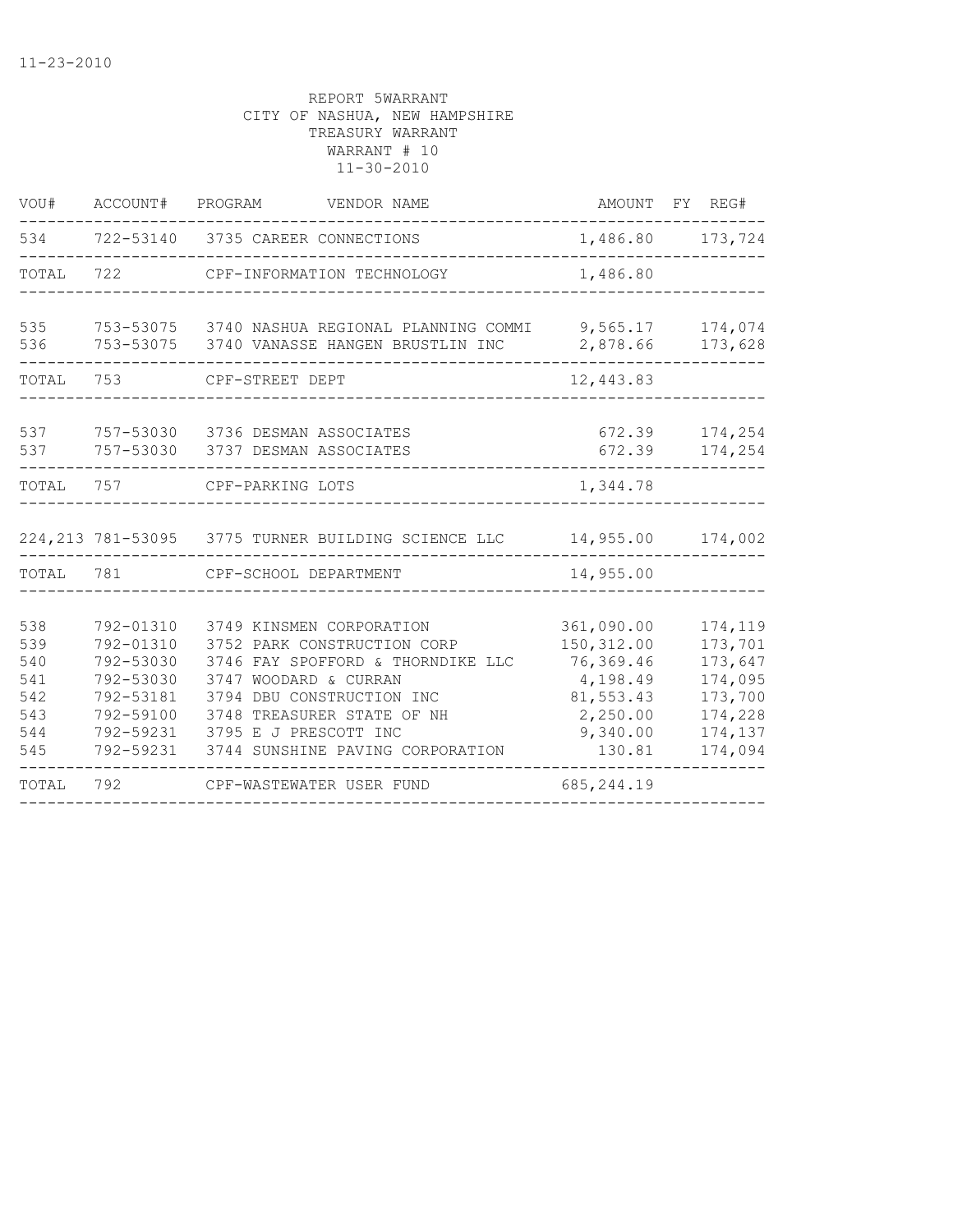11-23-2010

REPORT 5WARRANT
CITY OF NASHUA, NEW HAMPSHIRE
TREASURY WARRANT
WARRANT # 10
11-30-2010

| VOU# | ACCOUNT# | PROGRAM | VENDOR NAME | AMOUNT | FY | REG# |
|---|---|---|---|---|---|---|
| 534 | 722-53140 | 3735 | CAREER CONNECTIONS | 1,486.80 | | 173,724 |
| TOTAL | 722 | | CPF-INFORMATION TECHNOLOGY | 1,486.80 | | |
| 535 | 753-53075 | 3740 | NASHUA REGIONAL PLANNING COMMI | 9,565.17 | | 174,074 |
| 536 | 753-53075 | 3740 | VANASSE HANGEN BRUSTLIN INC | 2,878.66 | | 173,628 |
| TOTAL | 753 | | CPF-STREET DEPT | 12,443.83 | | |
| 537 | 757-53030 | 3736 | DESMAN ASSOCIATES | 672.39 | | 174,254 |
| 537 | 757-53030 | 3737 | DESMAN ASSOCIATES | 672.39 | | 174,254 |
| TOTAL | 757 | | CPF-PARKING LOTS | 1,344.78 | | |
| 224,213 | 781-53095 | 3775 | TURNER BUILDING SCIENCE LLC | 14,955.00 | | 174,002 |
| TOTAL | 781 | | CPF-SCHOOL DEPARTMENT | 14,955.00 | | |
| 538 | 792-01310 | 3749 | KINSMEN CORPORATION | 361,090.00 | | 174,119 |
| 539 | 792-01310 | 3752 | PARK CONSTRUCTION CORP | 150,312.00 | | 173,701 |
| 540 | 792-53030 | 3746 | FAY SPOFFORD & THORNDIKE LLC | 76,369.46 | | 173,647 |
| 541 | 792-53030 | 3747 | WOODARD & CURRAN | 4,198.49 | | 174,095 |
| 542 | 792-53181 | 3794 | DBU CONSTRUCTION INC | 81,553.43 | | 173,700 |
| 543 | 792-59100 | 3748 | TREASURER STATE OF NH | 2,250.00 | | 174,228 |
| 544 | 792-59231 | 3795 | E J PRESCOTT INC | 9,340.00 | | 174,137 |
| 545 | 792-59231 | 3744 | SUNSHINE PAVING CORPORATION | 130.81 | | 174,094 |
| TOTAL | 792 | | CPF-WASTEWATER USER FUND | 685,244.19 | | |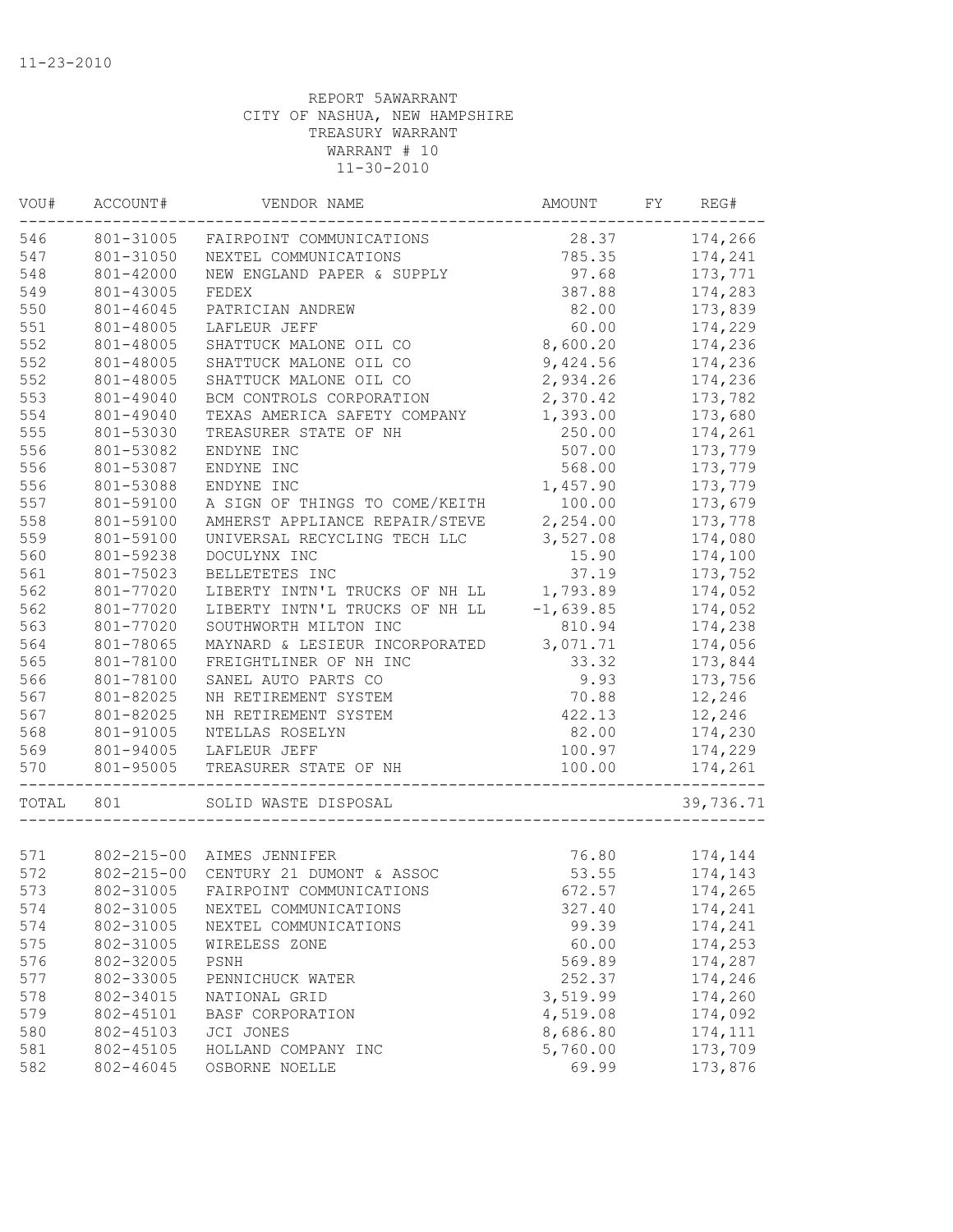11-23-2010

REPORT 5AWARRANT
CITY OF NASHUA, NEW HAMPSHIRE
TREASURY WARRANT
WARRANT # 10
11-30-2010

| VOU# | ACCOUNT# | VENDOR NAME | AMOUNT | FY | REG# |
|---|---|---|---|---|---|
| 546 | 801-31005 | FAIRPOINT COMMUNICATIONS | 28.37 | | 174,266 |
| 547 | 801-31050 | NEXTEL COMMUNICATIONS | 785.35 | | 174,241 |
| 548 | 801-42000 | NEW ENGLAND PAPER & SUPPLY | 97.68 | | 173,771 |
| 549 | 801-43005 | FEDEX | 387.88 | | 174,283 |
| 550 | 801-46045 | PATRICIAN ANDREW | 82.00 | | 173,839 |
| 551 | 801-48005 | LAFLEUR JEFF | 60.00 | | 174,229 |
| 552 | 801-48005 | SHATTUCK MALONE OIL CO | 8,600.20 | | 174,236 |
| 552 | 801-48005 | SHATTUCK MALONE OIL CO | 9,424.56 | | 174,236 |
| 552 | 801-48005 | SHATTUCK MALONE OIL CO | 2,934.26 | | 174,236 |
| 553 | 801-49040 | BCM CONTROLS CORPORATION | 2,370.42 | | 173,782 |
| 554 | 801-49040 | TEXAS AMERICA SAFETY COMPANY | 1,393.00 | | 173,680 |
| 555 | 801-53030 | TREASURER STATE OF NH | 250.00 | | 174,261 |
| 556 | 801-53082 | ENDYNE INC | 507.00 | | 173,779 |
| 556 | 801-53087 | ENDYNE INC | 568.00 | | 173,779 |
| 556 | 801-53088 | ENDYNE INC | 1,457.90 | | 173,779 |
| 557 | 801-59100 | A SIGN OF THINGS TO COME/KEITH | 100.00 | | 173,679 |
| 558 | 801-59100 | AMHERST APPLIANCE REPAIR/STEVE | 2,254.00 | | 173,778 |
| 559 | 801-59100 | UNIVERSAL RECYCLING TECH LLC | 3,527.08 | | 174,080 |
| 560 | 801-59238 | DOCULYNX INC | 15.90 | | 174,100 |
| 561 | 801-75023 | BELLETETES INC | 37.19 | | 173,752 |
| 562 | 801-77020 | LIBERTY INTN'L TRUCKS OF NH LL | 1,793.89 | | 174,052 |
| 562 | 801-77020 | LIBERTY INTN'L TRUCKS OF NH LL | -1,639.85 | | 174,052 |
| 563 | 801-77020 | SOUTHWORTH MILTON INC | 810.94 | | 174,238 |
| 564 | 801-78065 | MAYNARD & LESIEUR INCORPORATED | 3,071.71 | | 174,056 |
| 565 | 801-78100 | FREIGHTLINER OF NH INC | 33.32 | | 173,844 |
| 566 | 801-78100 | SANEL AUTO PARTS CO | 9.93 | | 173,756 |
| 567 | 801-82025 | NH RETIREMENT SYSTEM | 70.88 | | 12,246 |
| 567 | 801-82025 | NH RETIREMENT SYSTEM | 422.13 | | 12,246 |
| 568 | 801-91005 | NTELLAS ROSELYN | 82.00 | | 174,230 |
| 569 | 801-94005 | LAFLEUR JEFF | 100.97 | | 174,229 |
| 570 | 801-95005 | TREASURER STATE OF NH | 100.00 | | 174,261 |
| TOTAL | 801 | SOLID WASTE DISPOSAL | | | 39,736.71 |
| 571 | 802-215-00 | AIMES JENNIFER | 76.80 | | 174,144 |
| 572 | 802-215-00 | CENTURY 21 DUMONT & ASSOC | 53.55 | | 174,143 |
| 573 | 802-31005 | FAIRPOINT COMMUNICATIONS | 672.57 | | 174,265 |
| 574 | 802-31005 | NEXTEL COMMUNICATIONS | 327.40 | | 174,241 |
| 574 | 802-31005 | NEXTEL COMMUNICATIONS | 99.39 | | 174,241 |
| 575 | 802-31005 | WIRELESS ZONE | 60.00 | | 174,253 |
| 576 | 802-32005 | PSNH | 569.89 | | 174,287 |
| 577 | 802-33005 | PENNICHUCK WATER | 252.37 | | 174,246 |
| 578 | 802-34015 | NATIONAL GRID | 3,519.99 | | 174,260 |
| 579 | 802-45101 | BASF CORPORATION | 4,519.08 | | 174,092 |
| 580 | 802-45103 | JCI JONES | 8,686.80 | | 174,111 |
| 581 | 802-45105 | HOLLAND COMPANY INC | 5,760.00 | | 173,709 |
| 582 | 802-46045 | OSBORNE NOELLE | 69.99 | | 173,876 |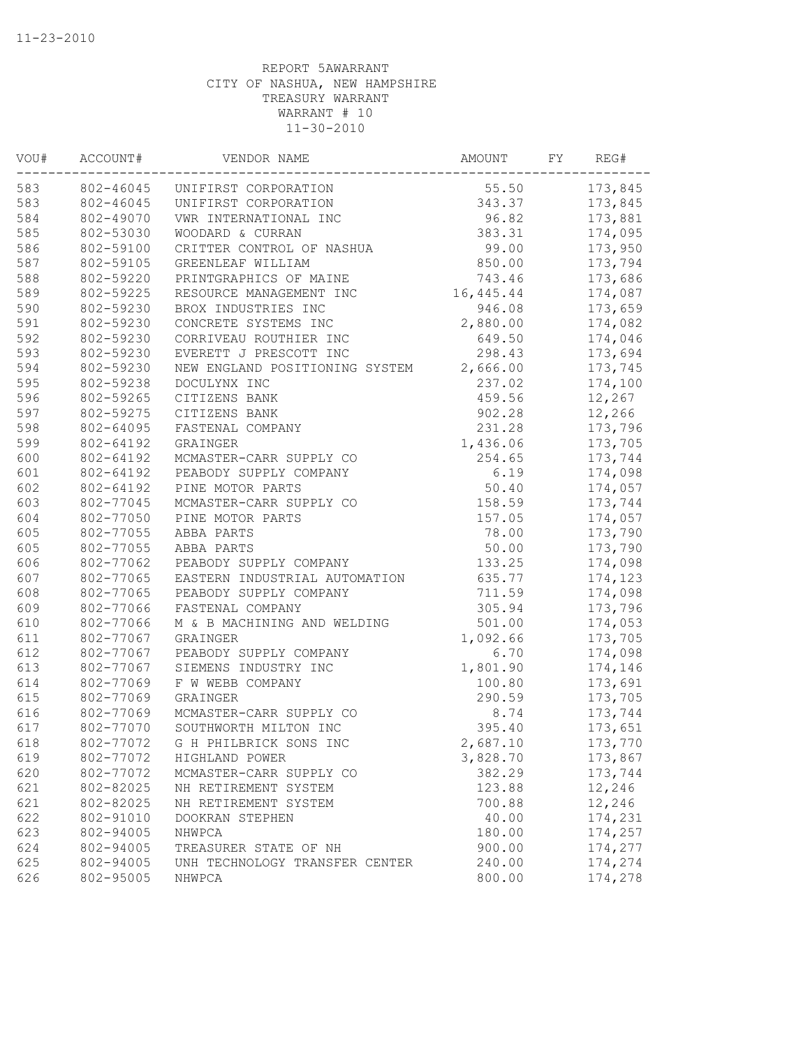11-23-2010

REPORT 5AWARRANT
CITY OF NASHUA, NEW HAMPSHIRE
TREASURY WARRANT
WARRANT # 10
11-30-2010

| VOU# | ACCOUNT# | VENDOR NAME | AMOUNT | FY | REG# |
|---|---|---|---|---|---|
| 583 | 802-46045 | UNIFIRST CORPORATION | 55.50 | | 173,845 |
| 583 | 802-46045 | UNIFIRST CORPORATION | 343.37 | | 173,845 |
| 584 | 802-49070 | VWR INTERNATIONAL INC | 96.82 | | 173,881 |
| 585 | 802-53030 | WOODARD & CURRAN | 383.31 | | 174,095 |
| 586 | 802-59100 | CRITTER CONTROL OF NASHUA | 99.00 | | 173,950 |
| 587 | 802-59105 | GREENLEAF WILLIAM | 850.00 | | 173,794 |
| 588 | 802-59220 | PRINTGRAPHICS OF MAINE | 743.46 | | 173,686 |
| 589 | 802-59225 | RESOURCE MANAGEMENT INC | 16,445.44 | | 174,087 |
| 590 | 802-59230 | BROX INDUSTRIES INC | 946.08 | | 173,659 |
| 591 | 802-59230 | CONCRETE SYSTEMS INC | 2,880.00 | | 174,082 |
| 592 | 802-59230 | CORRIVEAU ROUTHIER INC | 649.50 | | 174,046 |
| 593 | 802-59230 | EVERETT J PRESCOTT INC | 298.43 | | 173,694 |
| 594 | 802-59230 | NEW ENGLAND POSITIONING SYSTEM | 2,666.00 | | 173,745 |
| 595 | 802-59238 | DOCULYNX INC | 237.02 | | 174,100 |
| 596 | 802-59265 | CITIZENS BANK | 459.56 | | 12,267 |
| 597 | 802-59275 | CITIZENS BANK | 902.28 | | 12,266 |
| 598 | 802-64095 | FASTENAL COMPANY | 231.28 | | 173,796 |
| 599 | 802-64192 | GRAINGER | 1,436.06 | | 173,705 |
| 600 | 802-64192 | MCMASTER-CARR SUPPLY CO | 254.65 | | 173,744 |
| 601 | 802-64192 | PEABODY SUPPLY COMPANY | 6.19 | | 174,098 |
| 602 | 802-64192 | PINE MOTOR PARTS | 50.40 | | 174,057 |
| 603 | 802-77045 | MCMASTER-CARR SUPPLY CO | 158.59 | | 173,744 |
| 604 | 802-77050 | PINE MOTOR PARTS | 157.05 | | 174,057 |
| 605 | 802-77055 | ABBA PARTS | 78.00 | | 173,790 |
| 605 | 802-77055 | ABBA PARTS | 50.00 | | 173,790 |
| 606 | 802-77062 | PEABODY SUPPLY COMPANY | 133.25 | | 174,098 |
| 607 | 802-77065 | EASTERN INDUSTRIAL AUTOMATION | 635.77 | | 174,123 |
| 608 | 802-77065 | PEABODY SUPPLY COMPANY | 711.59 | | 174,098 |
| 609 | 802-77066 | FASTENAL COMPANY | 305.94 | | 173,796 |
| 610 | 802-77066 | M & B MACHINING AND WELDING | 501.00 | | 174,053 |
| 611 | 802-77067 | GRAINGER | 1,092.66 | | 173,705 |
| 612 | 802-77067 | PEABODY SUPPLY COMPANY | 6.70 | | 174,098 |
| 613 | 802-77067 | SIEMENS INDUSTRY INC | 1,801.90 | | 174,146 |
| 614 | 802-77069 | F W WEBB COMPANY | 100.80 | | 173,691 |
| 615 | 802-77069 | GRAINGER | 290.59 | | 173,705 |
| 616 | 802-77069 | MCMASTER-CARR SUPPLY CO | 8.74 | | 173,744 |
| 617 | 802-77070 | SOUTHWORTH MILTON INC | 395.40 | | 173,651 |
| 618 | 802-77072 | G H PHILBRICK SONS INC | 2,687.10 | | 173,770 |
| 619 | 802-77072 | HIGHLAND POWER | 3,828.70 | | 173,867 |
| 620 | 802-77072 | MCMASTER-CARR SUPPLY CO | 382.29 | | 173,744 |
| 621 | 802-82025 | NH RETIREMENT SYSTEM | 123.88 | | 12,246 |
| 621 | 802-82025 | NH RETIREMENT SYSTEM | 700.88 | | 12,246 |
| 622 | 802-91010 | DOOKRAN STEPHEN | 40.00 | | 174,231 |
| 623 | 802-94005 | NHWPCA | 180.00 | | 174,257 |
| 624 | 802-94005 | TREASURER STATE OF NH | 900.00 | | 174,277 |
| 625 | 802-94005 | UNH TECHNOLOGY TRANSFER CENTER | 240.00 | | 174,274 |
| 626 | 802-95005 | NHWPCA | 800.00 | | 174,278 |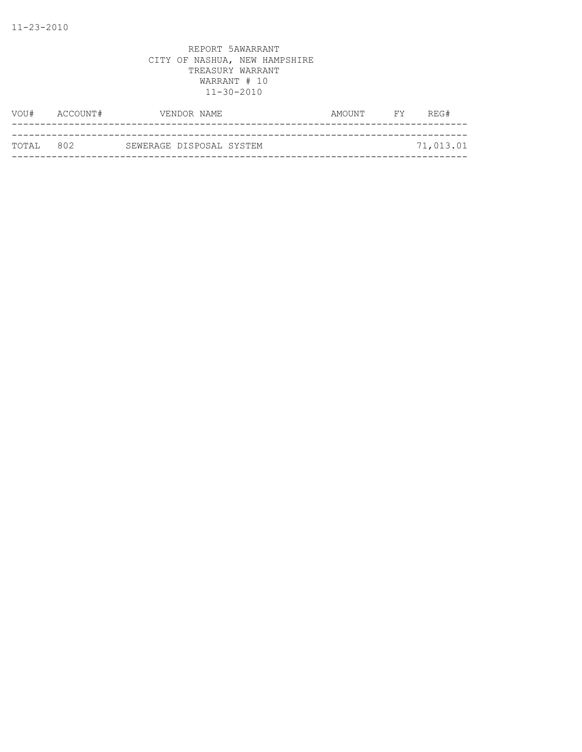REPORT 5AWARRANT
CITY OF NASHUA, NEW HAMPSHIRE
TREASURY WARRANT
WARRANT # 10
11-30-2010

| VOU# | ACCOUNT# | VENDOR NAME | AMOUNT | FY | REG# |
|---|---|---|---|---|---|
| TOTAL | 802 | SEWERAGE DISPOSAL SYSTEM | | | 71,013.01 |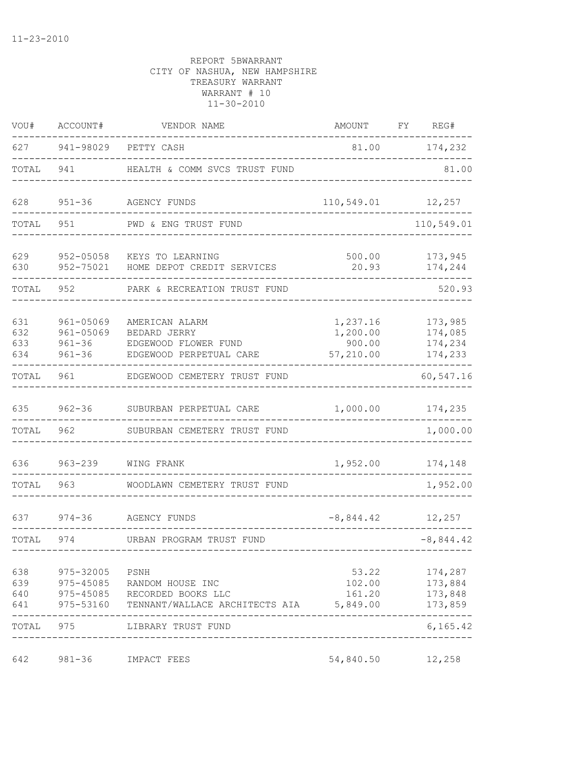11-23-2010

REPORT 5BWARRANT
CITY OF NASHUA, NEW HAMPSHIRE
TREASURY WARRANT
WARRANT # 10
11-30-2010

| VOU# | ACCOUNT# | VENDOR NAME | AMOUNT | FY | REG# |
|---|---|---|---|---|---|
| 627 | 941-98029 | PETTY CASH | 81.00 | | 174,232 |
| TOTAL | 941 | HEALTH & COMM SVCS TRUST FUND | | | 81.00 |
| 628 | 951-36 | AGENCY FUNDS | 110,549.01 | | 12,257 |
| TOTAL | 951 | PWD & ENG TRUST FUND | | | 110,549.01 |
| 629 | 952-05058 | KEYS TO LEARNING | 500.00 | | 173,945 |
| 630 | 952-75021 | HOME DEPOT CREDIT SERVICES | 20.93 | | 174,244 |
| TOTAL | 952 | PARK & RECREATION TRUST FUND | | | 520.93 |
| 631 | 961-05069 | AMERICAN ALARM | 1,237.16 | | 173,985 |
| 632 | 961-05069 | BEDARD JERRY | 1,200.00 | | 174,085 |
| 633 | 961-36 | EDGEWOOD FLOWER FUND | 900.00 | | 174,234 |
| 634 | 961-36 | EDGEWOOD PERPETUAL CARE | 57,210.00 | | 174,233 |
| TOTAL | 961 | EDGEWOOD CEMETERY TRUST FUND | | | 60,547.16 |
| 635 | 962-36 | SUBURBAN PERPETUAL CARE | 1,000.00 | | 174,235 |
| TOTAL | 962 | SUBURBAN CEMETERY TRUST FUND | | | 1,000.00 |
| 636 | 963-239 | WING FRANK | 1,952.00 | | 174,148 |
| TOTAL | 963 | WOODLAWN CEMETERY TRUST FUND | | | 1,952.00 |
| 637 | 974-36 | AGENCY FUNDS | -8,844.42 | | 12,257 |
| TOTAL | 974 | URBAN PROGRAM TRUST FUND | | | -8,844.42 |
| 638 | 975-32005 | PSNH | 53.22 | | 174,287 |
| 639 | 975-45085 | RANDOM HOUSE INC | 102.00 | | 173,884 |
| 640 | 975-45085 | RECORDED BOOKS LLC | 161.20 | | 173,848 |
| 641 | 975-53160 | TENNANT/WALLACE ARCHITECTS AIA | 5,849.00 | | 173,859 |
| TOTAL | 975 | LIBRARY TRUST FUND | | | 6,165.42 |
| 642 | 981-36 | IMPACT FEES | 54,840.50 | | 12,258 |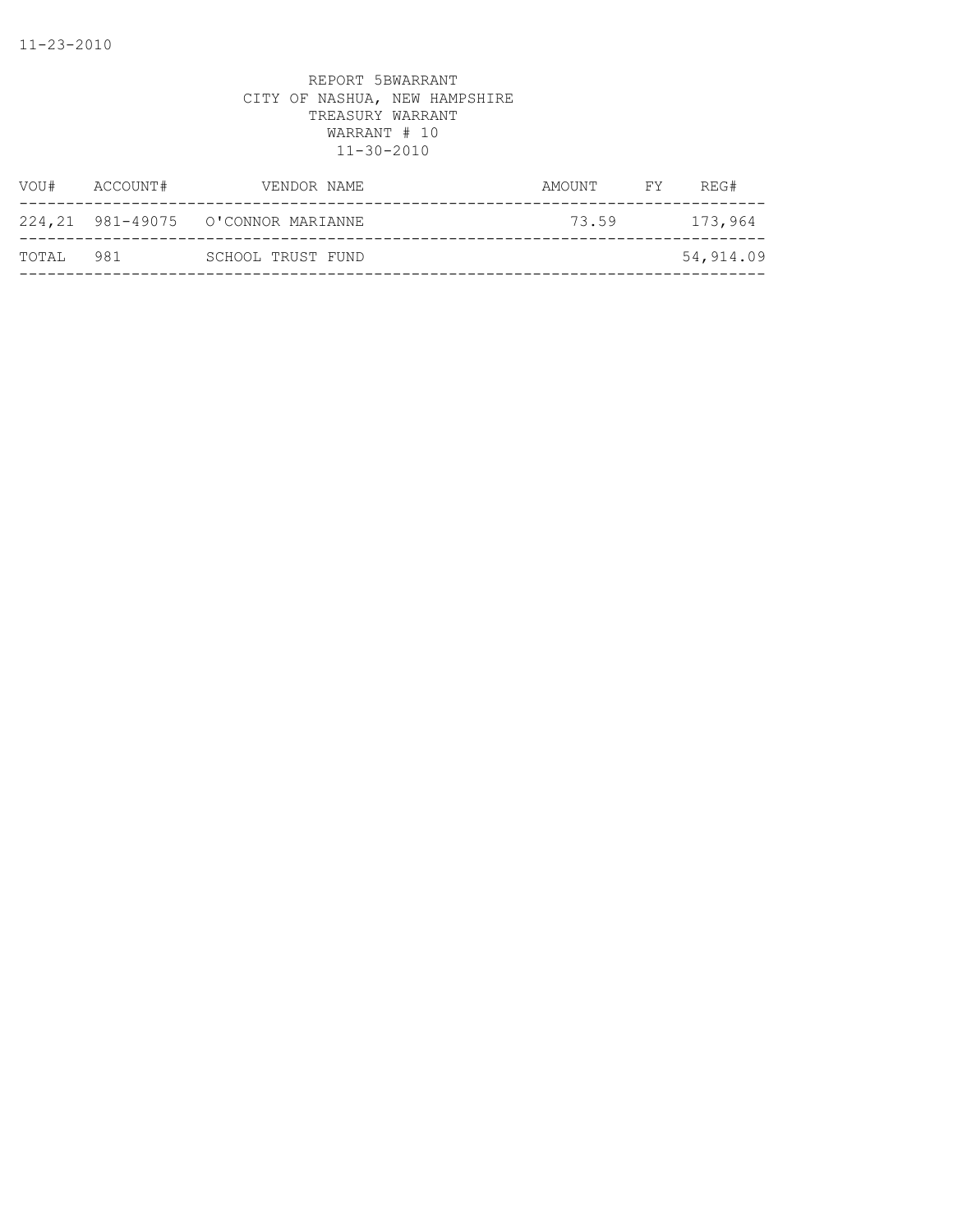REPORT 5BWARRANT
CITY OF NASHUA, NEW HAMPSHIRE
TREASURY WARRANT
WARRANT # 10
11-30-2010

| VOU# | ACCOUNT# | VENDOR NAME | AMOUNT | FY | REG# |
|---|---|---|---|---|---|
| 224,21 | 981-49075 | O'CONNOR MARIANNE | 73.59 | | 173,964 |
| TOTAL | 981 | SCHOOL TRUST FUND | | | 54,914.09 |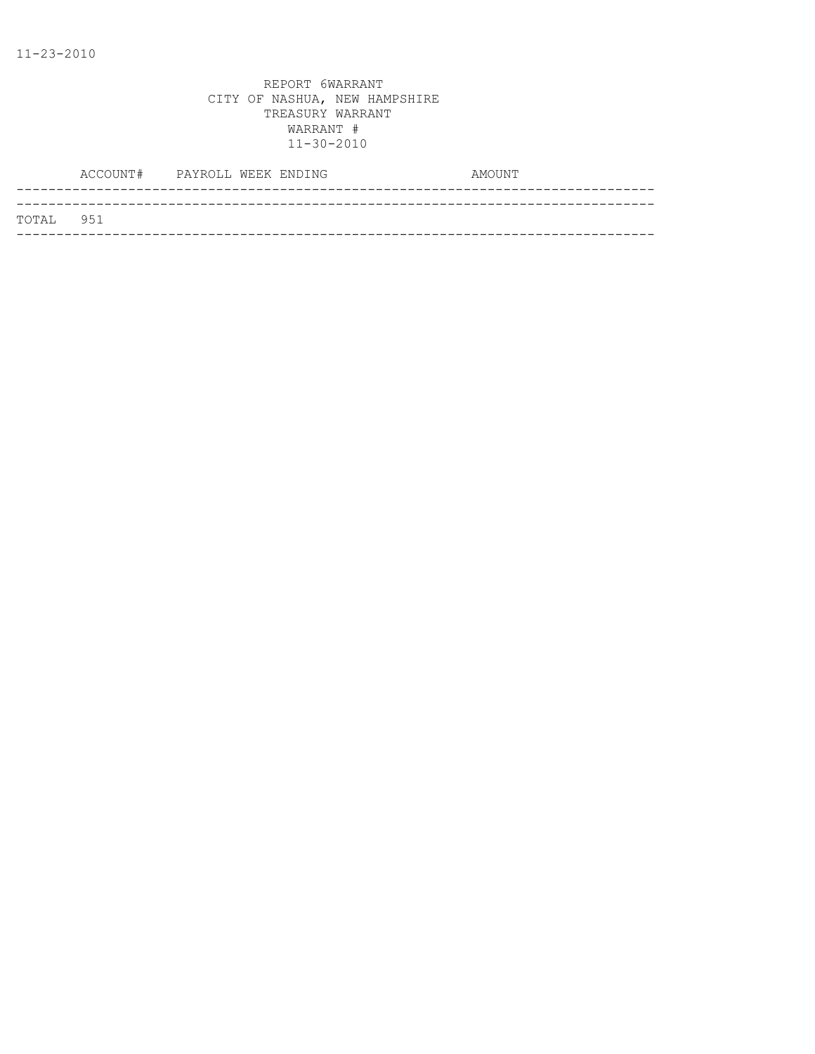11-23-2010

REPORT 6WARRANT
CITY OF NASHUA, NEW HAMPSHIRE
TREASURY WARRANT
WARRANT #
11-30-2010

| | ACCOUNT# | PAYROLL WEEK ENDING | AMOUNT |
|---|---|---|---|
| TOTAL | 951 | | |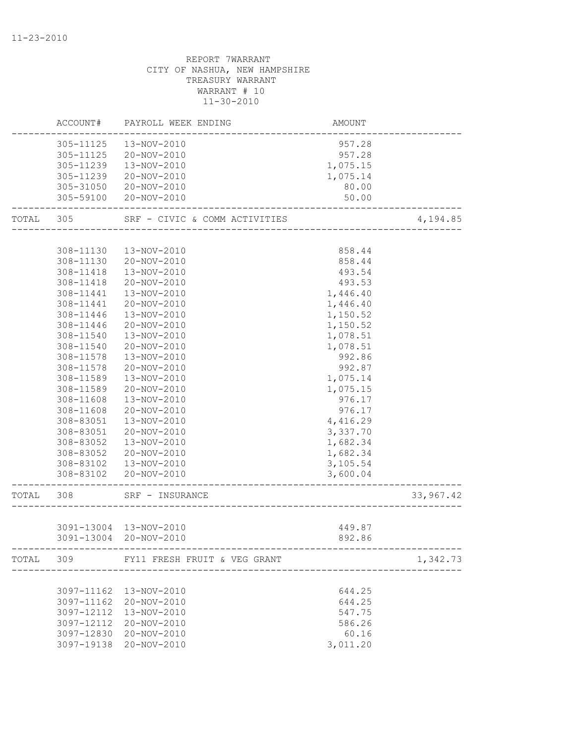11-23-2010

REPORT 7WARRANT
CITY OF NASHUA, NEW HAMPSHIRE
TREASURY WARRANT
WARRANT # 10
11-30-2010

| | ACCOUNT# | PAYROLL WEEK ENDING | AMOUNT | |
|---|---|---|---|---|
| | 305-11125 | 13-NOV-2010 | 957.28 | |
| | 305-11125 | 20-NOV-2010 | 957.28 | |
| | 305-11239 | 13-NOV-2010 | 1,075.15 | |
| | 305-11239 | 20-NOV-2010 | 1,075.14 | |
| | 305-31050 | 20-NOV-2010 | 80.00 | |
| | 305-59100 | 20-NOV-2010 | 50.00 | |
| TOTAL | 305 | SRF - CIVIC & COMM ACTIVITIES | | 4,194.85 |
| | 308-11130 | 13-NOV-2010 | 858.44 | |
| | 308-11130 | 20-NOV-2010 | 858.44 | |
| | 308-11418 | 13-NOV-2010 | 493.54 | |
| | 308-11418 | 20-NOV-2010 | 493.53 | |
| | 308-11441 | 13-NOV-2010 | 1,446.40 | |
| | 308-11441 | 20-NOV-2010 | 1,446.40 | |
| | 308-11446 | 13-NOV-2010 | 1,150.52 | |
| | 308-11446 | 20-NOV-2010 | 1,150.52 | |
| | 308-11540 | 13-NOV-2010 | 1,078.51 | |
| | 308-11540 | 20-NOV-2010 | 1,078.51 | |
| | 308-11578 | 13-NOV-2010 | 992.86 | |
| | 308-11578 | 20-NOV-2010 | 992.87 | |
| | 308-11589 | 13-NOV-2010 | 1,075.14 | |
| | 308-11589 | 20-NOV-2010 | 1,075.15 | |
| | 308-11608 | 13-NOV-2010 | 976.17 | |
| | 308-11608 | 20-NOV-2010 | 976.17 | |
| | 308-83051 | 13-NOV-2010 | 4,416.29 | |
| | 308-83051 | 20-NOV-2010 | 3,337.70 | |
| | 308-83052 | 13-NOV-2010 | 1,682.34 | |
| | 308-83052 | 20-NOV-2010 | 1,682.34 | |
| | 308-83102 | 13-NOV-2010 | 3,105.54 | |
| | 308-83102 | 20-NOV-2010 | 3,600.04 | |
| TOTAL | 308 | SRF - INSURANCE | | 33,967.42 |
| | 3091-13004 | 13-NOV-2010 | 449.87 | |
| | 3091-13004 | 20-NOV-2010 | 892.86 | |
| TOTAL | 309 | FY11 FRESH FRUIT & VEG GRANT | | 1,342.73 |
| | 3097-11162 | 13-NOV-2010 | 644.25 | |
| | 3097-11162 | 20-NOV-2010 | 644.25 | |
| | 3097-12112 | 13-NOV-2010 | 547.75 | |
| | 3097-12112 | 20-NOV-2010 | 586.26 | |
| | 3097-12830 | 20-NOV-2010 | 60.16 | |
| | 3097-19138 | 20-NOV-2010 | 3,011.20 | |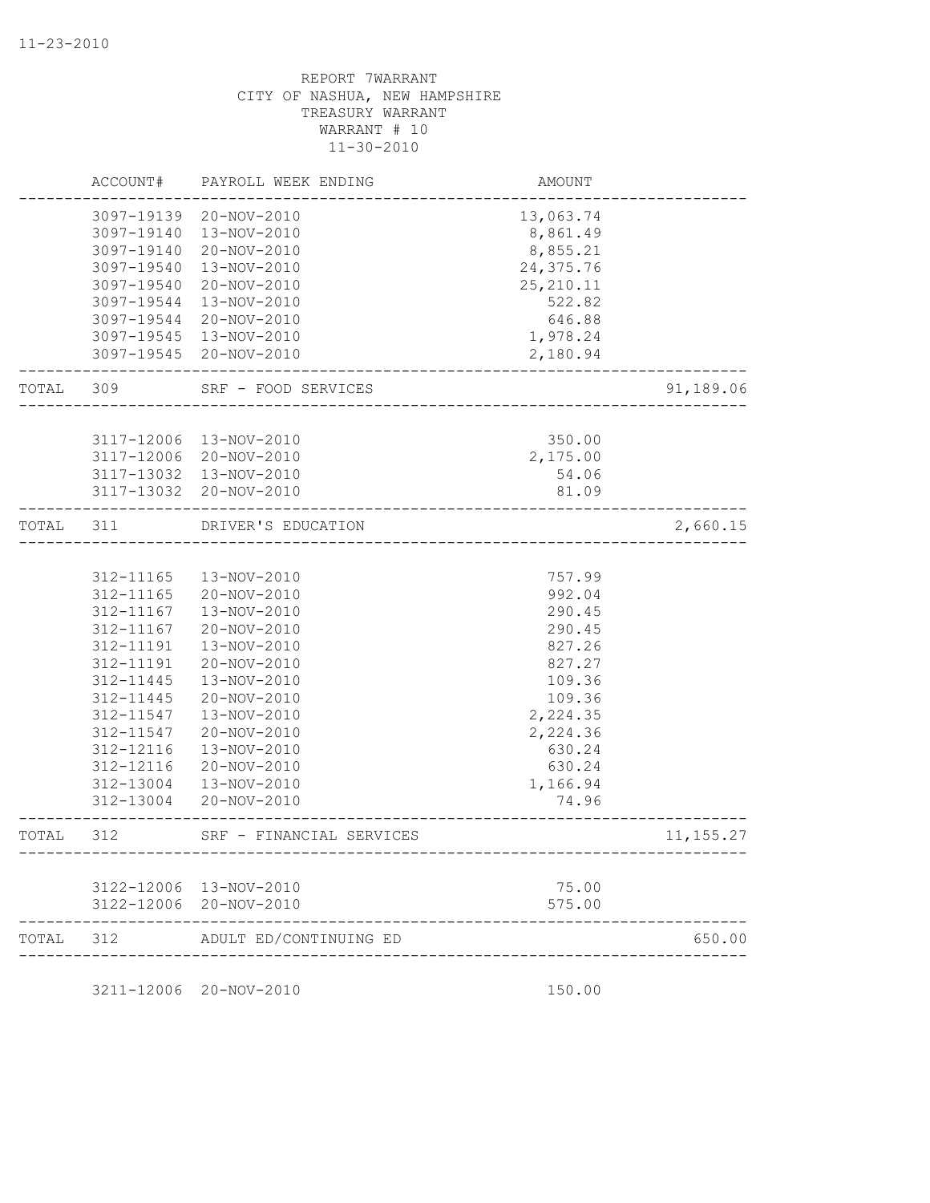REPORT 7WARRANT
CITY OF NASHUA, NEW HAMPSHIRE
TREASURY WARRANT
WARRANT # 10
11-30-2010

| | ACCOUNT# | PAYROLL WEEK ENDING | AMOUNT | |
|---|---|---|---|---|
| | 3097-19139 | 20-NOV-2010 | 13,063.74 | |
| | 3097-19140 | 13-NOV-2010 | 8,861.49 | |
| | 3097-19140 | 20-NOV-2010 | 8,855.21 | |
| | 3097-19540 | 13-NOV-2010 | 24,375.76 | |
| | 3097-19540 | 20-NOV-2010 | 25,210.11 | |
| | 3097-19544 | 13-NOV-2010 | 522.82 | |
| | 3097-19544 | 20-NOV-2010 | 646.88 | |
| | 3097-19545 | 13-NOV-2010 | 1,978.24 | |
| | 3097-19545 | 20-NOV-2010 | 2,180.94 | |
| TOTAL | 309 | SRF - FOOD SERVICES | | 91,189.06 |
| | 3117-12006 | 13-NOV-2010 | 350.00 | |
| | 3117-12006 | 20-NOV-2010 | 2,175.00 | |
| | 3117-13032 | 13-NOV-2010 | 54.06 | |
| | 3117-13032 | 20-NOV-2010 | 81.09 | |
| TOTAL | 311 | DRIVER'S EDUCATION | | 2,660.15 |
| | 312-11165 | 13-NOV-2010 | 757.99 | |
| | 312-11165 | 20-NOV-2010 | 992.04 | |
| | 312-11167 | 13-NOV-2010 | 290.45 | |
| | 312-11167 | 20-NOV-2010 | 290.45 | |
| | 312-11191 | 13-NOV-2010 | 827.26 | |
| | 312-11191 | 20-NOV-2010 | 827.27 | |
| | 312-11445 | 13-NOV-2010 | 109.36 | |
| | 312-11445 | 20-NOV-2010 | 109.36 | |
| | 312-11547 | 13-NOV-2010 | 2,224.35 | |
| | 312-11547 | 20-NOV-2010 | 2,224.36 | |
| | 312-12116 | 13-NOV-2010 | 630.24 | |
| | 312-12116 | 20-NOV-2010 | 630.24 | |
| | 312-13004 | 13-NOV-2010 | 1,166.94 | |
| | 312-13004 | 20-NOV-2010 | 74.96 | |
| TOTAL | 312 | SRF - FINANCIAL SERVICES | | 11,155.27 |
| | 3122-12006 | 13-NOV-2010 | 75.00 | |
| | 3122-12006 | 20-NOV-2010 | 575.00 | |
| TOTAL | 312 | ADULT ED/CONTINUING ED | | 650.00 |
| | 3211-12006 | 20-NOV-2010 | 150.00 | |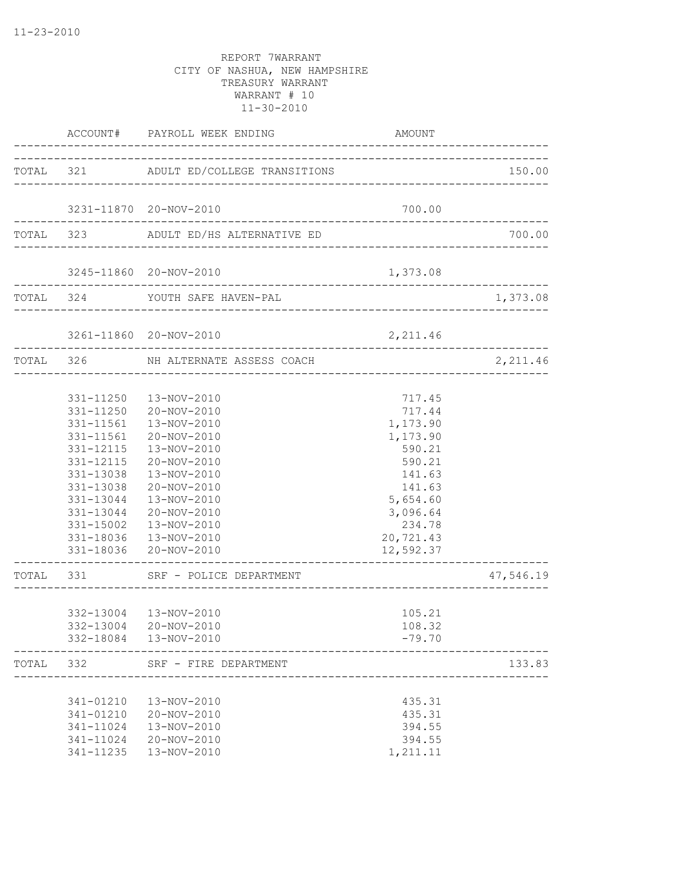11-23-2010

REPORT 7WARRANT
CITY OF NASHUA, NEW HAMPSHIRE
TREASURY WARRANT
WARRANT # 10
11-30-2010

| ACCOUNT# | PAYROLL WEEK ENDING | AMOUNT | |
|---|---|---|---|
| TOTAL 321 | ADULT ED/COLLEGE TRANSITIONS | | 150.00 |
| 3231-11870 | 20-NOV-2010 | 700.00 | |
| TOTAL 323 | ADULT ED/HS ALTERNATIVE ED | | 700.00 |
| 3245-11860 | 20-NOV-2010 | 1,373.08 | |
| TOTAL 324 | YOUTH SAFE HAVEN-PAL | | 1,373.08 |
| 3261-11860 | 20-NOV-2010 | 2,211.46 | |
| TOTAL 326 | NH ALTERNATE ASSESS COACH | | 2,211.46 |
| 331-11250 | 13-NOV-2010 | 717.45 | |
| 331-11250 | 20-NOV-2010 | 717.44 | |
| 331-11561 | 13-NOV-2010 | 1,173.90 | |
| 331-11561 | 20-NOV-2010 | 1,173.90 | |
| 331-12115 | 13-NOV-2010 | 590.21 | |
| 331-12115 | 20-NOV-2010 | 590.21 | |
| 331-13038 | 13-NOV-2010 | 141.63 | |
| 331-13038 | 20-NOV-2010 | 141.63 | |
| 331-13044 | 13-NOV-2010 | 5,654.60 | |
| 331-13044 | 20-NOV-2010 | 3,096.64 | |
| 331-15002 | 13-NOV-2010 | 234.78 | |
| 331-18036 | 13-NOV-2010 | 20,721.43 | |
| 331-18036 | 20-NOV-2010 | 12,592.37 | |
| TOTAL 331 | SRF - POLICE DEPARTMENT | | 47,546.19 |
| 332-13004 | 13-NOV-2010 | 105.21 | |
| 332-13004 | 20-NOV-2010 | 108.32 | |
| 332-18084 | 13-NOV-2010 | -79.70 | |
| TOTAL 332 | SRF - FIRE DEPARTMENT | | 133.83 |
| 341-01210 | 13-NOV-2010 | 435.31 | |
| 341-01210 | 20-NOV-2010 | 435.31 | |
| 341-11024 | 13-NOV-2010 | 394.55 | |
| 341-11024 | 20-NOV-2010 | 394.55 | |
| 341-11235 | 13-NOV-2010 | 1,211.11 | |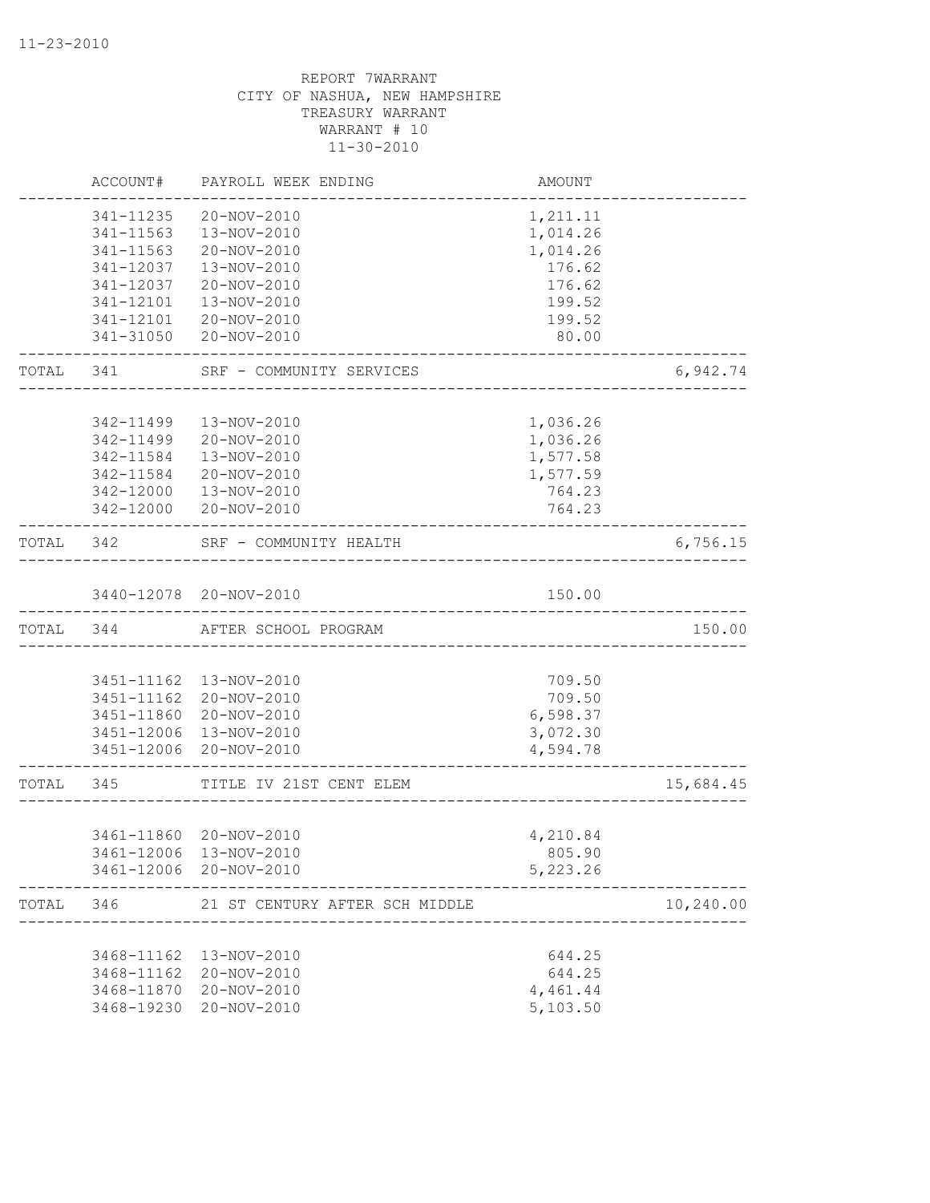11-23-2010

REPORT 7WARRANT
CITY OF NASHUA, NEW HAMPSHIRE
TREASURY WARRANT
WARRANT # 10
11-30-2010

| | ACCOUNT# | PAYROLL WEEK ENDING | AMOUNT | |
|---|---|---|---|---|
| | 341-11235 | 20-NOV-2010 | 1,211.11 | |
| | 341-11563 | 13-NOV-2010 | 1,014.26 | |
| | 341-11563 | 20-NOV-2010 | 1,014.26 | |
| | 341-12037 | 13-NOV-2010 | 176.62 | |
| | 341-12037 | 20-NOV-2010 | 176.62 | |
| | 341-12101 | 13-NOV-2010 | 199.52 | |
| | 341-12101 | 20-NOV-2010 | 199.52 | |
| | 341-31050 | 20-NOV-2010 | 80.00 | |
| TOTAL | 341 | SRF - COMMUNITY SERVICES | | 6,942.74 |
| | 342-11499 | 13-NOV-2010 | 1,036.26 | |
| | 342-11499 | 20-NOV-2010 | 1,036.26 | |
| | 342-11584 | 13-NOV-2010 | 1,577.58 | |
| | 342-11584 | 20-NOV-2010 | 1,577.59 | |
| | 342-12000 | 13-NOV-2010 | 764.23 | |
| | 342-12000 | 20-NOV-2010 | 764.23 | |
| TOTAL | 342 | SRF - COMMUNITY HEALTH | | 6,756.15 |
| | 3440-12078 | 20-NOV-2010 | 150.00 | |
| TOTAL | 344 | AFTER SCHOOL PROGRAM | | 150.00 |
| | 3451-11162 | 13-NOV-2010 | 709.50 | |
| | 3451-11162 | 20-NOV-2010 | 709.50 | |
| | 3451-11860 | 20-NOV-2010 | 6,598.37 | |
| | 3451-12006 | 13-NOV-2010 | 3,072.30 | |
| | 3451-12006 | 20-NOV-2010 | 4,594.78 | |
| TOTAL | 345 | TITLE IV 21ST CENT ELEM | | 15,684.45 |
| | 3461-11860 | 20-NOV-2010 | 4,210.84 | |
| | 3461-12006 | 13-NOV-2010 | 805.90 | |
| | 3461-12006 | 20-NOV-2010 | 5,223.26 | |
| TOTAL | 346 | 21 ST CENTURY AFTER SCH MIDDLE | | 10,240.00 |
| | 3468-11162 | 13-NOV-2010 | 644.25 | |
| | 3468-11162 | 20-NOV-2010 | 644.25 | |
| | 3468-11870 | 20-NOV-2010 | 4,461.44 | |
| | 3468-19230 | 20-NOV-2010 | 5,103.50 | |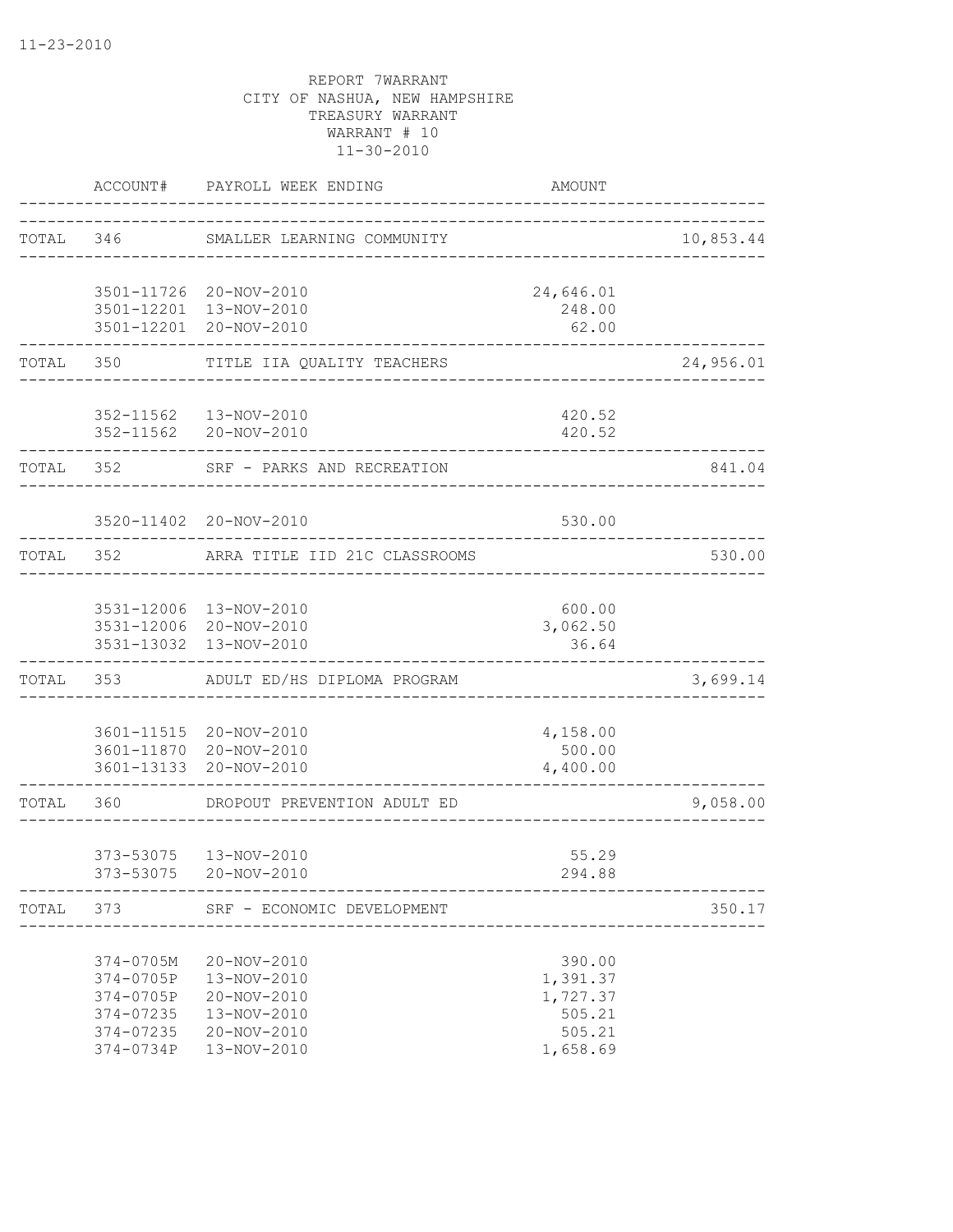11-23-2010

REPORT 7WARRANT
CITY OF NASHUA, NEW HAMPSHIRE
TREASURY WARRANT
WARRANT # 10
11-30-2010

| | ACCOUNT# | PAYROLL WEEK ENDING | AMOUNT | |
|---|---|---|---|---|
| TOTAL | 346 | SMALLER LEARNING COMMUNITY | | 10,853.44 |
| | 3501-11726 | 20-NOV-2010 | 24,646.01 | |
| | 3501-12201 | 13-NOV-2010 | 248.00 | |
| | 3501-12201 | 20-NOV-2010 | 62.00 | |
| TOTAL | 350 | TITLE IIA QUALITY TEACHERS | | 24,956.01 |
| | 352-11562 | 13-NOV-2010 | 420.52 | |
| | 352-11562 | 20-NOV-2010 | 420.52 | |
| TOTAL | 352 | SRF - PARKS AND RECREATION | | 841.04 |
| | 3520-11402 | 20-NOV-2010 | 530.00 | |
| TOTAL | 352 | ARRA TITLE IID 21C CLASSROOMS | | 530.00 |
| | 3531-12006 | 13-NOV-2010 | 600.00 | |
| | 3531-12006 | 20-NOV-2010 | 3,062.50 | |
| | 3531-13032 | 13-NOV-2010 | 36.64 | |
| TOTAL | 353 | ADULT ED/HS DIPLOMA PROGRAM | | 3,699.14 |
| | 3601-11515 | 20-NOV-2010 | 4,158.00 | |
| | 3601-11870 | 20-NOV-2010 | 500.00 | |
| | 3601-13133 | 20-NOV-2010 | 4,400.00 | |
| TOTAL | 360 | DROPOUT PREVENTION ADULT ED | | 9,058.00 |
| | 373-53075 | 13-NOV-2010 | 55.29 | |
| | 373-53075 | 20-NOV-2010 | 294.88 | |
| TOTAL | 373 | SRF - ECONOMIC DEVELOPMENT | | 350.17 |
| | 374-0705M | 20-NOV-2010 | 390.00 | |
| | 374-0705P | 13-NOV-2010 | 1,391.37 | |
| | 374-0705P | 20-NOV-2010 | 1,727.37 | |
| | 374-07235 | 13-NOV-2010 | 505.21 | |
| | 374-07235 | 20-NOV-2010 | 505.21 | |
| | 374-0734P | 13-NOV-2010 | 1,658.69 | |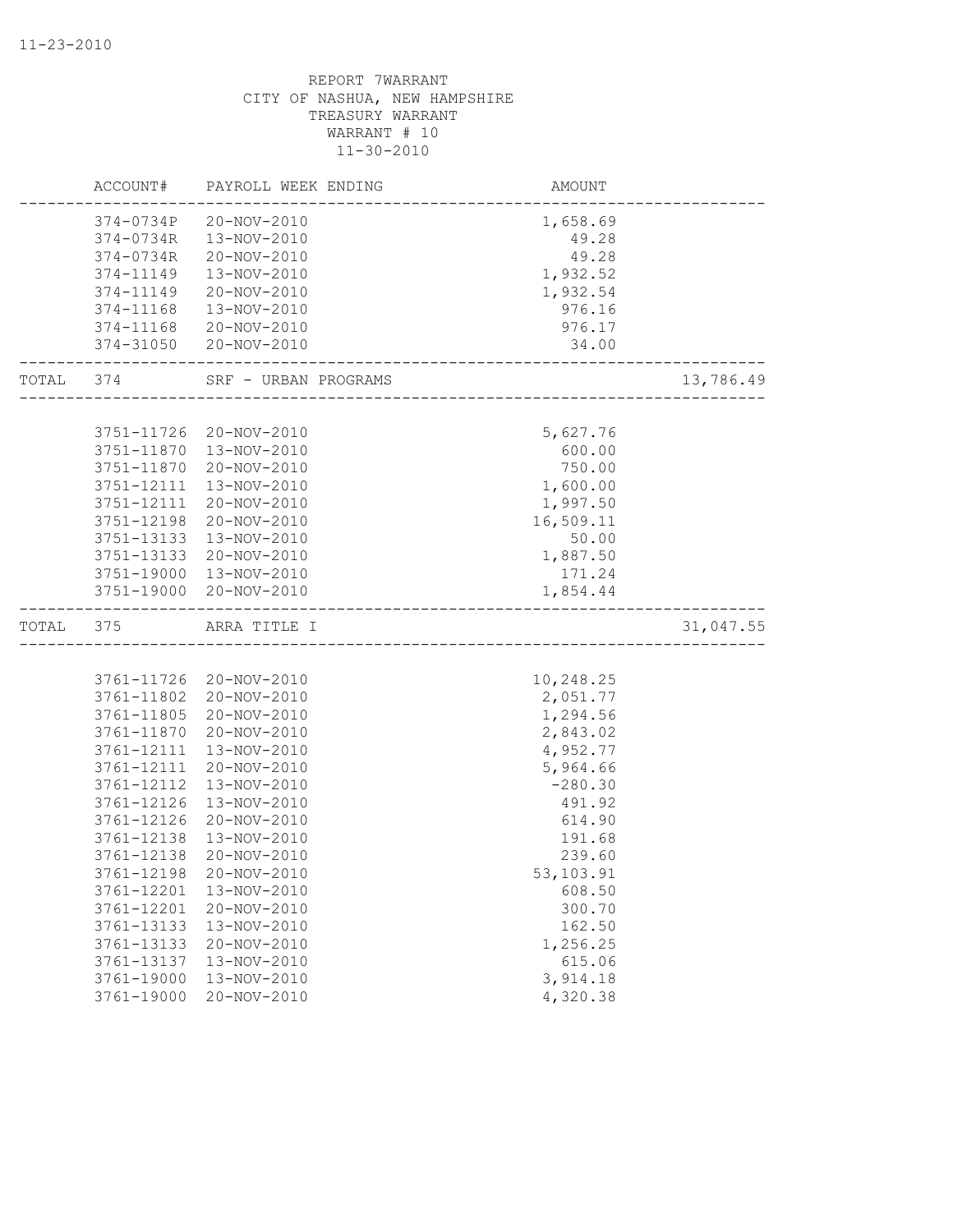11-23-2010

REPORT 7WARRANT
CITY OF NASHUA, NEW HAMPSHIRE
TREASURY WARRANT
WARRANT # 10
11-30-2010

| | ACCOUNT# | PAYROLL WEEK ENDING | AMOUNT | |
|---|---|---|---|---|
| | 374-0734P | 20-NOV-2010 | 1,658.69 | |
| | 374-0734R | 13-NOV-2010 | 49.28 | |
| | 374-0734R | 20-NOV-2010 | 49.28 | |
| | 374-11149 | 13-NOV-2010 | 1,932.52 | |
| | 374-11149 | 20-NOV-2010 | 1,932.54 | |
| | 374-11168 | 13-NOV-2010 | 976.16 | |
| | 374-11168 | 20-NOV-2010 | 976.17 | |
| | 374-31050 | 20-NOV-2010 | 34.00 | |
| TOTAL | 374 | SRF - URBAN PROGRAMS | | 13,786.49 |
| | 3751-11726 | 20-NOV-2010 | 5,627.76 | |
| | 3751-11870 | 13-NOV-2010 | 600.00 | |
| | 3751-11870 | 20-NOV-2010 | 750.00 | |
| | 3751-12111 | 13-NOV-2010 | 1,600.00 | |
| | 3751-12111 | 20-NOV-2010 | 1,997.50 | |
| | 3751-12198 | 20-NOV-2010 | 16,509.11 | |
| | 3751-13133 | 13-NOV-2010 | 50.00 | |
| | 3751-13133 | 20-NOV-2010 | 1,887.50 | |
| | 3751-19000 | 13-NOV-2010 | 171.24 | |
| | 3751-19000 | 20-NOV-2010 | 1,854.44 | |
| TOTAL | 375 | ARRA TITLE I | | 31,047.55 |
| | 3761-11726 | 20-NOV-2010 | 10,248.25 | |
| | 3761-11802 | 20-NOV-2010 | 2,051.77 | |
| | 3761-11805 | 20-NOV-2010 | 1,294.56 | |
| | 3761-11870 | 20-NOV-2010 | 2,843.02 | |
| | 3761-12111 | 13-NOV-2010 | 4,952.77 | |
| | 3761-12111 | 20-NOV-2010 | 5,964.66 | |
| | 3761-12112 | 13-NOV-2010 | -280.30 | |
| | 3761-12126 | 13-NOV-2010 | 491.92 | |
| | 3761-12126 | 20-NOV-2010 | 614.90 | |
| | 3761-12138 | 13-NOV-2010 | 191.68 | |
| | 3761-12138 | 20-NOV-2010 | 239.60 | |
| | 3761-12198 | 20-NOV-2010 | 53,103.91 | |
| | 3761-12201 | 13-NOV-2010 | 608.50 | |
| | 3761-12201 | 20-NOV-2010 | 300.70 | |
| | 3761-13133 | 13-NOV-2010 | 162.50 | |
| | 3761-13133 | 20-NOV-2010 | 1,256.25 | |
| | 3761-13137 | 13-NOV-2010 | 615.06 | |
| | 3761-19000 | 13-NOV-2010 | 3,914.18 | |
| | 3761-19000 | 20-NOV-2010 | 4,320.38 | |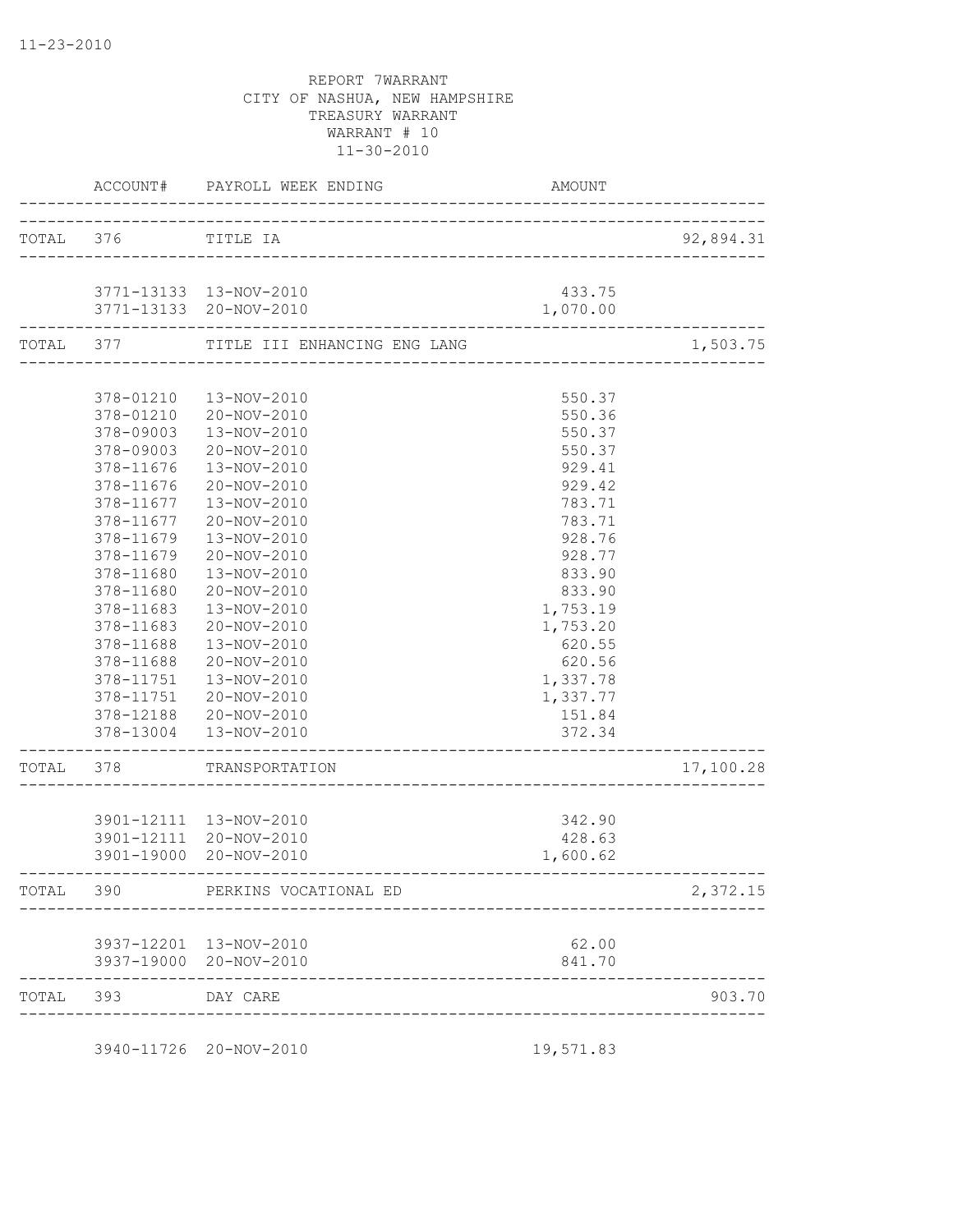11-23-2010

REPORT 7WARRANT
CITY OF NASHUA, NEW HAMPSHIRE
TREASURY WARRANT
WARRANT # 10
11-30-2010

| ACCOUNT# | PAYROLL WEEK ENDING | AMOUNT | |
|---|---|---|---|
| TOTAL 376 | TITLE IA | | 92,894.31 |
| 3771-13133 | 13-NOV-2010 | 433.75 | |
| 3771-13133 | 20-NOV-2010 | 1,070.00 | |
| TOTAL 377 | TITLE III ENHANCING ENG LANG | | 1,503.75 |
| 378-01210 | 13-NOV-2010 | 550.37 | |
| 378-01210 | 20-NOV-2010 | 550.36 | |
| 378-09003 | 13-NOV-2010 | 550.37 | |
| 378-09003 | 20-NOV-2010 | 550.37 | |
| 378-11676 | 13-NOV-2010 | 929.41 | |
| 378-11676 | 20-NOV-2010 | 929.42 | |
| 378-11677 | 13-NOV-2010 | 783.71 | |
| 378-11677 | 20-NOV-2010 | 783.71 | |
| 378-11679 | 13-NOV-2010 | 928.76 | |
| 378-11679 | 20-NOV-2010 | 928.77 | |
| 378-11680 | 13-NOV-2010 | 833.90 | |
| 378-11680 | 20-NOV-2010 | 833.90 | |
| 378-11683 | 13-NOV-2010 | 1,753.19 | |
| 378-11683 | 20-NOV-2010 | 1,753.20 | |
| 378-11688 | 13-NOV-2010 | 620.55 | |
| 378-11688 | 20-NOV-2010 | 620.56 | |
| 378-11751 | 13-NOV-2010 | 1,337.78 | |
| 378-11751 | 20-NOV-2010 | 1,337.77 | |
| 378-12188 | 20-NOV-2010 | 151.84 | |
| 378-13004 | 13-NOV-2010 | 372.34 | |
| TOTAL 378 | TRANSPORTATION | | 17,100.28 |
| 3901-12111 | 13-NOV-2010 | 342.90 | |
| 3901-12111 | 20-NOV-2010 | 428.63 | |
| 3901-19000 | 20-NOV-2010 | 1,600.62 | |
| TOTAL 390 | PERKINS VOCATIONAL ED | | 2,372.15 |
| 3937-12201 | 13-NOV-2010 | 62.00 | |
| 3937-19000 | 20-NOV-2010 | 841.70 | |
| TOTAL 393 | DAY CARE | | 903.70 |
| 3940-11726 | 20-NOV-2010 | 19,571.83 | |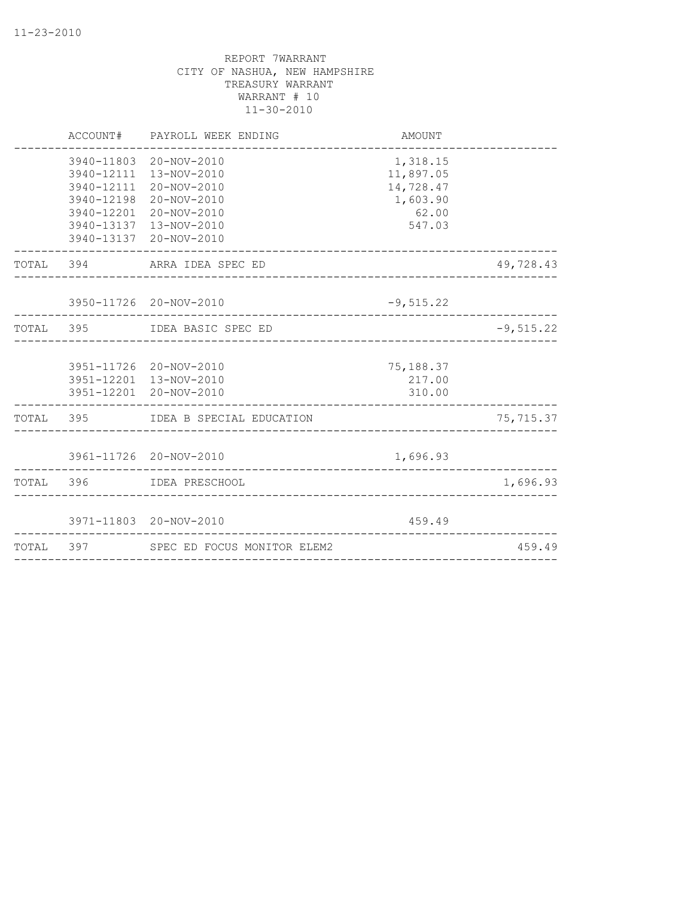11-23-2010

REPORT 7WARRANT
CITY OF NASHUA, NEW HAMPSHIRE
TREASURY WARRANT
WARRANT # 10
11-30-2010

| | ACCOUNT# | PAYROLL WEEK ENDING | AMOUNT | |
|---|---|---|---|---|
| | 3940-11803 | 20-NOV-2010 | 1,318.15 | |
| | 3940-12111 | 13-NOV-2010 | 11,897.05 | |
| | 3940-12111 | 20-NOV-2010 | 14,728.47 | |
| | 3940-12198 | 20-NOV-2010 | 1,603.90 | |
| | 3940-12201 | 20-NOV-2010 | 62.00 | |
| | 3940-13137 | 13-NOV-2010 | 547.03 | |
| | 3940-13137 | 20-NOV-2010 | | |
| TOTAL | 394 | ARRA IDEA SPEC ED | | 49,728.43 |
| | 3950-11726 | 20-NOV-2010 | -9,515.22 | |
| TOTAL | 395 | IDEA BASIC SPEC ED | | -9,515.22 |
| | 3951-11726 | 20-NOV-2010 | 75,188.37 | |
| | 3951-12201 | 13-NOV-2010 | 217.00 | |
| | 3951-12201 | 20-NOV-2010 | 310.00 | |
| TOTAL | 395 | IDEA B SPECIAL EDUCATION | | 75,715.37 |
| | 3961-11726 | 20-NOV-2010 | 1,696.93 | |
| TOTAL | 396 | IDEA PRESCHOOL | | 1,696.93 |
| | 3971-11803 | 20-NOV-2010 | 459.49 | |
| TOTAL | 397 | SPEC ED FOCUS MONITOR ELEM2 | | 459.49 |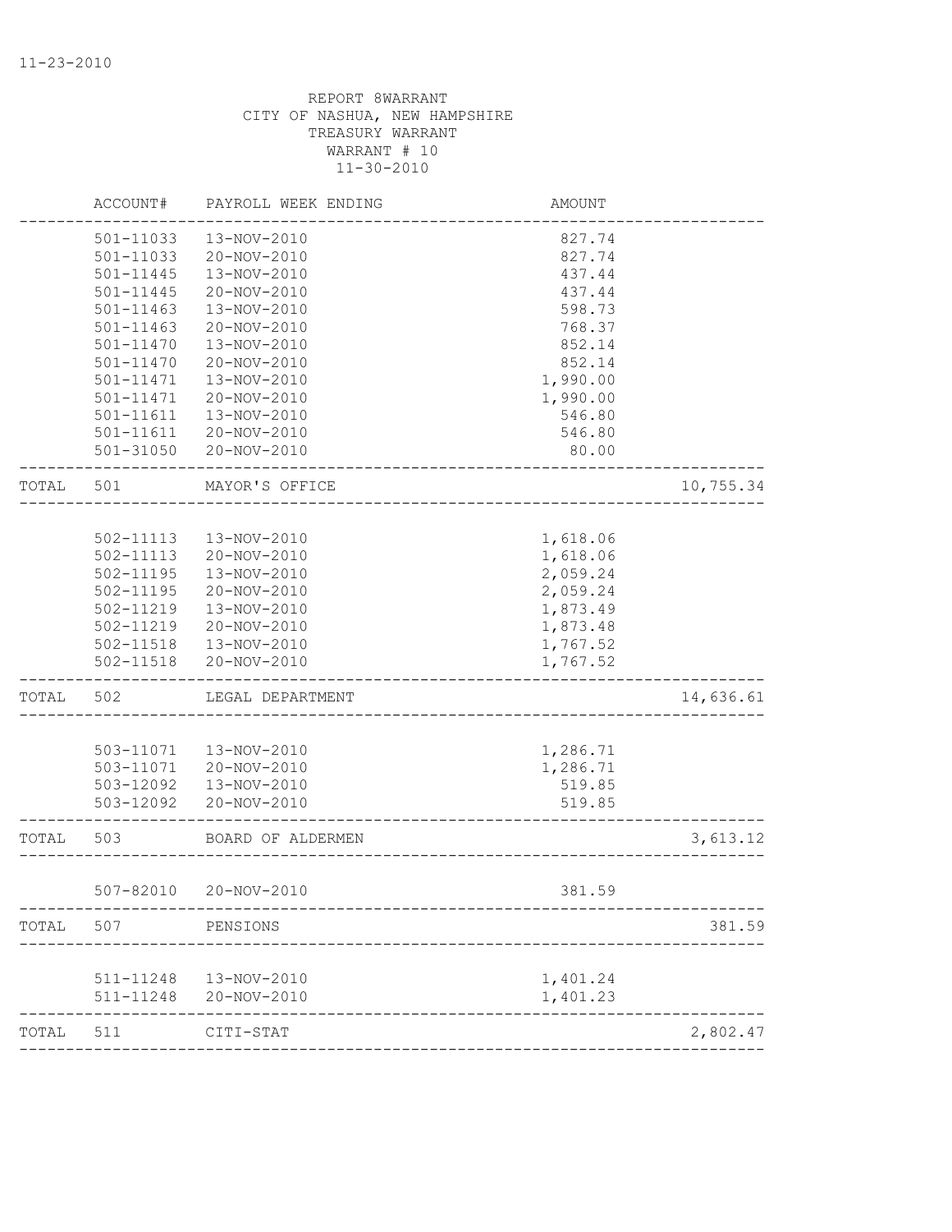11-23-2010

REPORT 8WARRANT
CITY OF NASHUA, NEW HAMPSHIRE
TREASURY WARRANT
WARRANT # 10
11-30-2010

| | ACCOUNT# | PAYROLL WEEK ENDING | AMOUNT | |
|---|---|---|---|---|
| | 501-11033 | 13-NOV-2010 | 827.74 | |
| | 501-11033 | 20-NOV-2010 | 827.74 | |
| | 501-11445 | 13-NOV-2010 | 437.44 | |
| | 501-11445 | 20-NOV-2010 | 437.44 | |
| | 501-11463 | 13-NOV-2010 | 598.73 | |
| | 501-11463 | 20-NOV-2010 | 768.37 | |
| | 501-11470 | 13-NOV-2010 | 852.14 | |
| | 501-11470 | 20-NOV-2010 | 852.14 | |
| | 501-11471 | 13-NOV-2010 | 1,990.00 | |
| | 501-11471 | 20-NOV-2010 | 1,990.00 | |
| | 501-11611 | 13-NOV-2010 | 546.80 | |
| | 501-11611 | 20-NOV-2010 | 546.80 | |
| | 501-31050 | 20-NOV-2010 | 80.00 | |
| TOTAL | 501 | MAYOR'S OFFICE | | 10,755.34 |
| | 502-11113 | 13-NOV-2010 | 1,618.06 | |
| | 502-11113 | 20-NOV-2010 | 1,618.06 | |
| | 502-11195 | 13-NOV-2010 | 2,059.24 | |
| | 502-11195 | 20-NOV-2010 | 2,059.24 | |
| | 502-11219 | 13-NOV-2010 | 1,873.49 | |
| | 502-11219 | 20-NOV-2010 | 1,873.48 | |
| | 502-11518 | 13-NOV-2010 | 1,767.52 | |
| | 502-11518 | 20-NOV-2010 | 1,767.52 | |
| TOTAL | 502 | LEGAL DEPARTMENT | | 14,636.61 |
| | 503-11071 | 13-NOV-2010 | 1,286.71 | |
| | 503-11071 | 20-NOV-2010 | 1,286.71 | |
| | 503-12092 | 13-NOV-2010 | 519.85 | |
| | 503-12092 | 20-NOV-2010 | 519.85 | |
| TOTAL | 503 | BOARD OF ALDERMEN | | 3,613.12 |
| | 507-82010 | 20-NOV-2010 | 381.59 | |
| TOTAL | 507 | PENSIONS | | 381.59 |
| | 511-11248 | 13-NOV-2010 | 1,401.24 | |
| | 511-11248 | 20-NOV-2010 | 1,401.23 | |
| TOTAL | 511 | CITI-STAT | | 2,802.47 |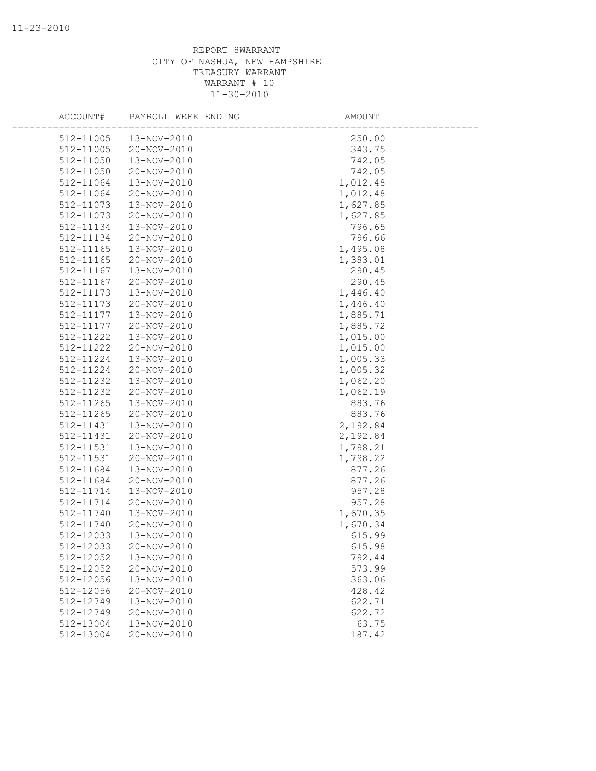REPORT 8WARRANT
CITY OF NASHUA, NEW HAMPSHIRE
TREASURY WARRANT
WARRANT # 10
11-30-2010

| ACCOUNT# | PAYROLL WEEK ENDING | AMOUNT |
|---|---|---|
| 512-11005 | 13-NOV-2010 | 250.00 |
| 512-11005 | 20-NOV-2010 | 343.75 |
| 512-11050 | 13-NOV-2010 | 742.05 |
| 512-11050 | 20-NOV-2010 | 742.05 |
| 512-11064 | 13-NOV-2010 | 1,012.48 |
| 512-11064 | 20-NOV-2010 | 1,012.48 |
| 512-11073 | 13-NOV-2010 | 1,627.85 |
| 512-11073 | 20-NOV-2010 | 1,627.85 |
| 512-11134 | 13-NOV-2010 | 796.65 |
| 512-11134 | 20-NOV-2010 | 796.66 |
| 512-11165 | 13-NOV-2010 | 1,495.08 |
| 512-11165 | 20-NOV-2010 | 1,383.01 |
| 512-11167 | 13-NOV-2010 | 290.45 |
| 512-11167 | 20-NOV-2010 | 290.45 |
| 512-11173 | 13-NOV-2010 | 1,446.40 |
| 512-11173 | 20-NOV-2010 | 1,446.40 |
| 512-11177 | 13-NOV-2010 | 1,885.71 |
| 512-11177 | 20-NOV-2010 | 1,885.72 |
| 512-11222 | 13-NOV-2010 | 1,015.00 |
| 512-11222 | 20-NOV-2010 | 1,015.00 |
| 512-11224 | 13-NOV-2010 | 1,005.33 |
| 512-11224 | 20-NOV-2010 | 1,005.32 |
| 512-11232 | 13-NOV-2010 | 1,062.20 |
| 512-11232 | 20-NOV-2010 | 1,062.19 |
| 512-11265 | 13-NOV-2010 | 883.76 |
| 512-11265 | 20-NOV-2010 | 883.76 |
| 512-11431 | 13-NOV-2010 | 2,192.84 |
| 512-11431 | 20-NOV-2010 | 2,192.84 |
| 512-11531 | 13-NOV-2010 | 1,798.21 |
| 512-11531 | 20-NOV-2010 | 1,798.22 |
| 512-11684 | 13-NOV-2010 | 877.26 |
| 512-11684 | 20-NOV-2010 | 877.26 |
| 512-11714 | 13-NOV-2010 | 957.28 |
| 512-11714 | 20-NOV-2010 | 957.28 |
| 512-11740 | 13-NOV-2010 | 1,670.35 |
| 512-11740 | 20-NOV-2010 | 1,670.34 |
| 512-12033 | 13-NOV-2010 | 615.99 |
| 512-12033 | 20-NOV-2010 | 615.98 |
| 512-12052 | 13-NOV-2010 | 792.44 |
| 512-12052 | 20-NOV-2010 | 573.99 |
| 512-12056 | 13-NOV-2010 | 363.06 |
| 512-12056 | 20-NOV-2010 | 428.42 |
| 512-12749 | 13-NOV-2010 | 622.71 |
| 512-12749 | 20-NOV-2010 | 622.72 |
| 512-13004 | 13-NOV-2010 | 63.75 |
| 512-13004 | 20-NOV-2010 | 187.42 |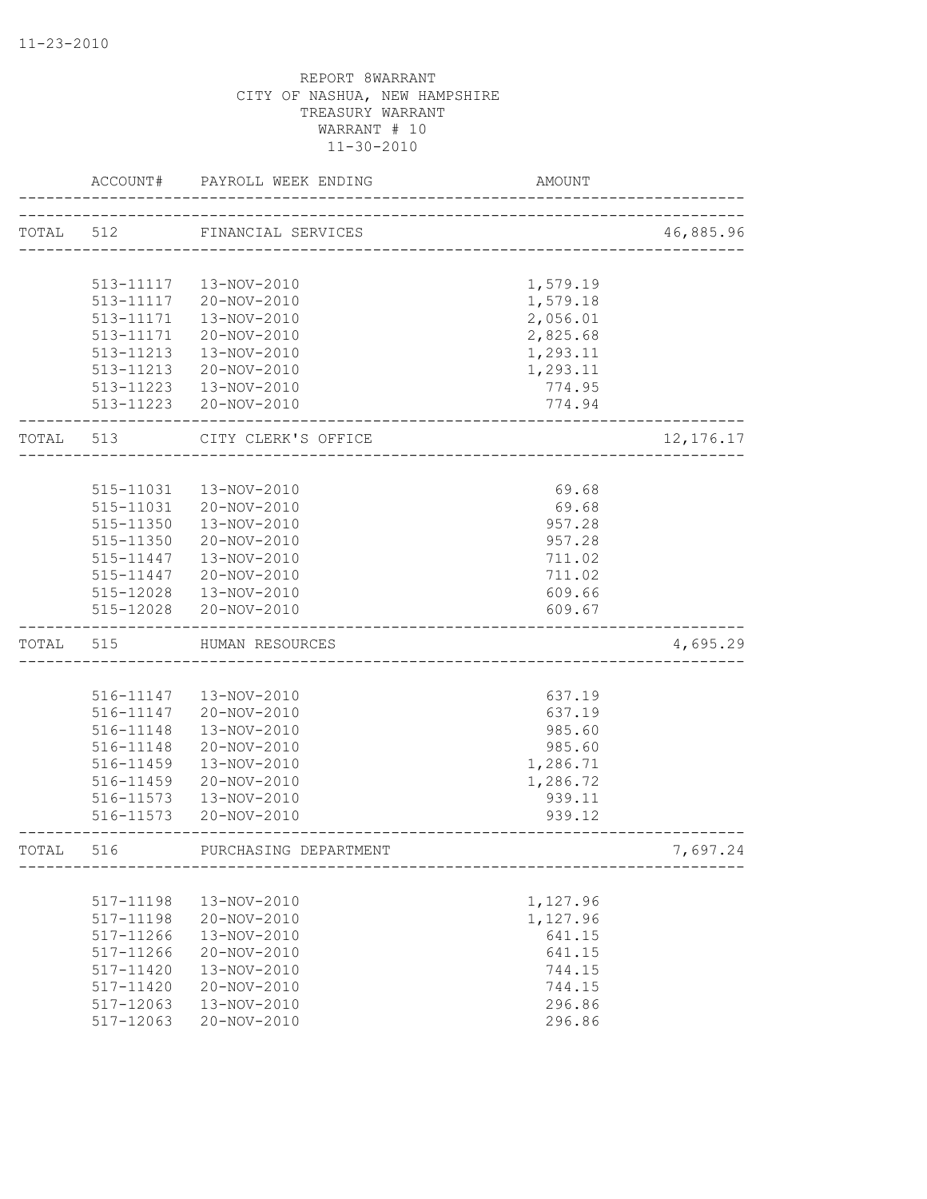REPORT 8WARRANT
CITY OF NASHUA, NEW HAMPSHIRE
TREASURY WARRANT
WARRANT # 10
11-30-2010

| | ACCOUNT# | PAYROLL WEEK ENDING | AMOUNT | |
|---|---|---|---|---|
| TOTAL | 512 | FINANCIAL SERVICES | | 46,885.96 |
| | 513-11117 | 13-NOV-2010 | 1,579.19 | |
| | 513-11117 | 20-NOV-2010 | 1,579.18 | |
| | 513-11171 | 13-NOV-2010 | 2,056.01 | |
| | 513-11171 | 20-NOV-2010 | 2,825.68 | |
| | 513-11213 | 13-NOV-2010 | 1,293.11 | |
| | 513-11213 | 20-NOV-2010 | 1,293.11 | |
| | 513-11223 | 13-NOV-2010 | 774.95 | |
| | 513-11223 | 20-NOV-2010 | 774.94 | |
| TOTAL | 513 | CITY CLERK'S OFFICE | | 12,176.17 |
| | 515-11031 | 13-NOV-2010 | 69.68 | |
| | 515-11031 | 20-NOV-2010 | 69.68 | |
| | 515-11350 | 13-NOV-2010 | 957.28 | |
| | 515-11350 | 20-NOV-2010 | 957.28 | |
| | 515-11447 | 13-NOV-2010 | 711.02 | |
| | 515-11447 | 20-NOV-2010 | 711.02 | |
| | 515-12028 | 13-NOV-2010 | 609.66 | |
| | 515-12028 | 20-NOV-2010 | 609.67 | |
| TOTAL | 515 | HUMAN RESOURCES | | 4,695.29 |
| | 516-11147 | 13-NOV-2010 | 637.19 | |
| | 516-11147 | 20-NOV-2010 | 637.19 | |
| | 516-11148 | 13-NOV-2010 | 985.60 | |
| | 516-11148 | 20-NOV-2010 | 985.60 | |
| | 516-11459 | 13-NOV-2010 | 1,286.71 | |
| | 516-11459 | 20-NOV-2010 | 1,286.72 | |
| | 516-11573 | 13-NOV-2010 | 939.11 | |
| | 516-11573 | 20-NOV-2010 | 939.12 | |
| TOTAL | 516 | PURCHASING DEPARTMENT | | 7,697.24 |
| | 517-11198 | 13-NOV-2010 | 1,127.96 | |
| | 517-11198 | 20-NOV-2010 | 1,127.96 | |
| | 517-11266 | 13-NOV-2010 | 641.15 | |
| | 517-11266 | 20-NOV-2010 | 641.15 | |
| | 517-11420 | 13-NOV-2010 | 744.15 | |
| | 517-11420 | 20-NOV-2010 | 744.15 | |
| | 517-12063 | 13-NOV-2010 | 296.86 | |
| | 517-12063 | 20-NOV-2010 | 296.86 | |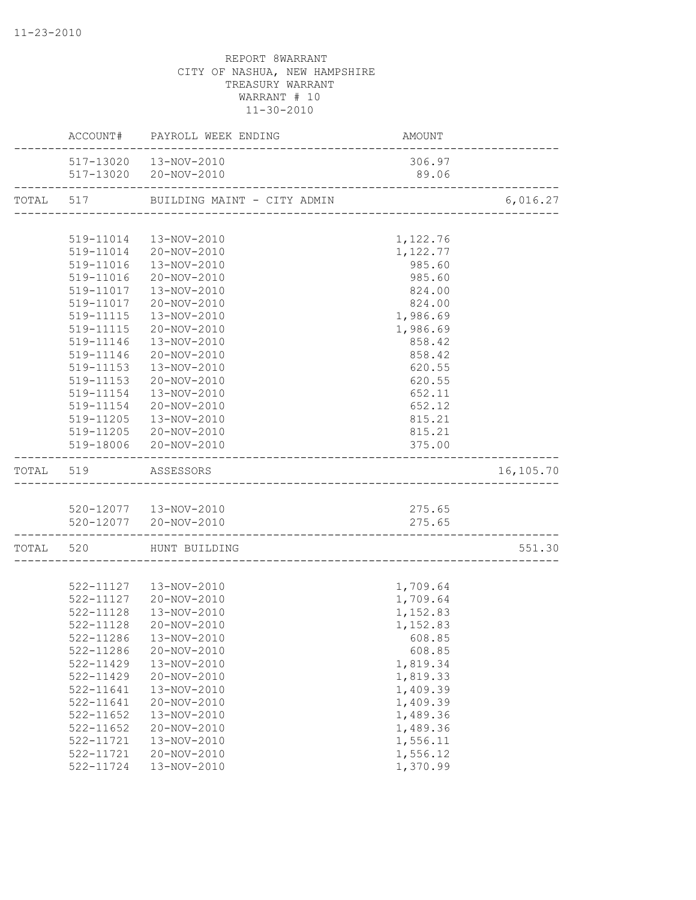11-23-2010

REPORT 8WARRANT
CITY OF NASHUA, NEW HAMPSHIRE
TREASURY WARRANT
WARRANT # 10
11-30-2010

| | ACCOUNT# | PAYROLL WEEK ENDING | AMOUNT | |
|---|---|---|---|---|
| | 517-13020 | 13-NOV-2010 | 306.97 | |
| | 517-13020 | 20-NOV-2010 | 89.06 | |
| TOTAL | 517 | BUILDING MAINT - CITY ADMIN | | 6,016.27 |
| | 519-11014 | 13-NOV-2010 | 1,122.76 | |
| | 519-11014 | 20-NOV-2010 | 1,122.77 | |
| | 519-11016 | 13-NOV-2010 | 985.60 | |
| | 519-11016 | 20-NOV-2010 | 985.60 | |
| | 519-11017 | 13-NOV-2010 | 824.00 | |
| | 519-11017 | 20-NOV-2010 | 824.00 | |
| | 519-11115 | 13-NOV-2010 | 1,986.69 | |
| | 519-11115 | 20-NOV-2010 | 1,986.69 | |
| | 519-11146 | 13-NOV-2010 | 858.42 | |
| | 519-11146 | 20-NOV-2010 | 858.42 | |
| | 519-11153 | 13-NOV-2010 | 620.55 | |
| | 519-11153 | 20-NOV-2010 | 620.55 | |
| | 519-11154 | 13-NOV-2010 | 652.11 | |
| | 519-11154 | 20-NOV-2010 | 652.12 | |
| | 519-11205 | 13-NOV-2010 | 815.21 | |
| | 519-11205 | 20-NOV-2010 | 815.21 | |
| | 519-18006 | 20-NOV-2010 | 375.00 | |
| TOTAL | 519 | ASSESSORS | | 16,105.70 |
| | 520-12077 | 13-NOV-2010 | 275.65 | |
| | 520-12077 | 20-NOV-2010 | 275.65 | |
| TOTAL | 520 | HUNT BUILDING | | 551.30 |
| | 522-11127 | 13-NOV-2010 | 1,709.64 | |
| | 522-11127 | 20-NOV-2010 | 1,709.64 | |
| | 522-11128 | 13-NOV-2010 | 1,152.83 | |
| | 522-11128 | 20-NOV-2010 | 1,152.83 | |
| | 522-11286 | 13-NOV-2010 | 608.85 | |
| | 522-11286 | 20-NOV-2010 | 608.85 | |
| | 522-11429 | 13-NOV-2010 | 1,819.34 | |
| | 522-11429 | 20-NOV-2010 | 1,819.33 | |
| | 522-11641 | 13-NOV-2010 | 1,409.39 | |
| | 522-11641 | 20-NOV-2010 | 1,409.39 | |
| | 522-11652 | 13-NOV-2010 | 1,489.36 | |
| | 522-11652 | 20-NOV-2010 | 1,489.36 | |
| | 522-11721 | 13-NOV-2010 | 1,556.11 | |
| | 522-11721 | 20-NOV-2010 | 1,556.12 | |
| | 522-11724 | 13-NOV-2010 | 1,370.99 | |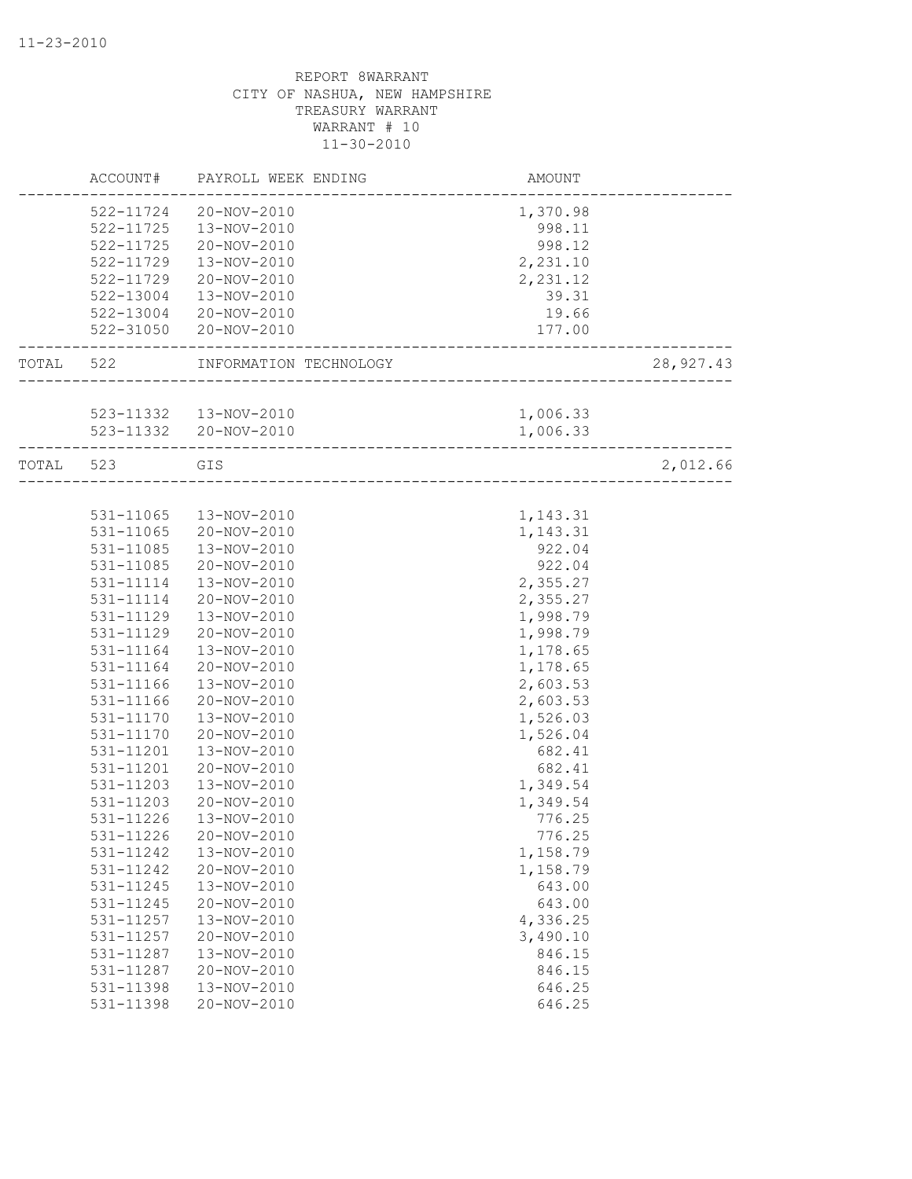REPORT 8WARRANT
CITY OF NASHUA, NEW HAMPSHIRE
TREASURY WARRANT
WARRANT # 10
11-30-2010

| ACCOUNT# | PAYROLL WEEK ENDING | AMOUNT | |
|---|---|---|---|
| 522-11724 | 20-NOV-2010 | 1,370.98 | |
| 522-11725 | 13-NOV-2010 | 998.11 | |
| 522-11725 | 20-NOV-2010 | 998.12 | |
| 522-11729 | 13-NOV-2010 | 2,231.10 | |
| 522-11729 | 20-NOV-2010 | 2,231.12 | |
| 522-13004 | 13-NOV-2010 | 39.31 | |
| 522-13004 | 20-NOV-2010 | 19.66 | |
| 522-31050 | 20-NOV-2010 | 177.00 | |
| TOTAL 522 | INFORMATION TECHNOLOGY | | 28,927.43 |
| 523-11332 | 13-NOV-2010 | 1,006.33 | |
| 523-11332 | 20-NOV-2010 | 1,006.33 | |
| TOTAL 523 | GIS | | 2,012.66 |
| 531-11065 | 13-NOV-2010 | 1,143.31 | |
| 531-11065 | 20-NOV-2010 | 1,143.31 | |
| 531-11085 | 13-NOV-2010 | 922.04 | |
| 531-11085 | 20-NOV-2010 | 922.04 | |
| 531-11114 | 13-NOV-2010 | 2,355.27 | |
| 531-11114 | 20-NOV-2010 | 2,355.27 | |
| 531-11129 | 13-NOV-2010 | 1,998.79 | |
| 531-11129 | 20-NOV-2010 | 1,998.79 | |
| 531-11164 | 13-NOV-2010 | 1,178.65 | |
| 531-11164 | 20-NOV-2010 | 1,178.65 | |
| 531-11166 | 13-NOV-2010 | 2,603.53 | |
| 531-11166 | 20-NOV-2010 | 2,603.53 | |
| 531-11170 | 13-NOV-2010 | 1,526.03 | |
| 531-11170 | 20-NOV-2010 | 1,526.04 | |
| 531-11201 | 13-NOV-2010 | 682.41 | |
| 531-11201 | 20-NOV-2010 | 682.41 | |
| 531-11203 | 13-NOV-2010 | 1,349.54 | |
| 531-11203 | 20-NOV-2010 | 1,349.54 | |
| 531-11226 | 13-NOV-2010 | 776.25 | |
| 531-11226 | 20-NOV-2010 | 776.25 | |
| 531-11242 | 13-NOV-2010 | 1,158.79 | |
| 531-11242 | 20-NOV-2010 | 1,158.79 | |
| 531-11245 | 13-NOV-2010 | 643.00 | |
| 531-11245 | 20-NOV-2010 | 643.00 | |
| 531-11257 | 13-NOV-2010 | 4,336.25 | |
| 531-11257 | 20-NOV-2010 | 3,490.10 | |
| 531-11287 | 13-NOV-2010 | 846.15 | |
| 531-11287 | 20-NOV-2010 | 846.15 | |
| 531-11398 | 13-NOV-2010 | 646.25 | |
| 531-11398 | 20-NOV-2010 | 646.25 | |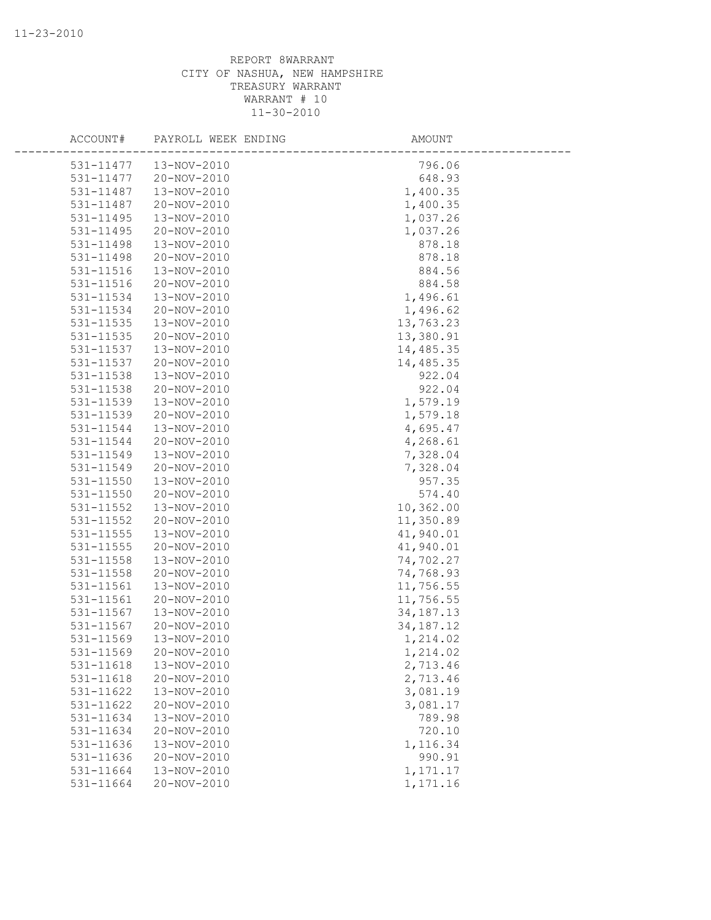REPORT 8WARRANT
CITY OF NASHUA, NEW HAMPSHIRE
TREASURY WARRANT
WARRANT # 10
11-30-2010

| ACCOUNT# | PAYROLL WEEK ENDING | AMOUNT |
|---|---|---|
| 531-11477 | 13-NOV-2010 | 796.06 |
| 531-11477 | 20-NOV-2010 | 648.93 |
| 531-11487 | 13-NOV-2010 | 1,400.35 |
| 531-11487 | 20-NOV-2010 | 1,400.35 |
| 531-11495 | 13-NOV-2010 | 1,037.26 |
| 531-11495 | 20-NOV-2010 | 1,037.26 |
| 531-11498 | 13-NOV-2010 | 878.18 |
| 531-11498 | 20-NOV-2010 | 878.18 |
| 531-11516 | 13-NOV-2010 | 884.56 |
| 531-11516 | 20-NOV-2010 | 884.58 |
| 531-11534 | 13-NOV-2010 | 1,496.61 |
| 531-11534 | 20-NOV-2010 | 1,496.62 |
| 531-11535 | 13-NOV-2010 | 13,763.23 |
| 531-11535 | 20-NOV-2010 | 13,380.91 |
| 531-11537 | 13-NOV-2010 | 14,485.35 |
| 531-11537 | 20-NOV-2010 | 14,485.35 |
| 531-11538 | 13-NOV-2010 | 922.04 |
| 531-11538 | 20-NOV-2010 | 922.04 |
| 531-11539 | 13-NOV-2010 | 1,579.19 |
| 531-11539 | 20-NOV-2010 | 1,579.18 |
| 531-11544 | 13-NOV-2010 | 4,695.47 |
| 531-11544 | 20-NOV-2010 | 4,268.61 |
| 531-11549 | 13-NOV-2010 | 7,328.04 |
| 531-11549 | 20-NOV-2010 | 7,328.04 |
| 531-11550 | 13-NOV-2010 | 957.35 |
| 531-11550 | 20-NOV-2010 | 574.40 |
| 531-11552 | 13-NOV-2010 | 10,362.00 |
| 531-11552 | 20-NOV-2010 | 11,350.89 |
| 531-11555 | 13-NOV-2010 | 41,940.01 |
| 531-11555 | 20-NOV-2010 | 41,940.01 |
| 531-11558 | 13-NOV-2010 | 74,702.27 |
| 531-11558 | 20-NOV-2010 | 74,768.93 |
| 531-11561 | 13-NOV-2010 | 11,756.55 |
| 531-11561 | 20-NOV-2010 | 11,756.55 |
| 531-11567 | 13-NOV-2010 | 34,187.13 |
| 531-11567 | 20-NOV-2010 | 34,187.12 |
| 531-11569 | 13-NOV-2010 | 1,214.02 |
| 531-11569 | 20-NOV-2010 | 1,214.02 |
| 531-11618 | 13-NOV-2010 | 2,713.46 |
| 531-11618 | 20-NOV-2010 | 2,713.46 |
| 531-11622 | 13-NOV-2010 | 3,081.19 |
| 531-11622 | 20-NOV-2010 | 3,081.17 |
| 531-11634 | 13-NOV-2010 | 789.98 |
| 531-11634 | 20-NOV-2010 | 720.10 |
| 531-11636 | 13-NOV-2010 | 1,116.34 |
| 531-11636 | 20-NOV-2010 | 990.91 |
| 531-11664 | 13-NOV-2010 | 1,171.17 |
| 531-11664 | 20-NOV-2010 | 1,171.16 |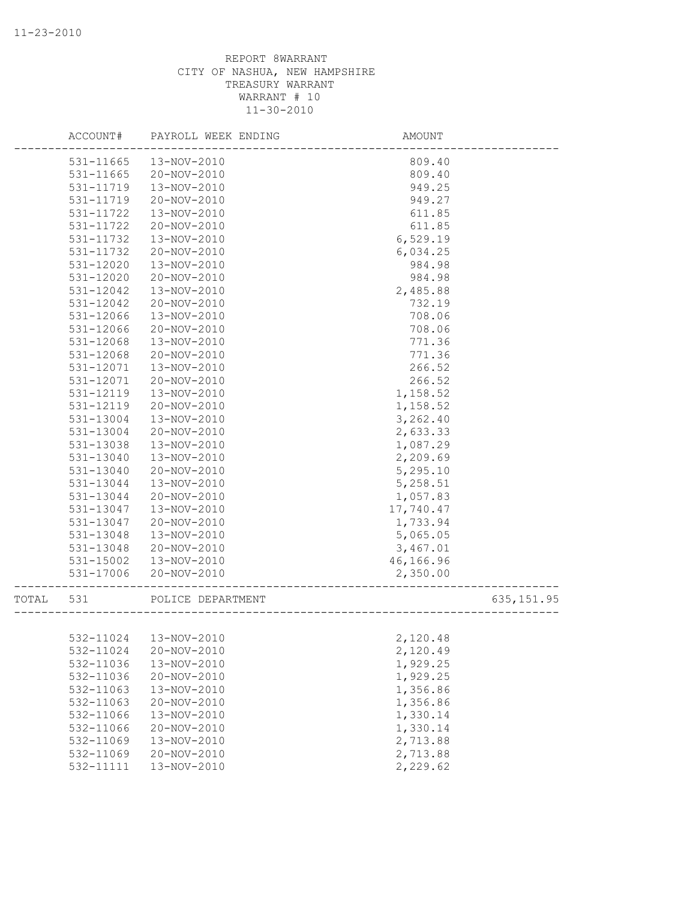11-23-2010

REPORT 8WARRANT
CITY OF NASHUA, NEW HAMPSHIRE
TREASURY WARRANT
WARRANT # 10
11-30-2010

| | ACCOUNT# | PAYROLL WEEK ENDING | AMOUNT | |
|---|---|---|---|---|
| | 531-11665 | 13-NOV-2010 | 809.40 | |
| | 531-11665 | 20-NOV-2010 | 809.40 | |
| | 531-11719 | 13-NOV-2010 | 949.25 | |
| | 531-11719 | 20-NOV-2010 | 949.27 | |
| | 531-11722 | 13-NOV-2010 | 611.85 | |
| | 531-11722 | 20-NOV-2010 | 611.85 | |
| | 531-11732 | 13-NOV-2010 | 6,529.19 | |
| | 531-11732 | 20-NOV-2010 | 6,034.25 | |
| | 531-12020 | 13-NOV-2010 | 984.98 | |
| | 531-12020 | 20-NOV-2010 | 984.98 | |
| | 531-12042 | 13-NOV-2010 | 2,485.88 | |
| | 531-12042 | 20-NOV-2010 | 732.19 | |
| | 531-12066 | 13-NOV-2010 | 708.06 | |
| | 531-12066 | 20-NOV-2010 | 708.06 | |
| | 531-12068 | 13-NOV-2010 | 771.36 | |
| | 531-12068 | 20-NOV-2010 | 771.36 | |
| | 531-12071 | 13-NOV-2010 | 266.52 | |
| | 531-12071 | 20-NOV-2010 | 266.52 | |
| | 531-12119 | 13-NOV-2010 | 1,158.52 | |
| | 531-12119 | 20-NOV-2010 | 1,158.52 | |
| | 531-13004 | 13-NOV-2010 | 3,262.40 | |
| | 531-13004 | 20-NOV-2010 | 2,633.33 | |
| | 531-13038 | 13-NOV-2010 | 1,087.29 | |
| | 531-13040 | 13-NOV-2010 | 2,209.69 | |
| | 531-13040 | 20-NOV-2010 | 5,295.10 | |
| | 531-13044 | 13-NOV-2010 | 5,258.51 | |
| | 531-13044 | 20-NOV-2010 | 1,057.83 | |
| | 531-13047 | 13-NOV-2010 | 17,740.47 | |
| | 531-13047 | 20-NOV-2010 | 1,733.94 | |
| | 531-13048 | 13-NOV-2010 | 5,065.05 | |
| | 531-13048 | 20-NOV-2010 | 3,467.01 | |
| | 531-15002 | 13-NOV-2010 | 46,166.96 | |
| | 531-17006 | 20-NOV-2010 | 2,350.00 | |
| TOTAL | 531 | POLICE DEPARTMENT | | 635,151.95 |
| | 532-11024 | 13-NOV-2010 | 2,120.48 | |
| | 532-11024 | 20-NOV-2010 | 2,120.49 | |
| | 532-11036 | 13-NOV-2010 | 1,929.25 | |
| | 532-11036 | 20-NOV-2010 | 1,929.25 | |
| | 532-11063 | 13-NOV-2010 | 1,356.86 | |
| | 532-11063 | 20-NOV-2010 | 1,356.86 | |
| | 532-11066 | 13-NOV-2010 | 1,330.14 | |
| | 532-11066 | 20-NOV-2010 | 1,330.14 | |
| | 532-11069 | 13-NOV-2010 | 2,713.88 | |
| | 532-11069 | 20-NOV-2010 | 2,713.88 | |
| | 532-11111 | 13-NOV-2010 | 2,229.62 | |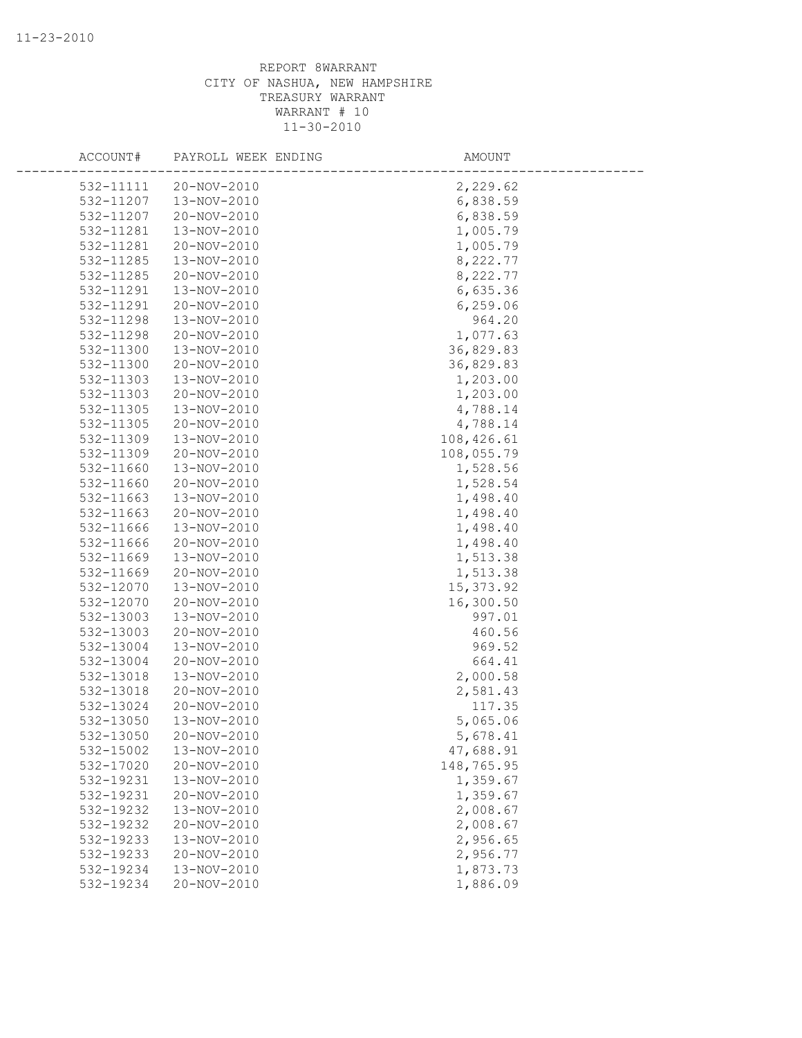REPORT 8WARRANT
CITY OF NASHUA, NEW HAMPSHIRE
TREASURY WARRANT
WARRANT # 10
11-30-2010

| ACCOUNT# | PAYROLL WEEK ENDING | AMOUNT |
|---|---|---|
| 532-11111 | 20-NOV-2010 | 2,229.62 |
| 532-11207 | 13-NOV-2010 | 6,838.59 |
| 532-11207 | 20-NOV-2010 | 6,838.59 |
| 532-11281 | 13-NOV-2010 | 1,005.79 |
| 532-11281 | 20-NOV-2010 | 1,005.79 |
| 532-11285 | 13-NOV-2010 | 8,222.77 |
| 532-11285 | 20-NOV-2010 | 8,222.77 |
| 532-11291 | 13-NOV-2010 | 6,635.36 |
| 532-11291 | 20-NOV-2010 | 6,259.06 |
| 532-11298 | 13-NOV-2010 | 964.20 |
| 532-11298 | 20-NOV-2010 | 1,077.63 |
| 532-11300 | 13-NOV-2010 | 36,829.83 |
| 532-11300 | 20-NOV-2010 | 36,829.83 |
| 532-11303 | 13-NOV-2010 | 1,203.00 |
| 532-11303 | 20-NOV-2010 | 1,203.00 |
| 532-11305 | 13-NOV-2010 | 4,788.14 |
| 532-11305 | 20-NOV-2010 | 4,788.14 |
| 532-11309 | 13-NOV-2010 | 108,426.61 |
| 532-11309 | 20-NOV-2010 | 108,055.79 |
| 532-11660 | 13-NOV-2010 | 1,528.56 |
| 532-11660 | 20-NOV-2010 | 1,528.54 |
| 532-11663 | 13-NOV-2010 | 1,498.40 |
| 532-11663 | 20-NOV-2010 | 1,498.40 |
| 532-11666 | 13-NOV-2010 | 1,498.40 |
| 532-11666 | 20-NOV-2010 | 1,498.40 |
| 532-11669 | 13-NOV-2010 | 1,513.38 |
| 532-11669 | 20-NOV-2010 | 1,513.38 |
| 532-12070 | 13-NOV-2010 | 15,373.92 |
| 532-12070 | 20-NOV-2010 | 16,300.50 |
| 532-13003 | 13-NOV-2010 | 997.01 |
| 532-13003 | 20-NOV-2010 | 460.56 |
| 532-13004 | 13-NOV-2010 | 969.52 |
| 532-13004 | 20-NOV-2010 | 664.41 |
| 532-13018 | 13-NOV-2010 | 2,000.58 |
| 532-13018 | 20-NOV-2010 | 2,581.43 |
| 532-13024 | 20-NOV-2010 | 117.35 |
| 532-13050 | 13-NOV-2010 | 5,065.06 |
| 532-13050 | 20-NOV-2010 | 5,678.41 |
| 532-15002 | 13-NOV-2010 | 47,688.91 |
| 532-17020 | 20-NOV-2010 | 148,765.95 |
| 532-19231 | 13-NOV-2010 | 1,359.67 |
| 532-19231 | 20-NOV-2010 | 1,359.67 |
| 532-19232 | 13-NOV-2010 | 2,008.67 |
| 532-19232 | 20-NOV-2010 | 2,008.67 |
| 532-19233 | 13-NOV-2010 | 2,956.65 |
| 532-19233 | 20-NOV-2010 | 2,956.77 |
| 532-19234 | 13-NOV-2010 | 1,873.73 |
| 532-19234 | 20-NOV-2010 | 1,886.09 |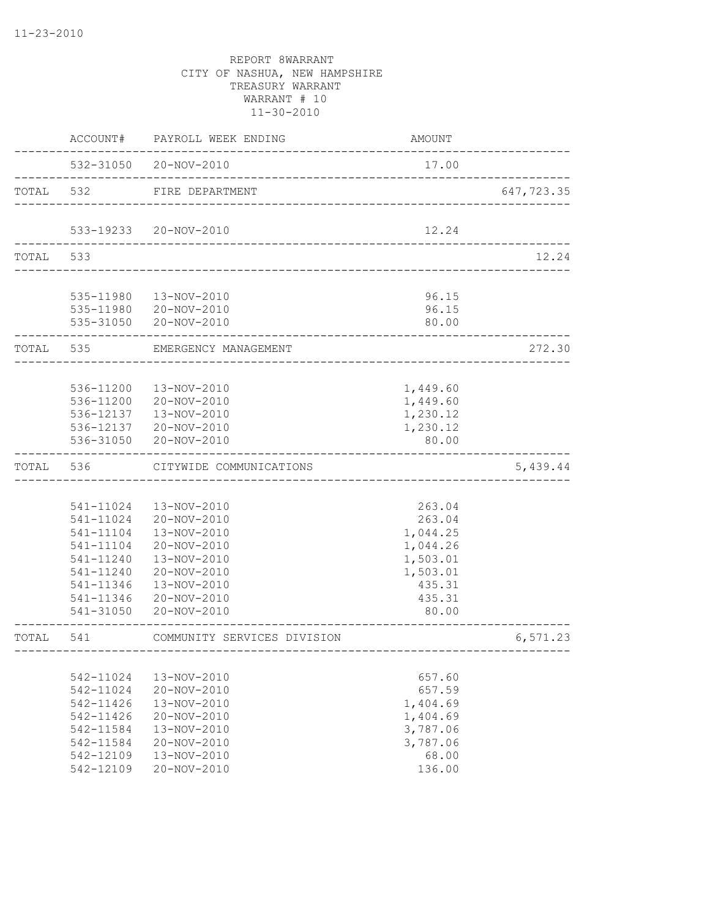11-23-2010

REPORT 8WARRANT
CITY OF NASHUA, NEW HAMPSHIRE
TREASURY WARRANT
WARRANT # 10
11-30-2010

| | ACCOUNT# | PAYROLL WEEK ENDING | AMOUNT | |
|---|---|---|---|---|
| | 532-31050 | 20-NOV-2010 | 17.00 | |
| TOTAL | 532 | FIRE DEPARTMENT | | 647,723.35 |
| | 533-19233 | 20-NOV-2010 | 12.24 | |
| TOTAL | 533 | | | 12.24 |
| | 535-11980 | 13-NOV-2010 | 96.15 | |
| | 535-11980 | 20-NOV-2010 | 96.15 | |
| | 535-31050 | 20-NOV-2010 | 80.00 | |
| TOTAL | 535 | EMERGENCY MANAGEMENT | | 272.30 |
| | 536-11200 | 13-NOV-2010 | 1,449.60 | |
| | 536-11200 | 20-NOV-2010 | 1,449.60 | |
| | 536-12137 | 13-NOV-2010 | 1,230.12 | |
| | 536-12137 | 20-NOV-2010 | 1,230.12 | |
| | 536-31050 | 20-NOV-2010 | 80.00 | |
| TOTAL | 536 | CITYWIDE COMMUNICATIONS | | 5,439.44 |
| | 541-11024 | 13-NOV-2010 | 263.04 | |
| | 541-11024 | 20-NOV-2010 | 263.04 | |
| | 541-11104 | 13-NOV-2010 | 1,044.25 | |
| | 541-11104 | 20-NOV-2010 | 1,044.26 | |
| | 541-11240 | 13-NOV-2010 | 1,503.01 | |
| | 541-11240 | 20-NOV-2010 | 1,503.01 | |
| | 541-11346 | 13-NOV-2010 | 435.31 | |
| | 541-11346 | 20-NOV-2010 | 435.31 | |
| | 541-31050 | 20-NOV-2010 | 80.00 | |
| TOTAL | 541 | COMMUNITY SERVICES DIVISION | | 6,571.23 |
| | 542-11024 | 13-NOV-2010 | 657.60 | |
| | 542-11024 | 20-NOV-2010 | 657.59 | |
| | 542-11426 | 13-NOV-2010 | 1,404.69 | |
| | 542-11426 | 20-NOV-2010 | 1,404.69 | |
| | 542-11584 | 13-NOV-2010 | 3,787.06 | |
| | 542-11584 | 20-NOV-2010 | 3,787.06 | |
| | 542-12109 | 13-NOV-2010 | 68.00 | |
| | 542-12109 | 20-NOV-2010 | 136.00 | |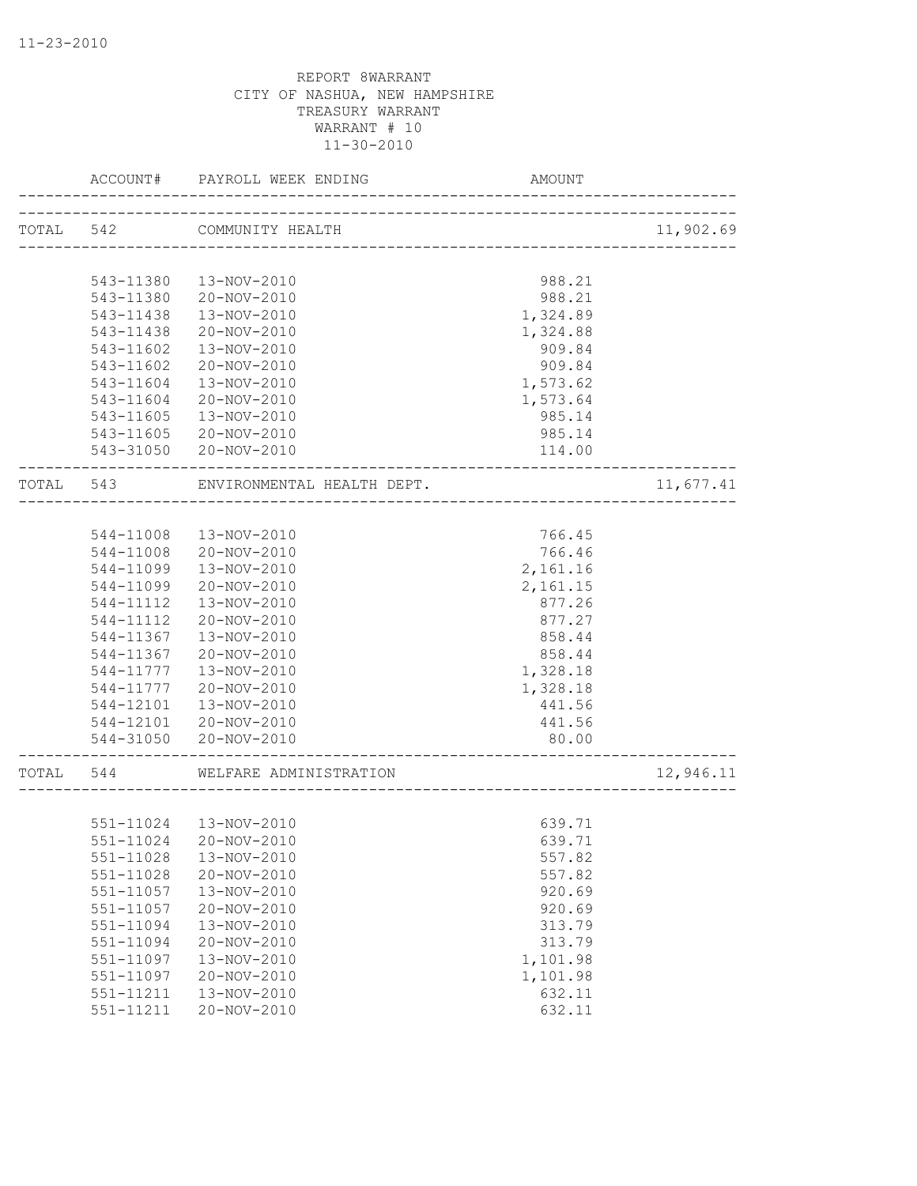REPORT 8WARRANT
CITY OF NASHUA, NEW HAMPSHIRE
TREASURY WARRANT
WARRANT # 10
11-30-2010

| | ACCOUNT# | PAYROLL WEEK ENDING | AMOUNT | |
|---|---|---|---|---|
| TOTAL | 542 | COMMUNITY HEALTH | | 11,902.69 |
| | 543-11380 | 13-NOV-2010 | 988.21 | |
| | 543-11380 | 20-NOV-2010 | 988.21 | |
| | 543-11438 | 13-NOV-2010 | 1,324.89 | |
| | 543-11438 | 20-NOV-2010 | 1,324.88 | |
| | 543-11602 | 13-NOV-2010 | 909.84 | |
| | 543-11602 | 20-NOV-2010 | 909.84 | |
| | 543-11604 | 13-NOV-2010 | 1,573.62 | |
| | 543-11604 | 20-NOV-2010 | 1,573.64 | |
| | 543-11605 | 13-NOV-2010 | 985.14 | |
| | 543-11605 | 20-NOV-2010 | 985.14 | |
| | 543-31050 | 20-NOV-2010 | 114.00 | |
| TOTAL | 543 | ENVIRONMENTAL HEALTH DEPT. | | 11,677.41 |
| | 544-11008 | 13-NOV-2010 | 766.45 | |
| | 544-11008 | 20-NOV-2010 | 766.46 | |
| | 544-11099 | 13-NOV-2010 | 2,161.16 | |
| | 544-11099 | 20-NOV-2010 | 2,161.15 | |
| | 544-11112 | 13-NOV-2010 | 877.26 | |
| | 544-11112 | 20-NOV-2010 | 877.27 | |
| | 544-11367 | 13-NOV-2010 | 858.44 | |
| | 544-11367 | 20-NOV-2010 | 858.44 | |
| | 544-11777 | 13-NOV-2010 | 1,328.18 | |
| | 544-11777 | 20-NOV-2010 | 1,328.18 | |
| | 544-12101 | 13-NOV-2010 | 441.56 | |
| | 544-12101 | 20-NOV-2010 | 441.56 | |
| | 544-31050 | 20-NOV-2010 | 80.00 | |
| TOTAL | 544 | WELFARE ADMINISTRATION | | 12,946.11 |
| | 551-11024 | 13-NOV-2010 | 639.71 | |
| | 551-11024 | 20-NOV-2010 | 639.71 | |
| | 551-11028 | 13-NOV-2010 | 557.82 | |
| | 551-11028 | 20-NOV-2010 | 557.82 | |
| | 551-11057 | 13-NOV-2010 | 920.69 | |
| | 551-11057 | 20-NOV-2010 | 920.69 | |
| | 551-11094 | 13-NOV-2010 | 313.79 | |
| | 551-11094 | 20-NOV-2010 | 313.79 | |
| | 551-11097 | 13-NOV-2010 | 1,101.98 | |
| | 551-11097 | 20-NOV-2010 | 1,101.98 | |
| | 551-11211 | 13-NOV-2010 | 632.11 | |
| | 551-11211 | 20-NOV-2010 | 632.11 | |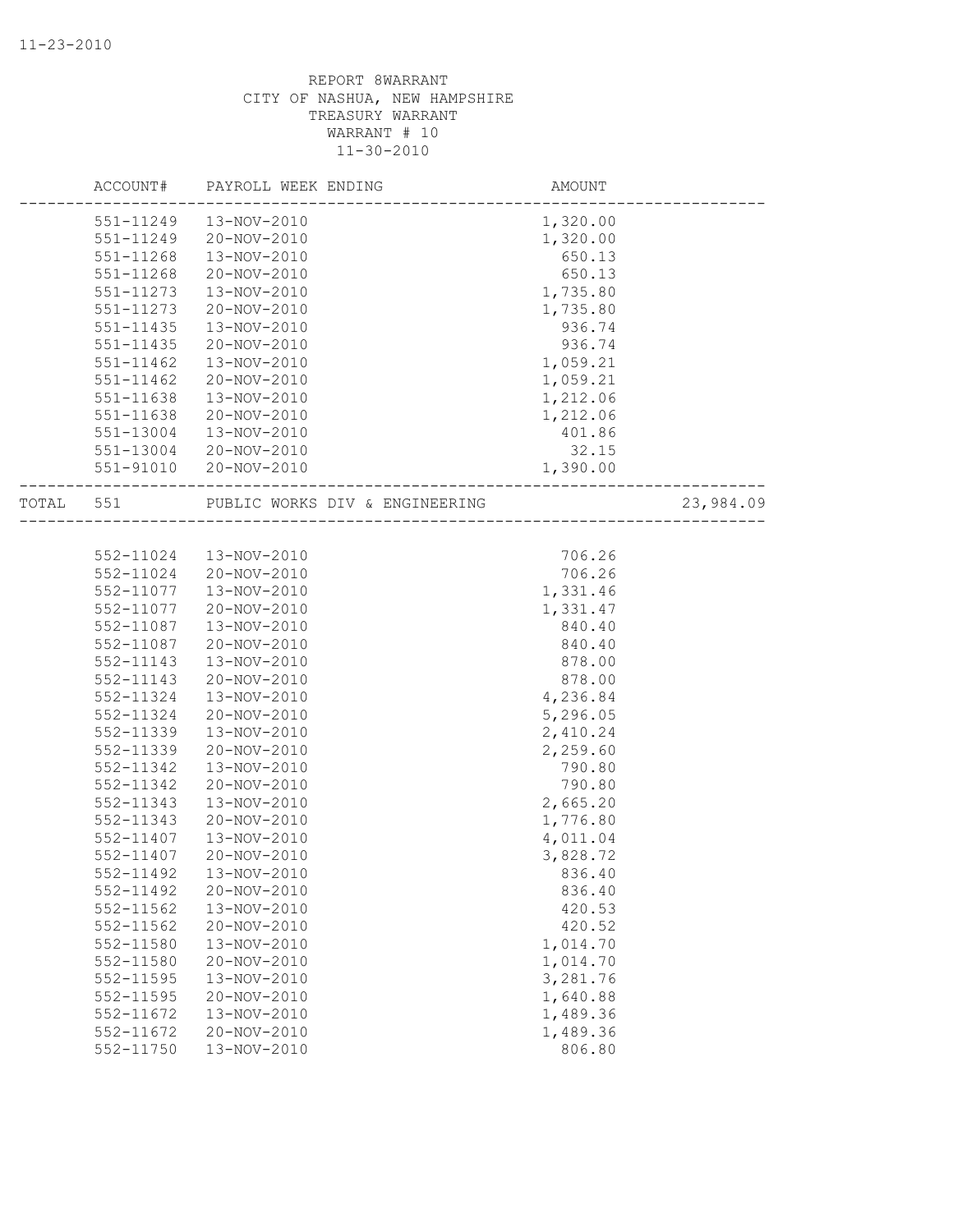REPORT 8WARRANT
CITY OF NASHUA, NEW HAMPSHIRE
TREASURY WARRANT
WARRANT # 10
11-30-2010

| | ACCOUNT# | PAYROLL WEEK ENDING | AMOUNT | |
|---|---|---|---|---|
| | 551-11249 | 13-NOV-2010 | 1,320.00 | |
| | 551-11249 | 20-NOV-2010 | 1,320.00 | |
| | 551-11268 | 13-NOV-2010 | 650.13 | |
| | 551-11268 | 20-NOV-2010 | 650.13 | |
| | 551-11273 | 13-NOV-2010 | 1,735.80 | |
| | 551-11273 | 20-NOV-2010 | 1,735.80 | |
| | 551-11435 | 13-NOV-2010 | 936.74 | |
| | 551-11435 | 20-NOV-2010 | 936.74 | |
| | 551-11462 | 13-NOV-2010 | 1,059.21 | |
| | 551-11462 | 20-NOV-2010 | 1,059.21 | |
| | 551-11638 | 13-NOV-2010 | 1,212.06 | |
| | 551-11638 | 20-NOV-2010 | 1,212.06 | |
| | 551-13004 | 13-NOV-2010 | 401.86 | |
| | 551-13004 | 20-NOV-2010 | 32.15 | |
| | 551-91010 | 20-NOV-2010 | 1,390.00 | |
| TOTAL | 551 | PUBLIC WORKS DIV & ENGINEERING | | 23,984.09 |
| | 552-11024 | 13-NOV-2010 | 706.26 | |
| | 552-11024 | 20-NOV-2010 | 706.26 | |
| | 552-11077 | 13-NOV-2010 | 1,331.46 | |
| | 552-11077 | 20-NOV-2010 | 1,331.47 | |
| | 552-11087 | 13-NOV-2010 | 840.40 | |
| | 552-11087 | 20-NOV-2010 | 840.40 | |
| | 552-11143 | 13-NOV-2010 | 878.00 | |
| | 552-11143 | 20-NOV-2010 | 878.00 | |
| | 552-11324 | 13-NOV-2010 | 4,236.84 | |
| | 552-11324 | 20-NOV-2010 | 5,296.05 | |
| | 552-11339 | 13-NOV-2010 | 2,410.24 | |
| | 552-11339 | 20-NOV-2010 | 2,259.60 | |
| | 552-11342 | 13-NOV-2010 | 790.80 | |
| | 552-11342 | 20-NOV-2010 | 790.80 | |
| | 552-11343 | 13-NOV-2010 | 2,665.20 | |
| | 552-11343 | 20-NOV-2010 | 1,776.80 | |
| | 552-11407 | 13-NOV-2010 | 4,011.04 | |
| | 552-11407 | 20-NOV-2010 | 3,828.72 | |
| | 552-11492 | 13-NOV-2010 | 836.40 | |
| | 552-11492 | 20-NOV-2010 | 836.40 | |
| | 552-11562 | 13-NOV-2010 | 420.53 | |
| | 552-11562 | 20-NOV-2010 | 420.52 | |
| | 552-11580 | 13-NOV-2010 | 1,014.70 | |
| | 552-11580 | 20-NOV-2010 | 1,014.70 | |
| | 552-11595 | 13-NOV-2010 | 3,281.76 | |
| | 552-11595 | 20-NOV-2010 | 1,640.88 | |
| | 552-11672 | 13-NOV-2010 | 1,489.36 | |
| | 552-11672 | 20-NOV-2010 | 1,489.36 | |
| | 552-11750 | 13-NOV-2010 | 806.80 | |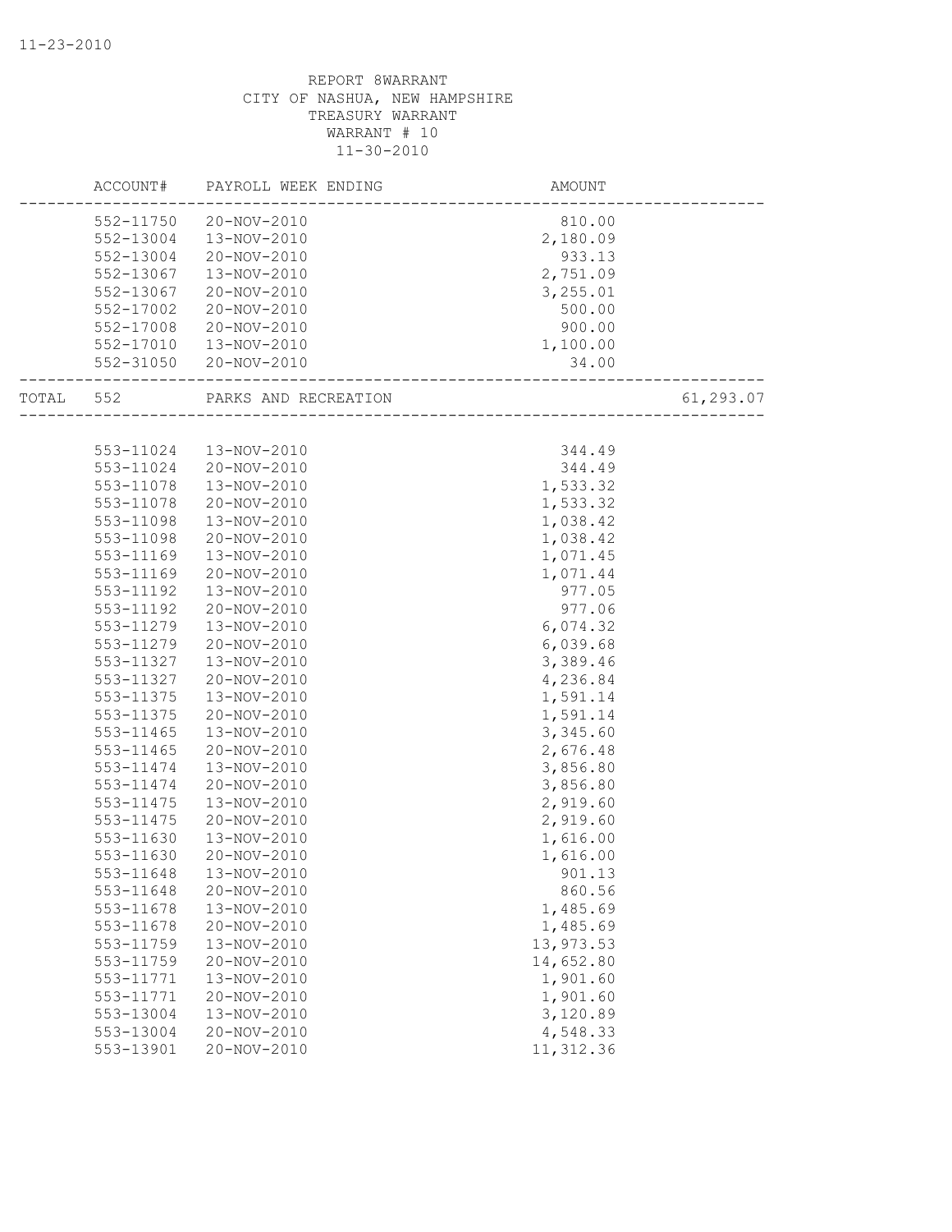REPORT 8WARRANT
CITY OF NASHUA, NEW HAMPSHIRE
TREASURY WARRANT
WARRANT # 10
11-30-2010

| | ACCOUNT# | PAYROLL WEEK ENDING | AMOUNT | |
|---|---|---|---|---|
| | 552-11750 | 20-NOV-2010 | 810.00 | |
| | 552-13004 | 13-NOV-2010 | 2,180.09 | |
| | 552-13004 | 20-NOV-2010 | 933.13 | |
| | 552-13067 | 13-NOV-2010 | 2,751.09 | |
| | 552-13067 | 20-NOV-2010 | 3,255.01 | |
| | 552-17002 | 20-NOV-2010 | 500.00 | |
| | 552-17008 | 20-NOV-2010 | 900.00 | |
| | 552-17010 | 13-NOV-2010 | 1,100.00 | |
| | 552-31050 | 20-NOV-2010 | 34.00 | |
| TOTAL | 552 | PARKS AND RECREATION | | 61,293.07 |
| | 553-11024 | 13-NOV-2010 | 344.49 | |
| | 553-11024 | 20-NOV-2010 | 344.49 | |
| | 553-11078 | 13-NOV-2010 | 1,533.32 | |
| | 553-11078 | 20-NOV-2010 | 1,533.32 | |
| | 553-11098 | 13-NOV-2010 | 1,038.42 | |
| | 553-11098 | 20-NOV-2010 | 1,038.42 | |
| | 553-11169 | 13-NOV-2010 | 1,071.45 | |
| | 553-11169 | 20-NOV-2010 | 1,071.44 | |
| | 553-11192 | 13-NOV-2010 | 977.05 | |
| | 553-11192 | 20-NOV-2010 | 977.06 | |
| | 553-11279 | 13-NOV-2010 | 6,074.32 | |
| | 553-11279 | 20-NOV-2010 | 6,039.68 | |
| | 553-11327 | 13-NOV-2010 | 3,389.46 | |
| | 553-11327 | 20-NOV-2010 | 4,236.84 | |
| | 553-11375 | 13-NOV-2010 | 1,591.14 | |
| | 553-11375 | 20-NOV-2010 | 1,591.14 | |
| | 553-11465 | 13-NOV-2010 | 3,345.60 | |
| | 553-11465 | 20-NOV-2010 | 2,676.48 | |
| | 553-11474 | 13-NOV-2010 | 3,856.80 | |
| | 553-11474 | 20-NOV-2010 | 3,856.80 | |
| | 553-11475 | 13-NOV-2010 | 2,919.60 | |
| | 553-11475 | 20-NOV-2010 | 2,919.60 | |
| | 553-11630 | 13-NOV-2010 | 1,616.00 | |
| | 553-11630 | 20-NOV-2010 | 1,616.00 | |
| | 553-11648 | 13-NOV-2010 | 901.13 | |
| | 553-11648 | 20-NOV-2010 | 860.56 | |
| | 553-11678 | 13-NOV-2010 | 1,485.69 | |
| | 553-11678 | 20-NOV-2010 | 1,485.69 | |
| | 553-11759 | 13-NOV-2010 | 13,973.53 | |
| | 553-11759 | 20-NOV-2010 | 14,652.80 | |
| | 553-11771 | 13-NOV-2010 | 1,901.60 | |
| | 553-11771 | 20-NOV-2010 | 1,901.60 | |
| | 553-13004 | 13-NOV-2010 | 3,120.89 | |
| | 553-13004 | 20-NOV-2010 | 4,548.33 | |
| | 553-13901 | 20-NOV-2010 | 11,312.36 | |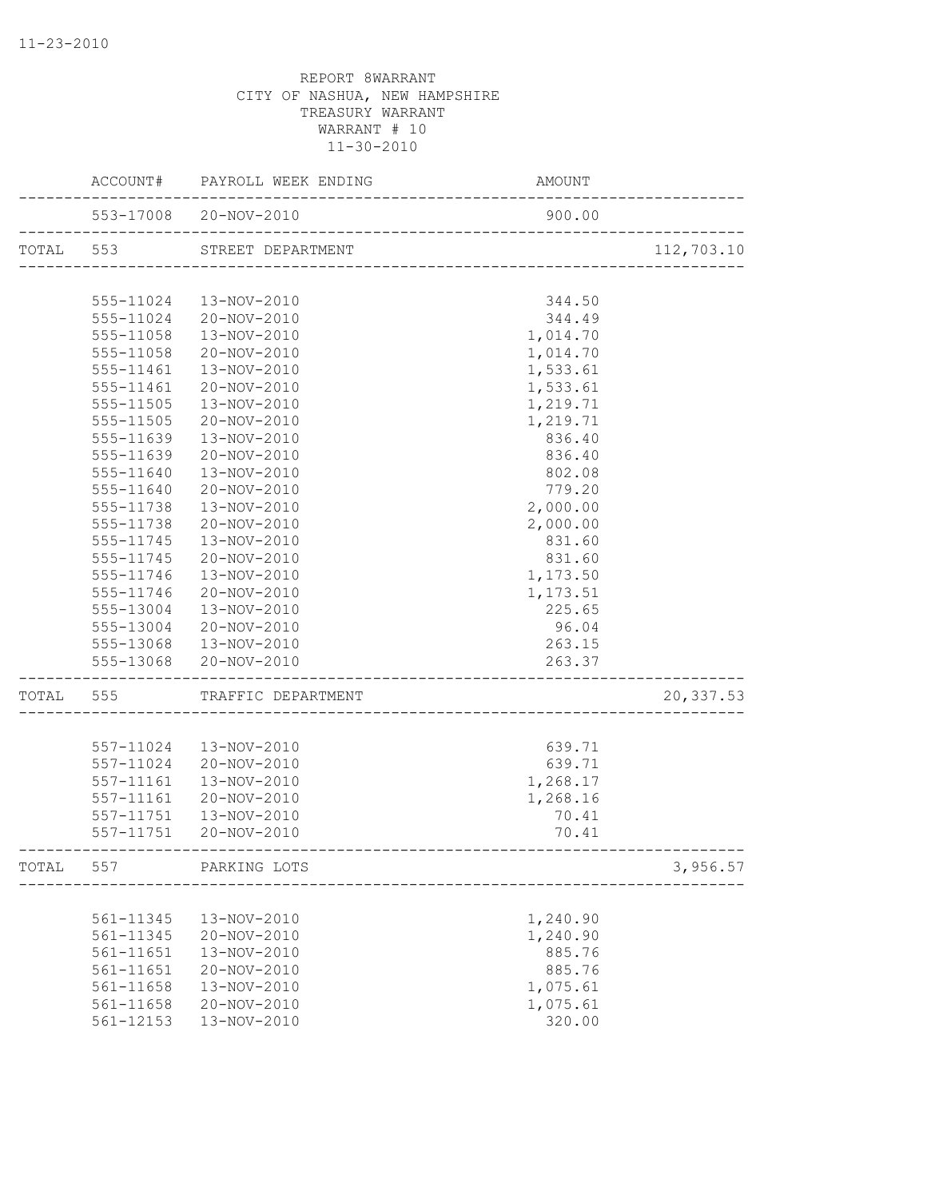REPORT 8WARRANT
CITY OF NASHUA, NEW HAMPSHIRE
TREASURY WARRANT
WARRANT # 10
11-30-2010

| | ACCOUNT# | PAYROLL WEEK ENDING | AMOUNT | |
|---|---|---|---|---|
| | 553-17008 | 20-NOV-2010 | 900.00 | |
| TOTAL | 553 | STREET DEPARTMENT | | 112,703.10 |
| | 555-11024 | 13-NOV-2010 | 344.50 | |
| | 555-11024 | 20-NOV-2010 | 344.49 | |
| | 555-11058 | 13-NOV-2010 | 1,014.70 | |
| | 555-11058 | 20-NOV-2010 | 1,014.70 | |
| | 555-11461 | 13-NOV-2010 | 1,533.61 | |
| | 555-11461 | 20-NOV-2010 | 1,533.61 | |
| | 555-11505 | 13-NOV-2010 | 1,219.71 | |
| | 555-11505 | 20-NOV-2010 | 1,219.71 | |
| | 555-11639 | 13-NOV-2010 | 836.40 | |
| | 555-11639 | 20-NOV-2010 | 836.40 | |
| | 555-11640 | 13-NOV-2010 | 802.08 | |
| | 555-11640 | 20-NOV-2010 | 779.20 | |
| | 555-11738 | 13-NOV-2010 | 2,000.00 | |
| | 555-11738 | 20-NOV-2010 | 2,000.00 | |
| | 555-11745 | 13-NOV-2010 | 831.60 | |
| | 555-11745 | 20-NOV-2010 | 831.60 | |
| | 555-11746 | 13-NOV-2010 | 1,173.50 | |
| | 555-11746 | 20-NOV-2010 | 1,173.51 | |
| | 555-13004 | 13-NOV-2010 | 225.65 | |
| | 555-13004 | 20-NOV-2010 | 96.04 | |
| | 555-13068 | 13-NOV-2010 | 263.15 | |
| | 555-13068 | 20-NOV-2010 | 263.37 | |
| TOTAL | 555 | TRAFFIC DEPARTMENT | | 20,337.53 |
| | 557-11024 | 13-NOV-2010 | 639.71 | |
| | 557-11024 | 20-NOV-2010 | 639.71 | |
| | 557-11161 | 13-NOV-2010 | 1,268.17 | |
| | 557-11161 | 20-NOV-2010 | 1,268.16 | |
| | 557-11751 | 13-NOV-2010 | 70.41 | |
| | 557-11751 | 20-NOV-2010 | 70.41 | |
| TOTAL | 557 | PARKING LOTS | | 3,956.57 |
| | 561-11345 | 13-NOV-2010 | 1,240.90 | |
| | 561-11345 | 20-NOV-2010 | 1,240.90 | |
| | 561-11651 | 13-NOV-2010 | 885.76 | |
| | 561-11651 | 20-NOV-2010 | 885.76 | |
| | 561-11658 | 13-NOV-2010 | 1,075.61 | |
| | 561-11658 | 20-NOV-2010 | 1,075.61 | |
| | 561-12153 | 13-NOV-2010 | 320.00 | |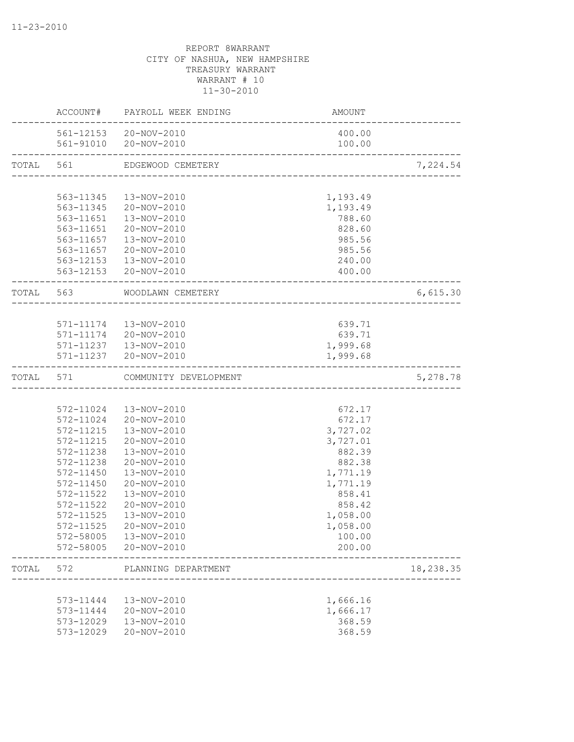11-23-2010

REPORT 8WARRANT
CITY OF NASHUA, NEW HAMPSHIRE
TREASURY WARRANT
WARRANT # 10
11-30-2010

| | ACCOUNT# | PAYROLL WEEK ENDING | AMOUNT | |
|---|---|---|---|---|
| | 561-12153 | 20-NOV-2010 | 400.00 | |
| | 561-91010 | 20-NOV-2010 | 100.00 | |
| TOTAL | 561 | EDGEWOOD CEMETERY | | 7,224.54 |
| | 563-11345 | 13-NOV-2010 | 1,193.49 | |
| | 563-11345 | 20-NOV-2010 | 1,193.49 | |
| | 563-11651 | 13-NOV-2010 | 788.60 | |
| | 563-11651 | 20-NOV-2010 | 828.60 | |
| | 563-11657 | 13-NOV-2010 | 985.56 | |
| | 563-11657 | 20-NOV-2010 | 985.56 | |
| | 563-12153 | 13-NOV-2010 | 240.00 | |
| | 563-12153 | 20-NOV-2010 | 400.00 | |
| TOTAL | 563 | WOODLAWN CEMETERY | | 6,615.30 |
| | 571-11174 | 13-NOV-2010 | 639.71 | |
| | 571-11174 | 20-NOV-2010 | 639.71 | |
| | 571-11237 | 13-NOV-2010 | 1,999.68 | |
| | 571-11237 | 20-NOV-2010 | 1,999.68 | |
| TOTAL | 571 | COMMUNITY DEVELOPMENT | | 5,278.78 |
| | 572-11024 | 13-NOV-2010 | 672.17 | |
| | 572-11024 | 20-NOV-2010 | 672.17 | |
| | 572-11215 | 13-NOV-2010 | 3,727.02 | |
| | 572-11215 | 20-NOV-2010 | 3,727.01 | |
| | 572-11238 | 13-NOV-2010 | 882.39 | |
| | 572-11238 | 20-NOV-2010 | 882.38 | |
| | 572-11450 | 13-NOV-2010 | 1,771.19 | |
| | 572-11450 | 20-NOV-2010 | 1,771.19 | |
| | 572-11522 | 13-NOV-2010 | 858.41 | |
| | 572-11522 | 20-NOV-2010 | 858.42 | |
| | 572-11525 | 13-NOV-2010 | 1,058.00 | |
| | 572-11525 | 20-NOV-2010 | 1,058.00 | |
| | 572-58005 | 13-NOV-2010 | 100.00 | |
| | 572-58005 | 20-NOV-2010 | 200.00 | |
| TOTAL | 572 | PLANNING DEPARTMENT | | 18,238.35 |
| | 573-11444 | 13-NOV-2010 | 1,666.16 | |
| | 573-11444 | 20-NOV-2010 | 1,666.17 | |
| | 573-12029 | 13-NOV-2010 | 368.59 | |
| | 573-12029 | 20-NOV-2010 | 368.59 | |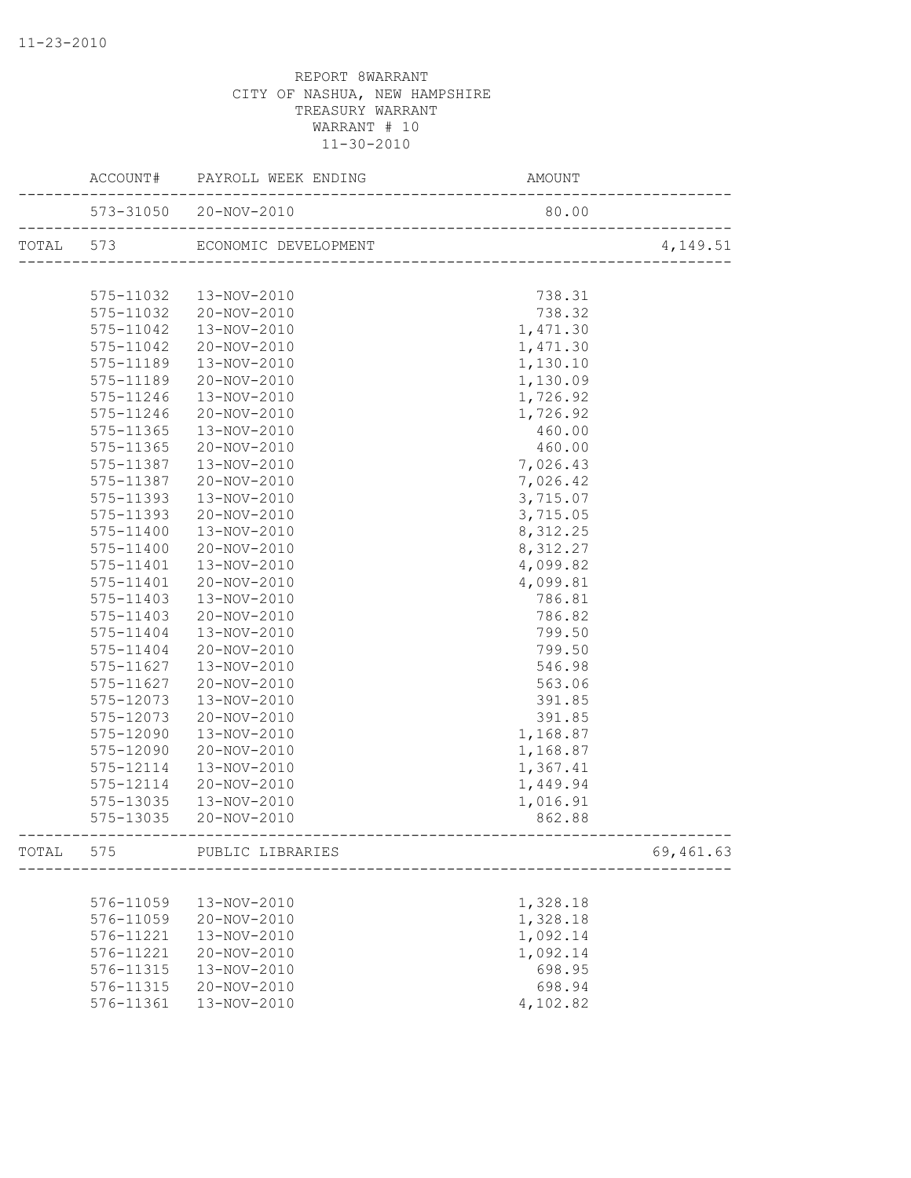REPORT 8WARRANT
CITY OF NASHUA, NEW HAMPSHIRE
TREASURY WARRANT
WARRANT # 10
11-30-2010

| | ACCOUNT# | PAYROLL WEEK ENDING | AMOUNT | |
|---|---|---|---|---|
| | 573-31050 | 20-NOV-2010 | 80.00 | |
| TOTAL | 573 | ECONOMIC DEVELOPMENT | | 4,149.51 |
| | 575-11032 | 13-NOV-2010 | 738.31 | |
| | 575-11032 | 20-NOV-2010 | 738.32 | |
| | 575-11042 | 13-NOV-2010 | 1,471.30 | |
| | 575-11042 | 20-NOV-2010 | 1,471.30 | |
| | 575-11189 | 13-NOV-2010 | 1,130.10 | |
| | 575-11189 | 20-NOV-2010 | 1,130.09 | |
| | 575-11246 | 13-NOV-2010 | 1,726.92 | |
| | 575-11246 | 20-NOV-2010 | 1,726.92 | |
| | 575-11365 | 13-NOV-2010 | 460.00 | |
| | 575-11365 | 20-NOV-2010 | 460.00 | |
| | 575-11387 | 13-NOV-2010 | 7,026.43 | |
| | 575-11387 | 20-NOV-2010 | 7,026.42 | |
| | 575-11393 | 13-NOV-2010 | 3,715.07 | |
| | 575-11393 | 20-NOV-2010 | 3,715.05 | |
| | 575-11400 | 13-NOV-2010 | 8,312.25 | |
| | 575-11400 | 20-NOV-2010 | 8,312.27 | |
| | 575-11401 | 13-NOV-2010 | 4,099.82 | |
| | 575-11401 | 20-NOV-2010 | 4,099.81 | |
| | 575-11403 | 13-NOV-2010 | 786.81 | |
| | 575-11403 | 20-NOV-2010 | 786.82 | |
| | 575-11404 | 13-NOV-2010 | 799.50 | |
| | 575-11404 | 20-NOV-2010 | 799.50 | |
| | 575-11627 | 13-NOV-2010 | 546.98 | |
| | 575-11627 | 20-NOV-2010 | 563.06 | |
| | 575-12073 | 13-NOV-2010 | 391.85 | |
| | 575-12073 | 20-NOV-2010 | 391.85 | |
| | 575-12090 | 13-NOV-2010 | 1,168.87 | |
| | 575-12090 | 20-NOV-2010 | 1,168.87 | |
| | 575-12114 | 13-NOV-2010 | 1,367.41 | |
| | 575-12114 | 20-NOV-2010 | 1,449.94 | |
| | 575-13035 | 13-NOV-2010 | 1,016.91 | |
| | 575-13035 | 20-NOV-2010 | 862.88 | |
| TOTAL | 575 | PUBLIC LIBRARIES | | 69,461.63 |
| | 576-11059 | 13-NOV-2010 | 1,328.18 | |
| | 576-11059 | 20-NOV-2010 | 1,328.18 | |
| | 576-11221 | 13-NOV-2010 | 1,092.14 | |
| | 576-11221 | 20-NOV-2010 | 1,092.14 | |
| | 576-11315 | 13-NOV-2010 | 698.95 | |
| | 576-11315 | 20-NOV-2010 | 698.94 | |
| | 576-11361 | 13-NOV-2010 | 4,102.82 | |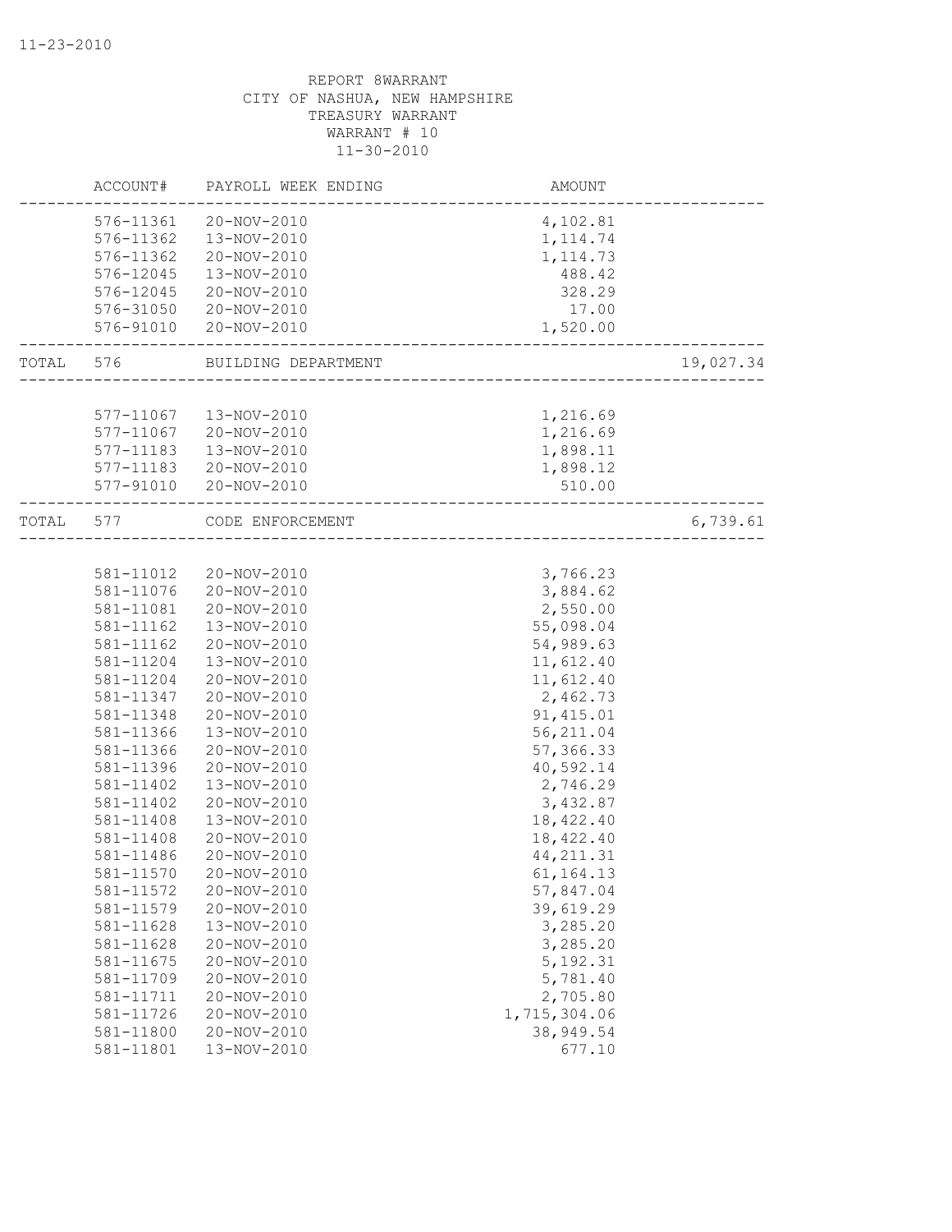11-23-2010

REPORT 8WARRANT
CITY OF NASHUA, NEW HAMPSHIRE
TREASURY WARRANT
WARRANT # 10
11-30-2010

| | ACCOUNT# | PAYROLL WEEK ENDING | AMOUNT | |
|---|---|---|---|---|
| | 576-11361 | 20-NOV-2010 | 4,102.81 | |
| | 576-11362 | 13-NOV-2010 | 1,114.74 | |
| | 576-11362 | 20-NOV-2010 | 1,114.73 | |
| | 576-12045 | 13-NOV-2010 | 488.42 | |
| | 576-12045 | 20-NOV-2010 | 328.29 | |
| | 576-31050 | 20-NOV-2010 | 17.00 | |
| | 576-91010 | 20-NOV-2010 | 1,520.00 | |
| TOTAL | 576 | BUILDING DEPARTMENT | | 19,027.34 |
| | 577-11067 | 13-NOV-2010 | 1,216.69 | |
| | 577-11067 | 20-NOV-2010 | 1,216.69 | |
| | 577-11183 | 13-NOV-2010 | 1,898.11 | |
| | 577-11183 | 20-NOV-2010 | 1,898.12 | |
| | 577-91010 | 20-NOV-2010 | 510.00 | |
| TOTAL | 577 | CODE ENFORCEMENT | | 6,739.61 |
| | 581-11012 | 20-NOV-2010 | 3,766.23 | |
| | 581-11076 | 20-NOV-2010 | 3,884.62 | |
| | 581-11081 | 20-NOV-2010 | 2,550.00 | |
| | 581-11162 | 13-NOV-2010 | 55,098.04 | |
| | 581-11162 | 20-NOV-2010 | 54,989.63 | |
| | 581-11204 | 13-NOV-2010 | 11,612.40 | |
| | 581-11204 | 20-NOV-2010 | 11,612.40 | |
| | 581-11347 | 20-NOV-2010 | 2,462.73 | |
| | 581-11348 | 20-NOV-2010 | 91,415.01 | |
| | 581-11366 | 13-NOV-2010 | 56,211.04 | |
| | 581-11366 | 20-NOV-2010 | 57,366.33 | |
| | 581-11396 | 20-NOV-2010 | 40,592.14 | |
| | 581-11402 | 13-NOV-2010 | 2,746.29 | |
| | 581-11402 | 20-NOV-2010 | 3,432.87 | |
| | 581-11408 | 13-NOV-2010 | 18,422.40 | |
| | 581-11408 | 20-NOV-2010 | 18,422.40 | |
| | 581-11486 | 20-NOV-2010 | 44,211.31 | |
| | 581-11570 | 20-NOV-2010 | 61,164.13 | |
| | 581-11572 | 20-NOV-2010 | 57,847.04 | |
| | 581-11579 | 20-NOV-2010 | 39,619.29 | |
| | 581-11628 | 13-NOV-2010 | 3,285.20 | |
| | 581-11628 | 20-NOV-2010 | 3,285.20 | |
| | 581-11675 | 20-NOV-2010 | 5,192.31 | |
| | 581-11709 | 20-NOV-2010 | 5,781.40 | |
| | 581-11711 | 20-NOV-2010 | 2,705.80 | |
| | 581-11726 | 20-NOV-2010 | 1,715,304.06 | |
| | 581-11800 | 20-NOV-2010 | 38,949.54 | |
| | 581-11801 | 13-NOV-2010 | 677.10 | |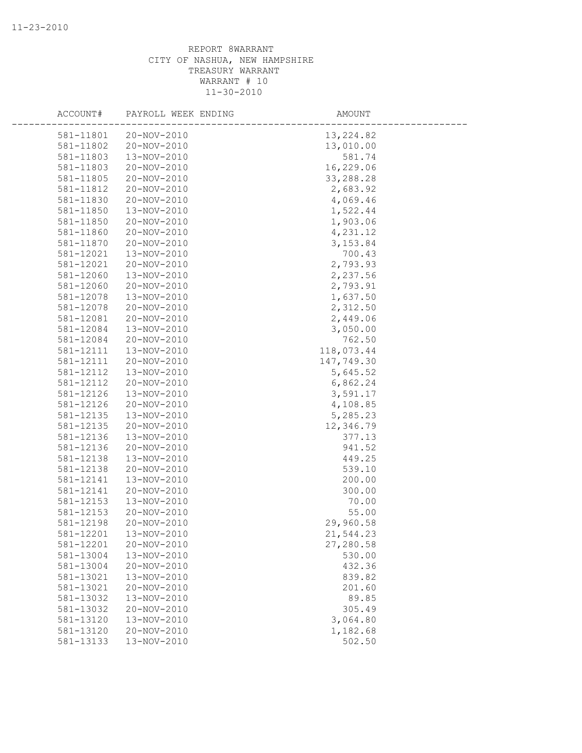REPORT 8WARRANT
CITY OF NASHUA, NEW HAMPSHIRE
TREASURY WARRANT
WARRANT # 10
11-30-2010

| ACCOUNT# | PAYROLL WEEK ENDING | AMOUNT |
|---|---|---|
| 581-11801 | 20-NOV-2010 | 13,224.82 |
| 581-11802 | 20-NOV-2010 | 13,010.00 |
| 581-11803 | 13-NOV-2010 | 581.74 |
| 581-11803 | 20-NOV-2010 | 16,229.06 |
| 581-11805 | 20-NOV-2010 | 33,288.28 |
| 581-11812 | 20-NOV-2010 | 2,683.92 |
| 581-11830 | 20-NOV-2010 | 4,069.46 |
| 581-11850 | 13-NOV-2010 | 1,522.44 |
| 581-11850 | 20-NOV-2010 | 1,903.06 |
| 581-11860 | 20-NOV-2010 | 4,231.12 |
| 581-11870 | 20-NOV-2010 | 3,153.84 |
| 581-12021 | 13-NOV-2010 | 700.43 |
| 581-12021 | 20-NOV-2010 | 2,793.93 |
| 581-12060 | 13-NOV-2010 | 2,237.56 |
| 581-12060 | 20-NOV-2010 | 2,793.91 |
| 581-12078 | 13-NOV-2010 | 1,637.50 |
| 581-12078 | 20-NOV-2010 | 2,312.50 |
| 581-12081 | 20-NOV-2010 | 2,449.06 |
| 581-12084 | 13-NOV-2010 | 3,050.00 |
| 581-12084 | 20-NOV-2010 | 762.50 |
| 581-12111 | 13-NOV-2010 | 118,073.44 |
| 581-12111 | 20-NOV-2010 | 147,749.30 |
| 581-12112 | 13-NOV-2010 | 5,645.52 |
| 581-12112 | 20-NOV-2010 | 6,862.24 |
| 581-12126 | 13-NOV-2010 | 3,591.17 |
| 581-12126 | 20-NOV-2010 | 4,108.85 |
| 581-12135 | 13-NOV-2010 | 5,285.23 |
| 581-12135 | 20-NOV-2010 | 12,346.79 |
| 581-12136 | 13-NOV-2010 | 377.13 |
| 581-12136 | 20-NOV-2010 | 941.52 |
| 581-12138 | 13-NOV-2010 | 449.25 |
| 581-12138 | 20-NOV-2010 | 539.10 |
| 581-12141 | 13-NOV-2010 | 200.00 |
| 581-12141 | 20-NOV-2010 | 300.00 |
| 581-12153 | 13-NOV-2010 | 70.00 |
| 581-12153 | 20-NOV-2010 | 55.00 |
| 581-12198 | 20-NOV-2010 | 29,960.58 |
| 581-12201 | 13-NOV-2010 | 21,544.23 |
| 581-12201 | 20-NOV-2010 | 27,280.58 |
| 581-13004 | 13-NOV-2010 | 530.00 |
| 581-13004 | 20-NOV-2010 | 432.36 |
| 581-13021 | 13-NOV-2010 | 839.82 |
| 581-13021 | 20-NOV-2010 | 201.60 |
| 581-13032 | 13-NOV-2010 | 89.85 |
| 581-13032 | 20-NOV-2010 | 305.49 |
| 581-13120 | 13-NOV-2010 | 3,064.80 |
| 581-13120 | 20-NOV-2010 | 1,182.68 |
| 581-13133 | 13-NOV-2010 | 502.50 |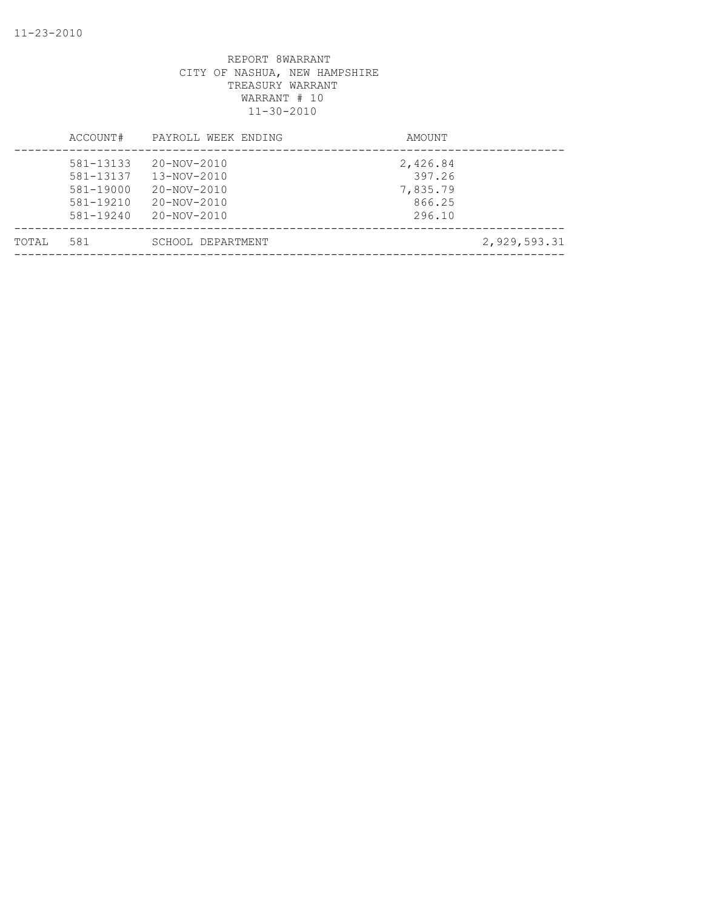REPORT 8WARRANT
CITY OF NASHUA, NEW HAMPSHIRE
TREASURY WARRANT
WARRANT # 10
11-30-2010

| | ACCOUNT# | PAYROLL WEEK ENDING | AMOUNT | |
|---|---|---|---|---|
| | 581-13133 | 20-NOV-2010 | 2,426.84 | |
| | 581-13137 | 13-NOV-2010 | 397.26 | |
| | 581-19000 | 20-NOV-2010 | 7,835.79 | |
| | 581-19210 | 20-NOV-2010 | 866.25 | |
| | 581-19240 | 20-NOV-2010 | 296.10 | |
| TOTAL | 581 | SCHOOL DEPARTMENT | | 2,929,593.31 |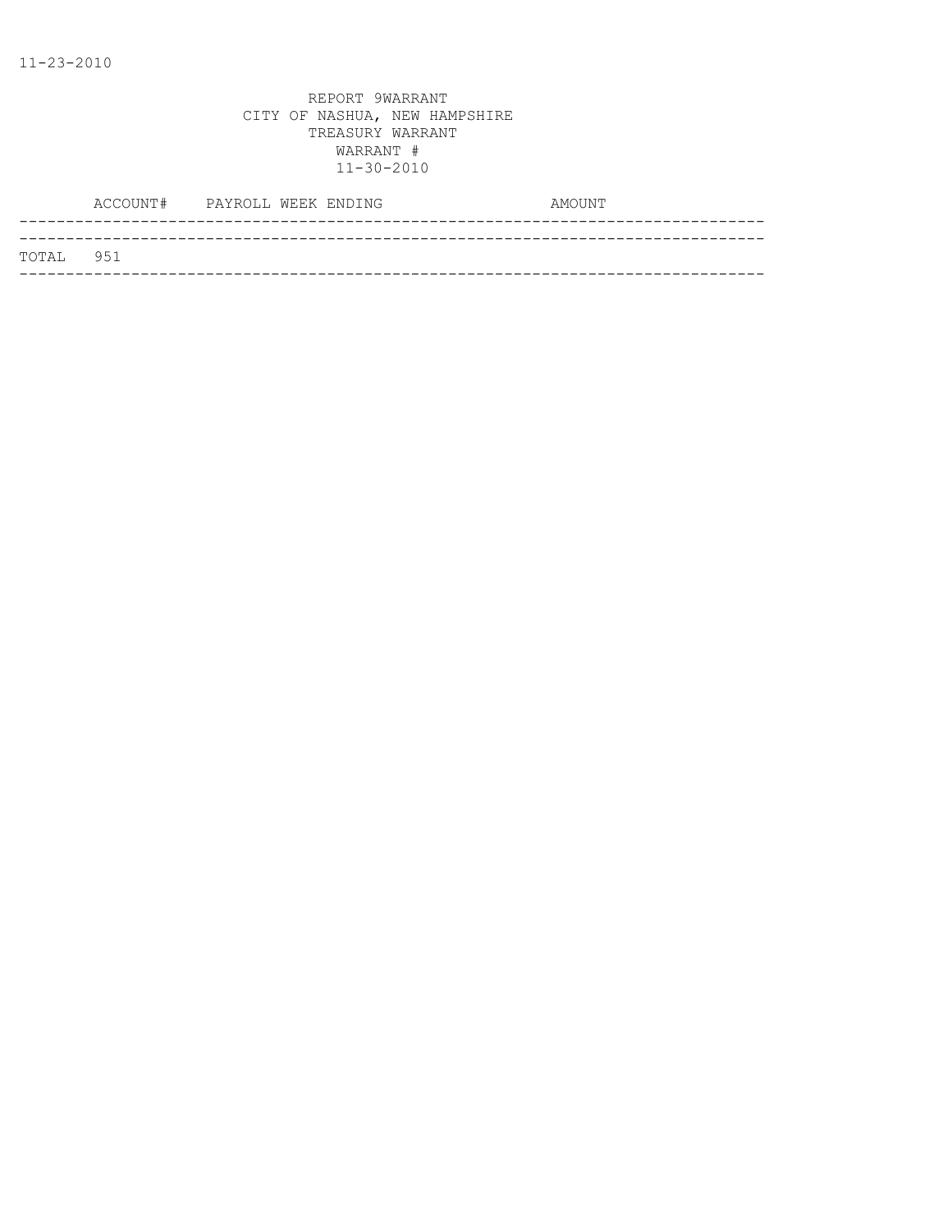11-23-2010

REPORT 9WARRANT
CITY OF NASHUA, NEW HAMPSHIRE
TREASURY WARRANT
WARRANT #
11-30-2010

| ACCOUNT# | PAYROLL WEEK ENDING | AMOUNT |
|---|---|---|
| TOTAL 951 | | |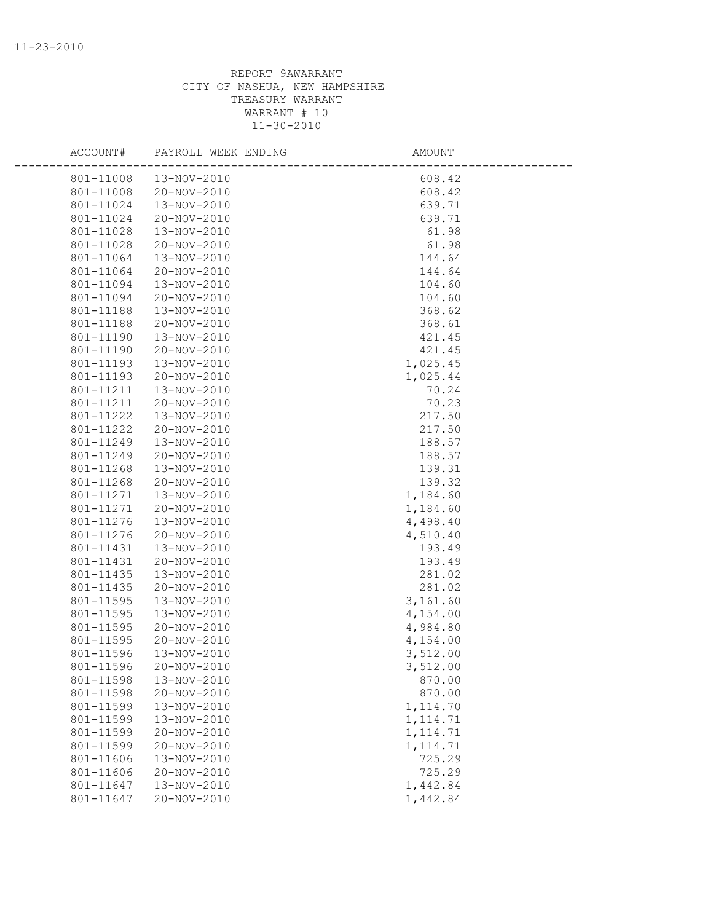REPORT 9AWARRANT
CITY OF NASHUA, NEW HAMPSHIRE
TREASURY WARRANT
WARRANT # 10
11-30-2010

| ACCOUNT# | PAYROLL WEEK ENDING | AMOUNT |
|---|---|---|
| 801-11008 | 13-NOV-2010 | 608.42 |
| 801-11008 | 20-NOV-2010 | 608.42 |
| 801-11024 | 13-NOV-2010 | 639.71 |
| 801-11024 | 20-NOV-2010 | 639.71 |
| 801-11028 | 13-NOV-2010 | 61.98 |
| 801-11028 | 20-NOV-2010 | 61.98 |
| 801-11064 | 13-NOV-2010 | 144.64 |
| 801-11064 | 20-NOV-2010 | 144.64 |
| 801-11094 | 13-NOV-2010 | 104.60 |
| 801-11094 | 20-NOV-2010 | 104.60 |
| 801-11188 | 13-NOV-2010 | 368.62 |
| 801-11188 | 20-NOV-2010 | 368.61 |
| 801-11190 | 13-NOV-2010 | 421.45 |
| 801-11190 | 20-NOV-2010 | 421.45 |
| 801-11193 | 13-NOV-2010 | 1,025.45 |
| 801-11193 | 20-NOV-2010 | 1,025.44 |
| 801-11211 | 13-NOV-2010 | 70.24 |
| 801-11211 | 20-NOV-2010 | 70.23 |
| 801-11222 | 13-NOV-2010 | 217.50 |
| 801-11222 | 20-NOV-2010 | 217.50 |
| 801-11249 | 13-NOV-2010 | 188.57 |
| 801-11249 | 20-NOV-2010 | 188.57 |
| 801-11268 | 13-NOV-2010 | 139.31 |
| 801-11268 | 20-NOV-2010 | 139.32 |
| 801-11271 | 13-NOV-2010 | 1,184.60 |
| 801-11271 | 20-NOV-2010 | 1,184.60 |
| 801-11276 | 13-NOV-2010 | 4,498.40 |
| 801-11276 | 20-NOV-2010 | 4,510.40 |
| 801-11431 | 13-NOV-2010 | 193.49 |
| 801-11431 | 20-NOV-2010 | 193.49 |
| 801-11435 | 13-NOV-2010 | 281.02 |
| 801-11435 | 20-NOV-2010 | 281.02 |
| 801-11595 | 13-NOV-2010 | 3,161.60 |
| 801-11595 | 13-NOV-2010 | 4,154.00 |
| 801-11595 | 20-NOV-2010 | 4,984.80 |
| 801-11595 | 20-NOV-2010 | 4,154.00 |
| 801-11596 | 13-NOV-2010 | 3,512.00 |
| 801-11596 | 20-NOV-2010 | 3,512.00 |
| 801-11598 | 13-NOV-2010 | 870.00 |
| 801-11598 | 20-NOV-2010 | 870.00 |
| 801-11599 | 13-NOV-2010 | 1,114.70 |
| 801-11599 | 13-NOV-2010 | 1,114.71 |
| 801-11599 | 20-NOV-2010 | 1,114.71 |
| 801-11599 | 20-NOV-2010 | 1,114.71 |
| 801-11606 | 13-NOV-2010 | 725.29 |
| 801-11606 | 20-NOV-2010 | 725.29 |
| 801-11647 | 13-NOV-2010 | 1,442.84 |
| 801-11647 | 20-NOV-2010 | 1,442.84 |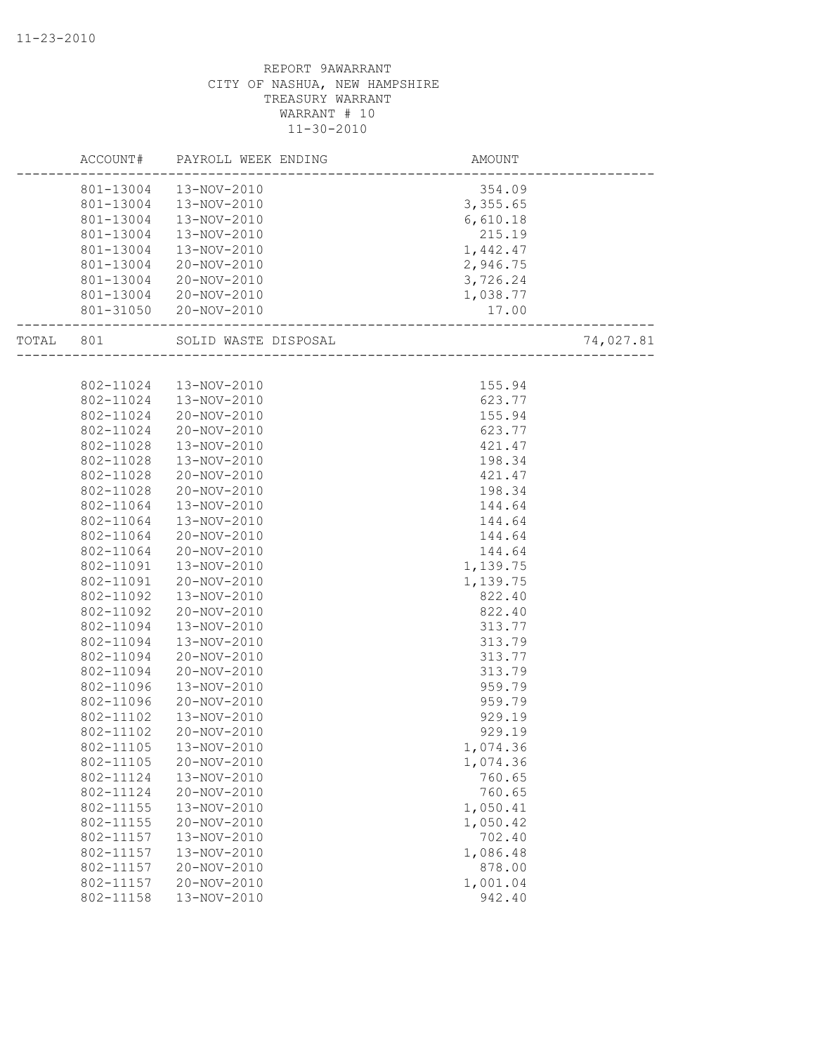REPORT 9AWARRANT
CITY OF NASHUA, NEW HAMPSHIRE
TREASURY WARRANT
WARRANT # 10
11-30-2010

| | ACCOUNT# | PAYROLL WEEK ENDING | AMOUNT | |
|---|---|---|---|---|
| | 801-13004 | 13-NOV-2010 | 354.09 | |
| | 801-13004 | 13-NOV-2010 | 3,355.65 | |
| | 801-13004 | 13-NOV-2010 | 6,610.18 | |
| | 801-13004 | 13-NOV-2010 | 215.19 | |
| | 801-13004 | 13-NOV-2010 | 1,442.47 | |
| | 801-13004 | 20-NOV-2010 | 2,946.75 | |
| | 801-13004 | 20-NOV-2010 | 3,726.24 | |
| | 801-13004 | 20-NOV-2010 | 1,038.77 | |
| | 801-31050 | 20-NOV-2010 | 17.00 | |
| TOTAL | 801 | SOLID WASTE DISPOSAL | | 74,027.81 |
| | 802-11024 | 13-NOV-2010 | 155.94 | |
| | 802-11024 | 13-NOV-2010 | 623.77 | |
| | 802-11024 | 20-NOV-2010 | 155.94 | |
| | 802-11024 | 20-NOV-2010 | 623.77 | |
| | 802-11028 | 13-NOV-2010 | 421.47 | |
| | 802-11028 | 13-NOV-2010 | 198.34 | |
| | 802-11028 | 20-NOV-2010 | 421.47 | |
| | 802-11028 | 20-NOV-2010 | 198.34 | |
| | 802-11064 | 13-NOV-2010 | 144.64 | |
| | 802-11064 | 13-NOV-2010 | 144.64 | |
| | 802-11064 | 20-NOV-2010 | 144.64 | |
| | 802-11064 | 20-NOV-2010 | 144.64 | |
| | 802-11091 | 13-NOV-2010 | 1,139.75 | |
| | 802-11091 | 20-NOV-2010 | 1,139.75 | |
| | 802-11092 | 13-NOV-2010 | 822.40 | |
| | 802-11092 | 20-NOV-2010 | 822.40 | |
| | 802-11094 | 13-NOV-2010 | 313.77 | |
| | 802-11094 | 13-NOV-2010 | 313.79 | |
| | 802-11094 | 20-NOV-2010 | 313.77 | |
| | 802-11094 | 20-NOV-2010 | 313.79 | |
| | 802-11096 | 13-NOV-2010 | 959.79 | |
| | 802-11096 | 20-NOV-2010 | 959.79 | |
| | 802-11102 | 13-NOV-2010 | 929.19 | |
| | 802-11102 | 20-NOV-2010 | 929.19 | |
| | 802-11105 | 13-NOV-2010 | 1,074.36 | |
| | 802-11105 | 20-NOV-2010 | 1,074.36 | |
| | 802-11124 | 13-NOV-2010 | 760.65 | |
| | 802-11124 | 20-NOV-2010 | 760.65 | |
| | 802-11155 | 13-NOV-2010 | 1,050.41 | |
| | 802-11155 | 20-NOV-2010 | 1,050.42 | |
| | 802-11157 | 13-NOV-2010 | 702.40 | |
| | 802-11157 | 13-NOV-2010 | 1,086.48 | |
| | 802-11157 | 20-NOV-2010 | 878.00 | |
| | 802-11157 | 20-NOV-2010 | 1,001.04 | |
| | 802-11158 | 13-NOV-2010 | 942.40 | |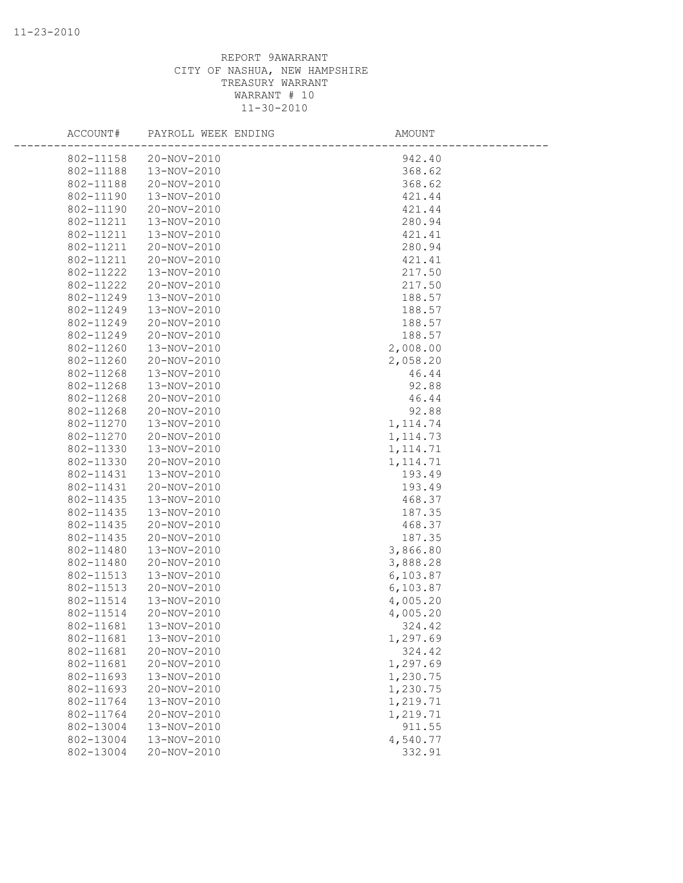REPORT 9AWARRANT
CITY OF NASHUA, NEW HAMPSHIRE
TREASURY WARRANT
WARRANT # 10
11-30-2010

| ACCOUNT# | PAYROLL WEEK ENDING | AMOUNT |
|---|---|---|
| 802-11158 | 20-NOV-2010 | 942.40 |
| 802-11188 | 13-NOV-2010 | 368.62 |
| 802-11188 | 20-NOV-2010 | 368.62 |
| 802-11190 | 13-NOV-2010 | 421.44 |
| 802-11190 | 20-NOV-2010 | 421.44 |
| 802-11211 | 13-NOV-2010 | 280.94 |
| 802-11211 | 13-NOV-2010 | 421.41 |
| 802-11211 | 20-NOV-2010 | 280.94 |
| 802-11211 | 20-NOV-2010 | 421.41 |
| 802-11222 | 13-NOV-2010 | 217.50 |
| 802-11222 | 20-NOV-2010 | 217.50 |
| 802-11249 | 13-NOV-2010 | 188.57 |
| 802-11249 | 13-NOV-2010 | 188.57 |
| 802-11249 | 20-NOV-2010 | 188.57 |
| 802-11249 | 20-NOV-2010 | 188.57 |
| 802-11260 | 13-NOV-2010 | 2,008.00 |
| 802-11260 | 20-NOV-2010 | 2,058.20 |
| 802-11268 | 13-NOV-2010 | 46.44 |
| 802-11268 | 13-NOV-2010 | 92.88 |
| 802-11268 | 20-NOV-2010 | 46.44 |
| 802-11268 | 20-NOV-2010 | 92.88 |
| 802-11270 | 13-NOV-2010 | 1,114.74 |
| 802-11270 | 20-NOV-2010 | 1,114.73 |
| 802-11330 | 13-NOV-2010 | 1,114.71 |
| 802-11330 | 20-NOV-2010 | 1,114.71 |
| 802-11431 | 13-NOV-2010 | 193.49 |
| 802-11431 | 20-NOV-2010 | 193.49 |
| 802-11435 | 13-NOV-2010 | 468.37 |
| 802-11435 | 13-NOV-2010 | 187.35 |
| 802-11435 | 20-NOV-2010 | 468.37 |
| 802-11435 | 20-NOV-2010 | 187.35 |
| 802-11480 | 13-NOV-2010 | 3,866.80 |
| 802-11480 | 20-NOV-2010 | 3,888.28 |
| 802-11513 | 13-NOV-2010 | 6,103.87 |
| 802-11513 | 20-NOV-2010 | 6,103.87 |
| 802-11514 | 13-NOV-2010 | 4,005.20 |
| 802-11514 | 20-NOV-2010 | 4,005.20 |
| 802-11681 | 13-NOV-2010 | 324.42 |
| 802-11681 | 13-NOV-2010 | 1,297.69 |
| 802-11681 | 20-NOV-2010 | 324.42 |
| 802-11681 | 20-NOV-2010 | 1,297.69 |
| 802-11693 | 13-NOV-2010 | 1,230.75 |
| 802-11693 | 20-NOV-2010 | 1,230.75 |
| 802-11764 | 13-NOV-2010 | 1,219.71 |
| 802-11764 | 20-NOV-2010 | 1,219.71 |
| 802-13004 | 13-NOV-2010 | 911.55 |
| 802-13004 | 13-NOV-2010 | 4,540.77 |
| 802-13004 | 20-NOV-2010 | 332.91 |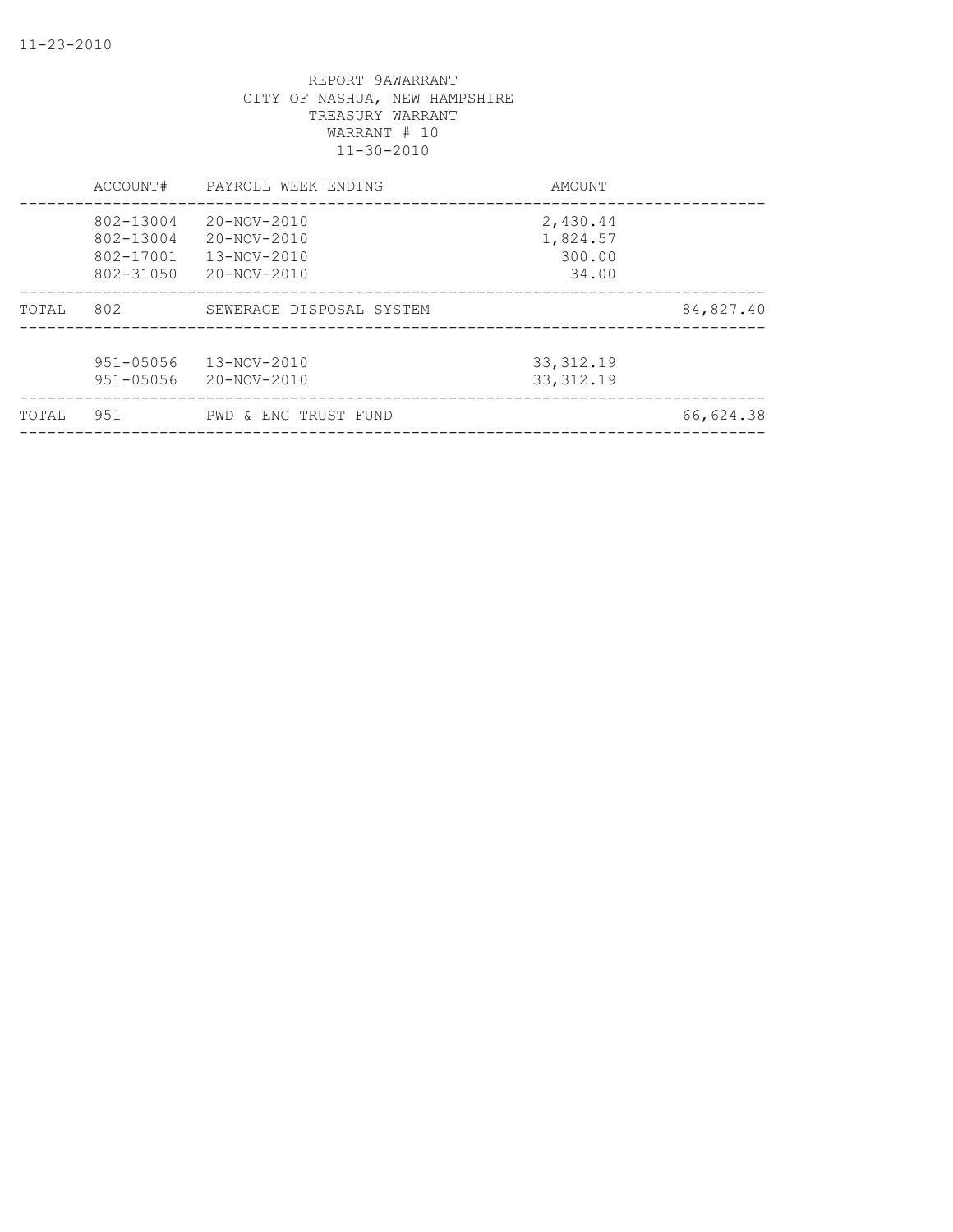11-23-2010

REPORT 9AWARRANT
CITY OF NASHUA, NEW HAMPSHIRE
TREASURY WARRANT
WARRANT # 10
11-30-2010

| | ACCOUNT# | PAYROLL WEEK ENDING | AMOUNT | |
|---|---|---|---|---|
| | 802-13004 | 20-NOV-2010 | 2,430.44 | |
| | 802-13004 | 20-NOV-2010 | 1,824.57 | |
| | 802-17001 | 13-NOV-2010 | 300.00 | |
| | 802-31050 | 20-NOV-2010 | 34.00 | |
| TOTAL | 802 | SEWERAGE DISPOSAL SYSTEM | | 84,827.40 |
| | 951-05056 | 13-NOV-2010 | 33,312.19 | |
| | 951-05056 | 20-NOV-2010 | 33,312.19 | |
| TOTAL | 951 | PWD & ENG TRUST FUND | | 66,624.38 |